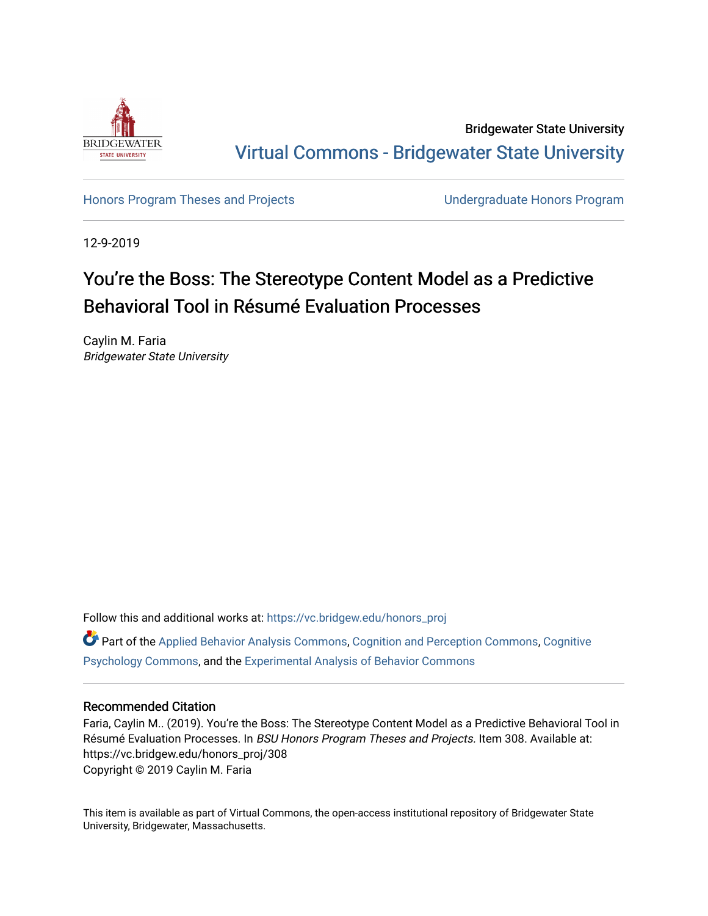Bridgewater State University

Virtual Commons - Bridgewater State University

Honors Program Theses and Projects | Undergraduate Honors Program

12-9-2019

# You're the Boss: The Stereotype Content Model as a Predictive Behavioral Tool in Résumé Evaluation Processes

Caylin M. Faria
*Bridgewater State University*

Follow this and additional works at: https://vc.bridgew.edu/honors_proj

Part of the Applied Behavior Analysis Commons, Cognition and Perception Commons, Cognitive Psychology Commons, and the Experimental Analysis of Behavior Commons

## Recommended Citation

Faria, Caylin M.. (2019). You're the Boss: The Stereotype Content Model as a Predictive Behavioral Tool in Résumé Evaluation Processes. In *BSU Honors Program Theses and Projects.* Item 308. Available at: https://vc.bridgew.edu/honors_proj/308
Copyright © 2019 Caylin M. Faria

This item is available as part of Virtual Commons, the open-access institutional repository of Bridgewater State University, Bridgewater, Massachusetts.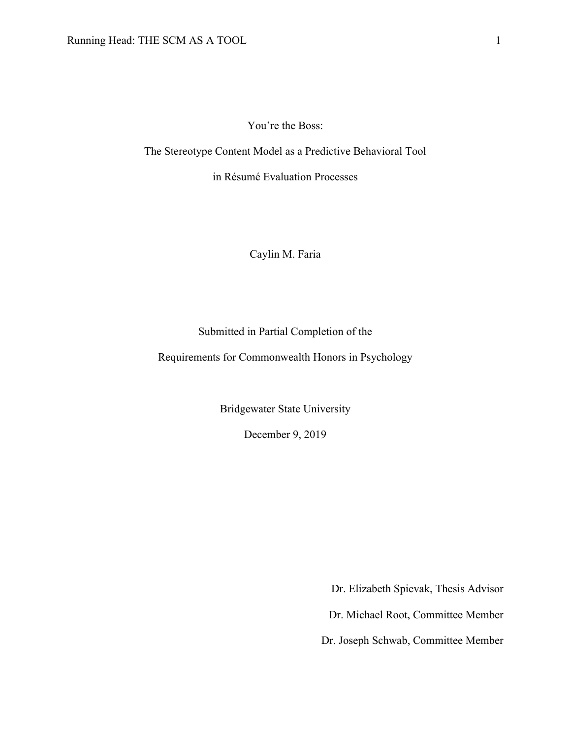# You're the Boss:

# The Stereotype Content Model as a Predictive Behavioral Tool

# in Résumé Evaluation Processes

Caylin M. Faria

Submitted in Partial Completion of the

Requirements for Commonwealth Honors in Psychology

Bridgewater State University

December 9, 2019

Dr. Elizabeth Spievak, Thesis Advisor

Dr. Michael Root, Committee Member

Dr. Joseph Schwab, Committee Member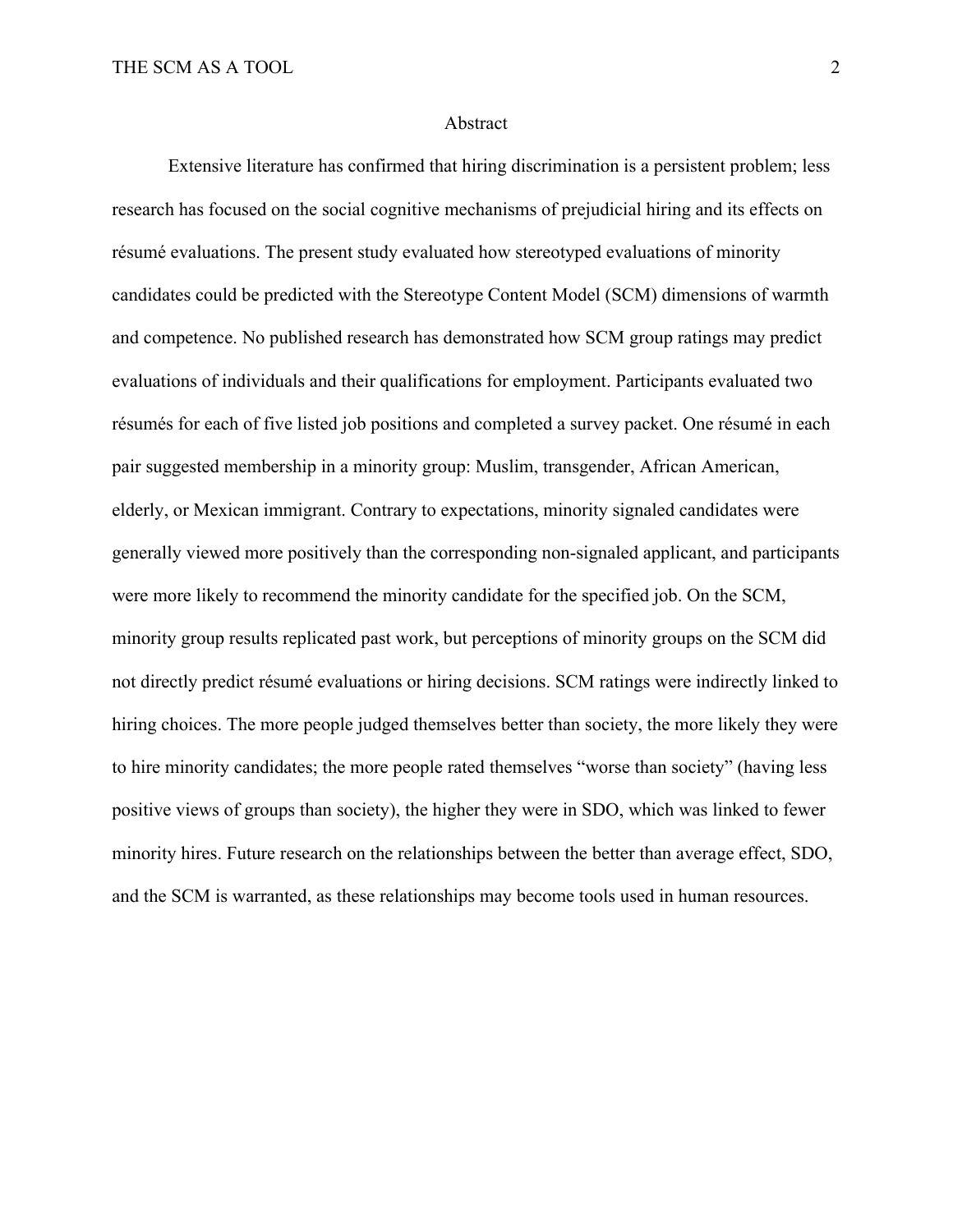## Abstract

Extensive literature has confirmed that hiring discrimination is a persistent problem; less research has focused on the social cognitive mechanisms of prejudicial hiring and its effects on résumé evaluations. The present study evaluated how stereotyped evaluations of minority candidates could be predicted with the Stereotype Content Model (SCM) dimensions of warmth and competence. No published research has demonstrated how SCM group ratings may predict evaluations of individuals and their qualifications for employment. Participants evaluated two résumés for each of five listed job positions and completed a survey packet. One résumé in each pair suggested membership in a minority group: Muslim, transgender, African American, elderly, or Mexican immigrant. Contrary to expectations, minority signaled candidates were generally viewed more positively than the corresponding non-signaled applicant, and participants were more likely to recommend the minority candidate for the specified job. On the SCM, minority group results replicated past work, but perceptions of minority groups on the SCM did not directly predict résumé evaluations or hiring decisions. SCM ratings were indirectly linked to hiring choices. The more people judged themselves better than society, the more likely they were to hire minority candidates; the more people rated themselves "worse than society" (having less positive views of groups than society), the higher they were in SDO, which was linked to fewer minority hires. Future research on the relationships between the better than average effect, SDO, and the SCM is warranted, as these relationships may become tools used in human resources.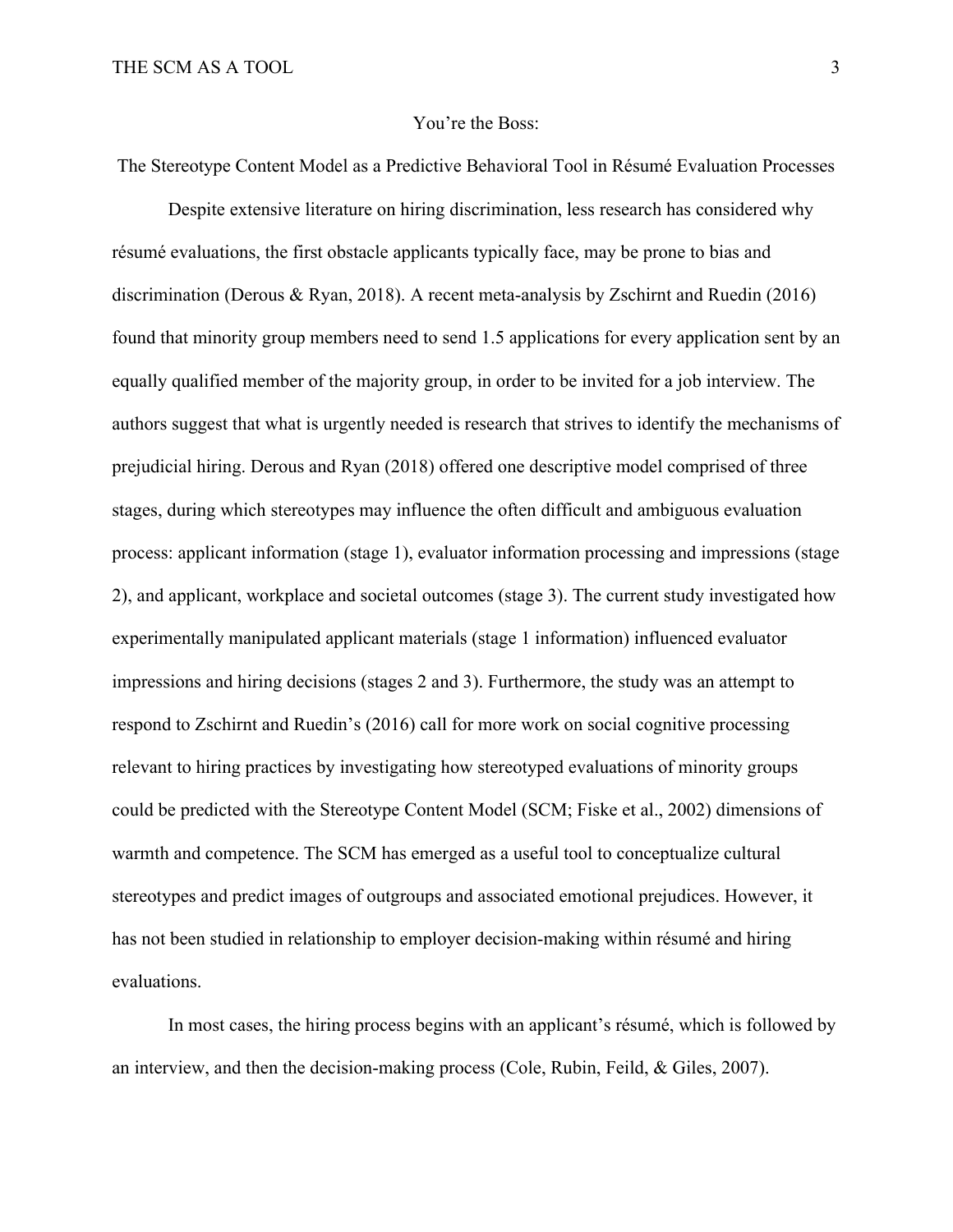You're the Boss:

The Stereotype Content Model as a Predictive Behavioral Tool in Résumé Evaluation Processes

Despite extensive literature on hiring discrimination, less research has considered why résumé evaluations, the first obstacle applicants typically face, may be prone to bias and discrimination (Derous & Ryan, 2018). A recent meta-analysis by Zschirnt and Ruedin (2016) found that minority group members need to send 1.5 applications for every application sent by an equally qualified member of the majority group, in order to be invited for a job interview. The authors suggest that what is urgently needed is research that strives to identify the mechanisms of prejudicial hiring. Derous and Ryan (2018) offered one descriptive model comprised of three stages, during which stereotypes may influence the often difficult and ambiguous evaluation process: applicant information (stage 1), evaluator information processing and impressions (stage 2), and applicant, workplace and societal outcomes (stage 3). The current study investigated how experimentally manipulated applicant materials (stage 1 information) influenced evaluator impressions and hiring decisions (stages 2 and 3). Furthermore, the study was an attempt to respond to Zschirnt and Ruedin's (2016) call for more work on social cognitive processing relevant to hiring practices by investigating how stereotyped evaluations of minority groups could be predicted with the Stereotype Content Model (SCM; Fiske et al., 2002) dimensions of warmth and competence. The SCM has emerged as a useful tool to conceptualize cultural stereotypes and predict images of outgroups and associated emotional prejudices. However, it has not been studied in relationship to employer decision-making within résumé and hiring evaluations.

In most cases, the hiring process begins with an applicant's résumé, which is followed by an interview, and then the decision-making process (Cole, Rubin, Feild, & Giles, 2007).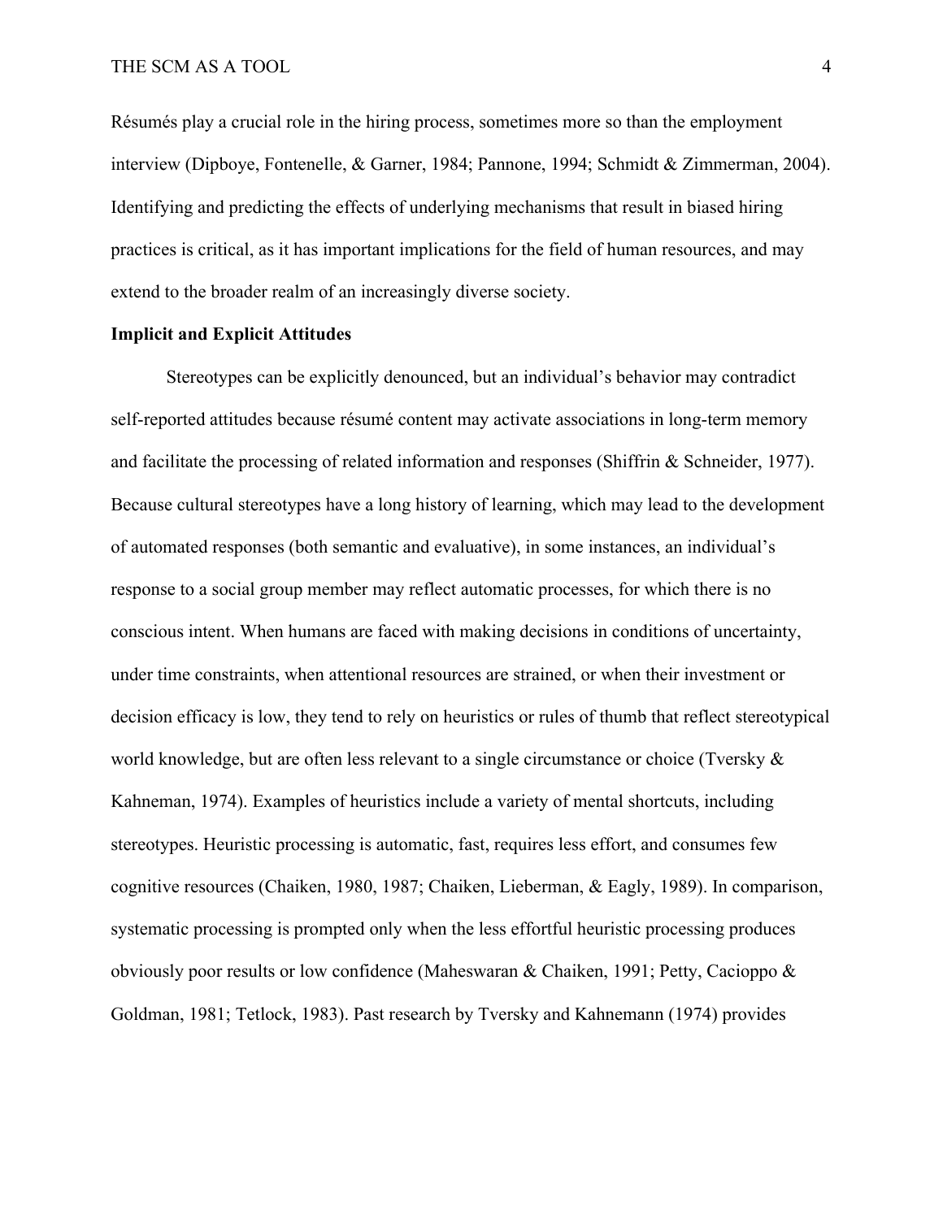Résumés play a crucial role in the hiring process, sometimes more so than the employment interview (Dipboye, Fontenelle, & Garner, 1984; Pannone, 1994; Schmidt & Zimmerman, 2004). Identifying and predicting the effects of underlying mechanisms that result in biased hiring practices is critical, as it has important implications for the field of human resources, and may extend to the broader realm of an increasingly diverse society.

**Implicit and Explicit Attitudes**

Stereotypes can be explicitly denounced, but an individual's behavior may contradict self-reported attitudes because résumé content may activate associations in long-term memory and facilitate the processing of related information and responses (Shiffrin & Schneider, 1977). Because cultural stereotypes have a long history of learning, which may lead to the development of automated responses (both semantic and evaluative), in some instances, an individual's response to a social group member may reflect automatic processes, for which there is no conscious intent. When humans are faced with making decisions in conditions of uncertainty, under time constraints, when attentional resources are strained, or when their investment or decision efficacy is low, they tend to rely on heuristics or rules of thumb that reflect stereotypical world knowledge, but are often less relevant to a single circumstance or choice (Tversky & Kahneman, 1974). Examples of heuristics include a variety of mental shortcuts, including stereotypes. Heuristic processing is automatic, fast, requires less effort, and consumes few cognitive resources (Chaiken, 1980, 1987; Chaiken, Lieberman, & Eagly, 1989). In comparison, systematic processing is prompted only when the less effortful heuristic processing produces obviously poor results or low confidence (Maheswaran & Chaiken, 1991; Petty, Cacioppo & Goldman, 1981; Tetlock, 1983). Past research by Tversky and Kahnemann (1974) provides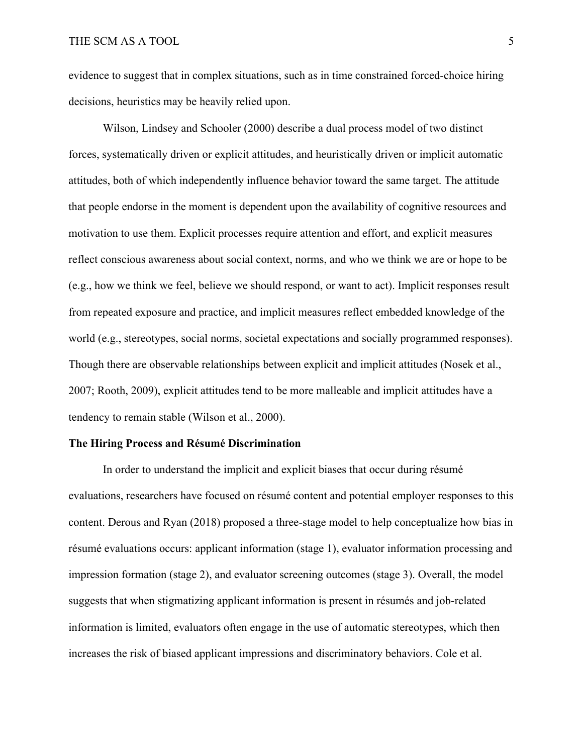evidence to suggest that in complex situations, such as in time constrained forced-choice hiring decisions, heuristics may be heavily relied upon.

Wilson, Lindsey and Schooler (2000) describe a dual process model of two distinct forces, systematically driven or explicit attitudes, and heuristically driven or implicit automatic attitudes, both of which independently influence behavior toward the same target. The attitude that people endorse in the moment is dependent upon the availability of cognitive resources and motivation to use them. Explicit processes require attention and effort, and explicit measures reflect conscious awareness about social context, norms, and who we think we are or hope to be (e.g., how we think we feel, believe we should respond, or want to act). Implicit responses result from repeated exposure and practice, and implicit measures reflect embedded knowledge of the world (e.g., stereotypes, social norms, societal expectations and socially programmed responses). Though there are observable relationships between explicit and implicit attitudes (Nosek et al., 2007; Rooth, 2009), explicit attitudes tend to be more malleable and implicit attitudes have a tendency to remain stable (Wilson et al., 2000).

**The Hiring Process and Résumé Discrimination**

In order to understand the implicit and explicit biases that occur during résumé evaluations, researchers have focused on résumé content and potential employer responses to this content. Derous and Ryan (2018) proposed a three-stage model to help conceptualize how bias in résumé evaluations occurs: applicant information (stage 1), evaluator information processing and impression formation (stage 2), and evaluator screening outcomes (stage 3). Overall, the model suggests that when stigmatizing applicant information is present in résumés and job-related information is limited, evaluators often engage in the use of automatic stereotypes, which then increases the risk of biased applicant impressions and discriminatory behaviors. Cole et al.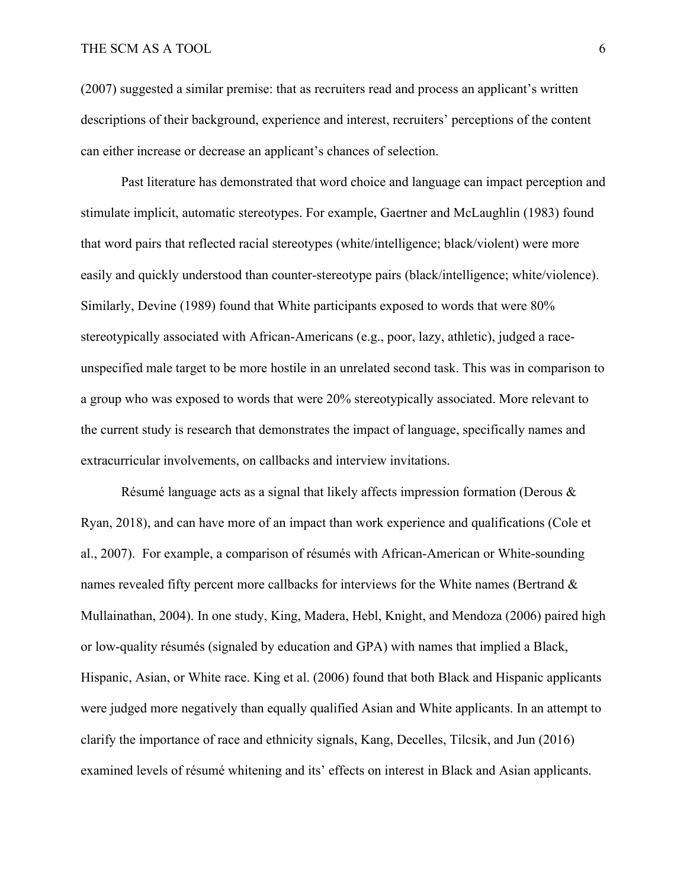(2007) suggested a similar premise: that as recruiters read and process an applicant's written descriptions of their background, experience and interest, recruiters' perceptions of the content can either increase or decrease an applicant's chances of selection.

Past literature has demonstrated that word choice and language can impact perception and stimulate implicit, automatic stereotypes. For example, Gaertner and McLaughlin (1983) found that word pairs that reflected racial stereotypes (white/intelligence; black/violent) were more easily and quickly understood than counter-stereotype pairs (black/intelligence; white/violence). Similarly, Devine (1989) found that White participants exposed to words that were 80% stereotypically associated with African-Americans (e.g., poor, lazy, athletic), judged a race-unspecified male target to be more hostile in an unrelated second task. This was in comparison to a group who was exposed to words that were 20% stereotypically associated. More relevant to the current study is research that demonstrates the impact of language, specifically names and extracurricular involvements, on callbacks and interview invitations.

Résumé language acts as a signal that likely affects impression formation (Derous & Ryan, 2018), and can have more of an impact than work experience and qualifications (Cole et al., 2007). For example, a comparison of résumés with African-American or White-sounding names revealed fifty percent more callbacks for interviews for the White names (Bertrand & Mullainathan, 2004). In one study, King, Madera, Hebl, Knight, and Mendoza (2006) paired high or low-quality résumés (signaled by education and GPA) with names that implied a Black, Hispanic, Asian, or White race. King et al. (2006) found that both Black and Hispanic applicants were judged more negatively than equally qualified Asian and White applicants. In an attempt to clarify the importance of race and ethnicity signals, Kang, Decelles, Tilcsik, and Jun (2016) examined levels of résumé whitening and its' effects on interest in Black and Asian applicants.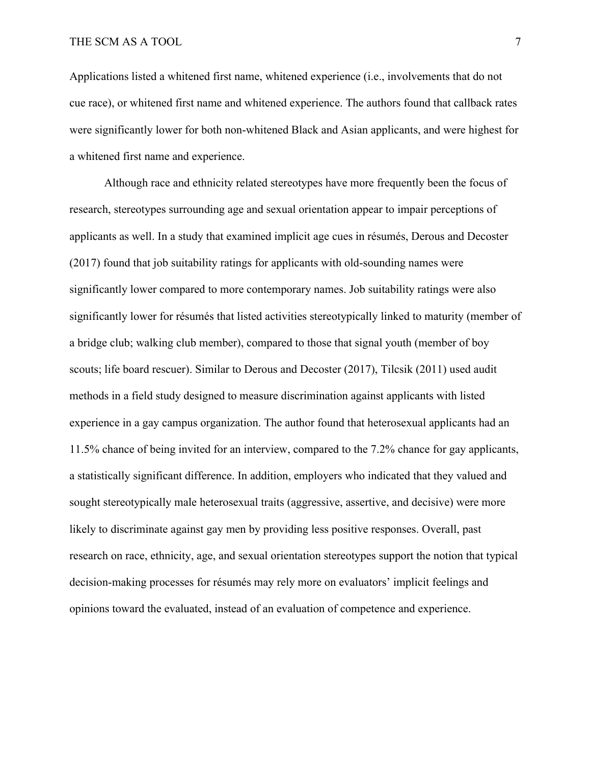Applications listed a whitened first name, whitened experience (i.e., involvements that do not cue race), or whitened first name and whitened experience. The authors found that callback rates were significantly lower for both non-whitened Black and Asian applicants, and were highest for a whitened first name and experience.

Although race and ethnicity related stereotypes have more frequently been the focus of research, stereotypes surrounding age and sexual orientation appear to impair perceptions of applicants as well. In a study that examined implicit age cues in résumés, Derous and Decoster (2017) found that job suitability ratings for applicants with old-sounding names were significantly lower compared to more contemporary names. Job suitability ratings were also significantly lower for résumés that listed activities stereotypically linked to maturity (member of a bridge club; walking club member), compared to those that signal youth (member of boy scouts; life board rescuer). Similar to Derous and Decoster (2017), Tilcsik (2011) used audit methods in a field study designed to measure discrimination against applicants with listed experience in a gay campus organization. The author found that heterosexual applicants had an 11.5% chance of being invited for an interview, compared to the 7.2% chance for gay applicants, a statistically significant difference. In addition, employers who indicated that they valued and sought stereotypically male heterosexual traits (aggressive, assertive, and decisive) were more likely to discriminate against gay men by providing less positive responses. Overall, past research on race, ethnicity, age, and sexual orientation stereotypes support the notion that typical decision-making processes for résumés may rely more on evaluators' implicit feelings and opinions toward the evaluated, instead of an evaluation of competence and experience.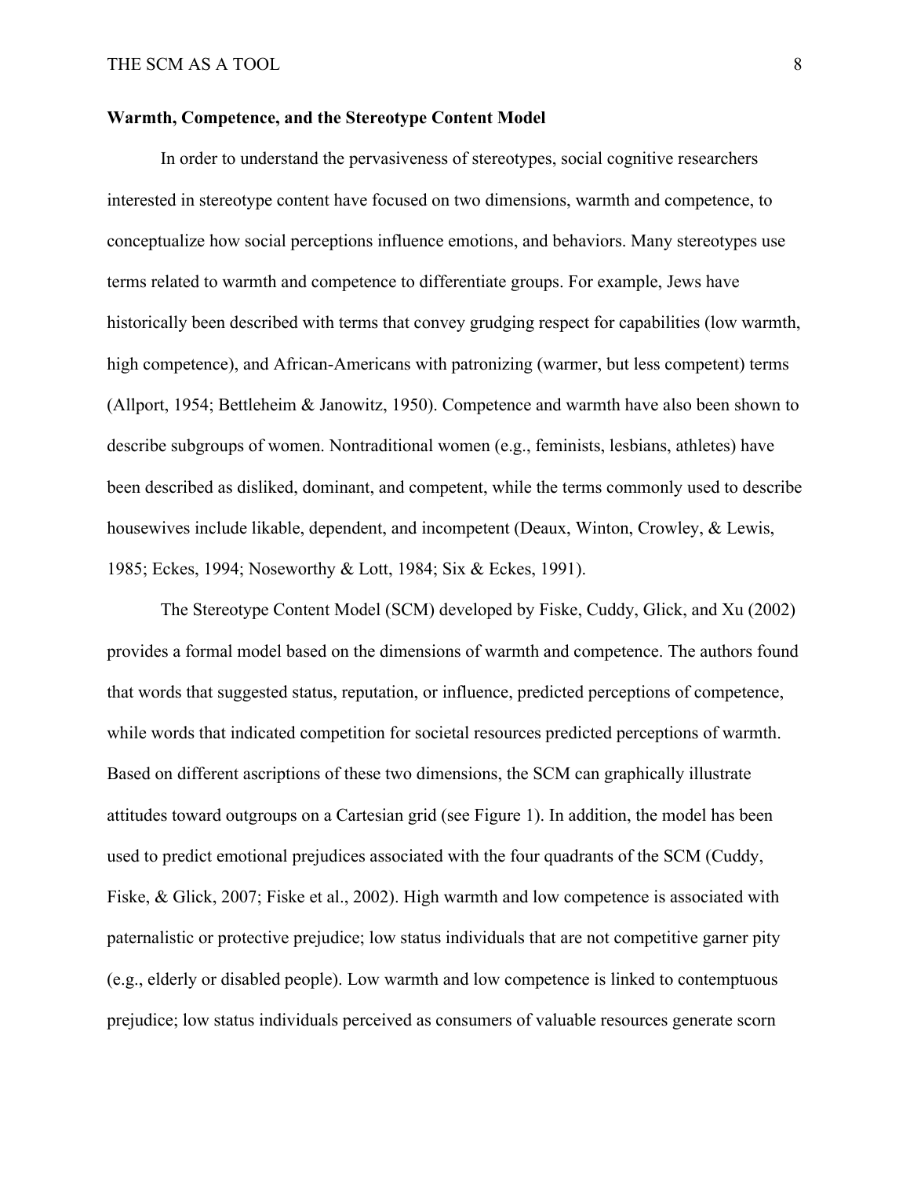**Warmth, Competence, and the Stereotype Content Model**

In order to understand the pervasiveness of stereotypes, social cognitive researchers interested in stereotype content have focused on two dimensions, warmth and competence, to conceptualize how social perceptions influence emotions, and behaviors. Many stereotypes use terms related to warmth and competence to differentiate groups. For example, Jews have historically been described with terms that convey grudging respect for capabilities (low warmth, high competence), and African-Americans with patronizing (warmer, but less competent) terms (Allport, 1954; Bettleheim & Janowitz, 1950). Competence and warmth have also been shown to describe subgroups of women. Nontraditional women (e.g., feminists, lesbians, athletes) have been described as disliked, dominant, and competent, while the terms commonly used to describe housewives include likable, dependent, and incompetent (Deaux, Winton, Crowley, & Lewis, 1985; Eckes, 1994; Noseworthy & Lott, 1984; Six & Eckes, 1991).

The Stereotype Content Model (SCM) developed by Fiske, Cuddy, Glick, and Xu (2002) provides a formal model based on the dimensions of warmth and competence. The authors found that words that suggested status, reputation, or influence, predicted perceptions of competence, while words that indicated competition for societal resources predicted perceptions of warmth. Based on different ascriptions of these two dimensions, the SCM can graphically illustrate attitudes toward outgroups on a Cartesian grid (see Figure 1). In addition, the model has been used to predict emotional prejudices associated with the four quadrants of the SCM (Cuddy, Fiske, & Glick, 2007; Fiske et al., 2002). High warmth and low competence is associated with paternalistic or protective prejudice; low status individuals that are not competitive garner pity (e.g., elderly or disabled people). Low warmth and low competence is linked to contemptuous prejudice; low status individuals perceived as consumers of valuable resources generate scorn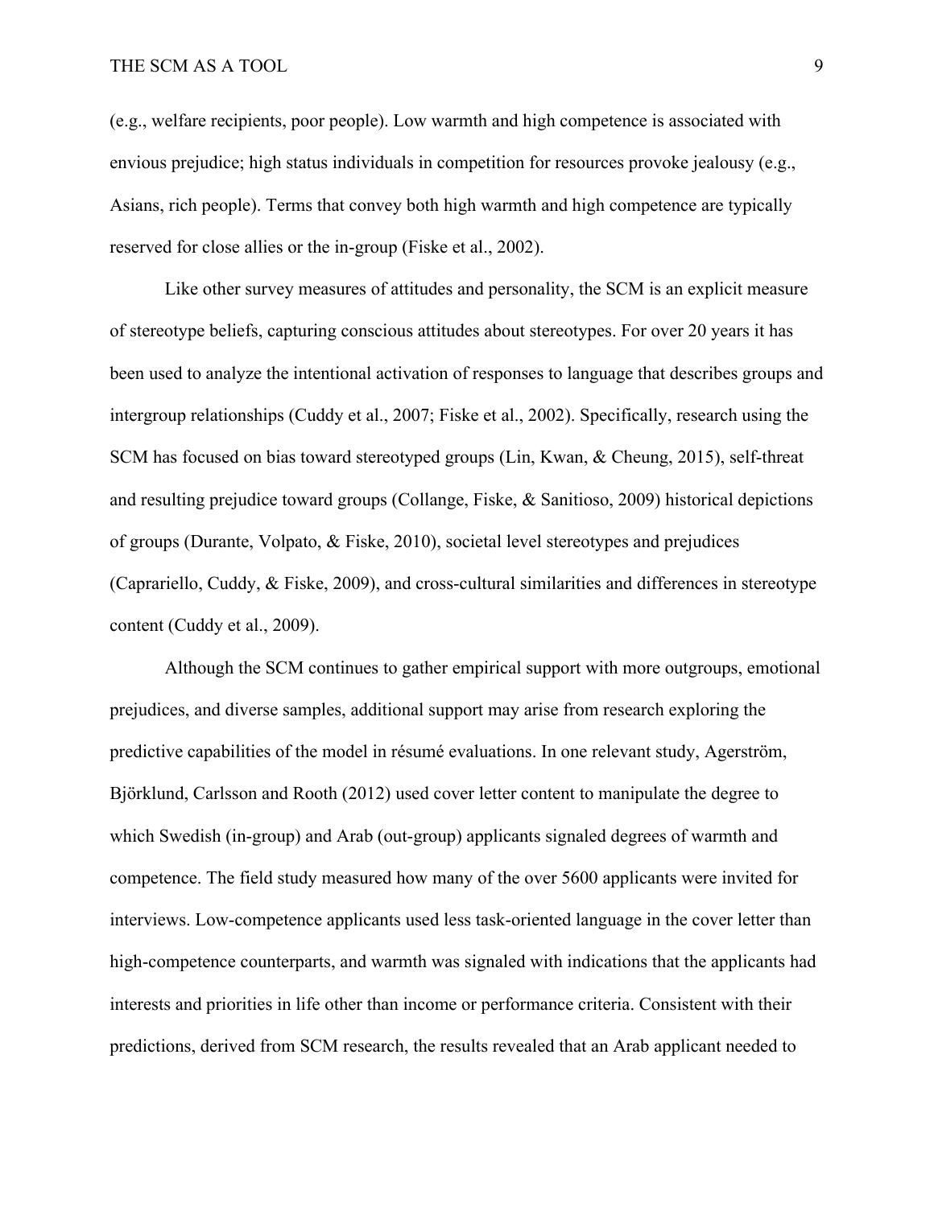(e.g., welfare recipients, poor people). Low warmth and high competence is associated with envious prejudice; high status individuals in competition for resources provoke jealousy (e.g., Asians, rich people). Terms that convey both high warmth and high competence are typically reserved for close allies or the in-group (Fiske et al., 2002).

Like other survey measures of attitudes and personality, the SCM is an explicit measure of stereotype beliefs, capturing conscious attitudes about stereotypes. For over 20 years it has been used to analyze the intentional activation of responses to language that describes groups and intergroup relationships (Cuddy et al., 2007; Fiske et al., 2002). Specifically, research using the SCM has focused on bias toward stereotyped groups (Lin, Kwan, & Cheung, 2015), self-threat and resulting prejudice toward groups (Collange, Fiske, & Sanitioso, 2009) historical depictions of groups (Durante, Volpato, & Fiske, 2010), societal level stereotypes and prejudices (Caprariello, Cuddy, & Fiske, 2009), and cross-cultural similarities and differences in stereotype content (Cuddy et al., 2009).

Although the SCM continues to gather empirical support with more outgroups, emotional prejudices, and diverse samples, additional support may arise from research exploring the predictive capabilities of the model in résumé evaluations. In one relevant study, Agerström, Björklund, Carlsson and Rooth (2012) used cover letter content to manipulate the degree to which Swedish (in-group) and Arab (out-group) applicants signaled degrees of warmth and competence. The field study measured how many of the over 5600 applicants were invited for interviews. Low-competence applicants used less task-oriented language in the cover letter than high-competence counterparts, and warmth was signaled with indications that the applicants had interests and priorities in life other than income or performance criteria. Consistent with their predictions, derived from SCM research, the results revealed that an Arab applicant needed to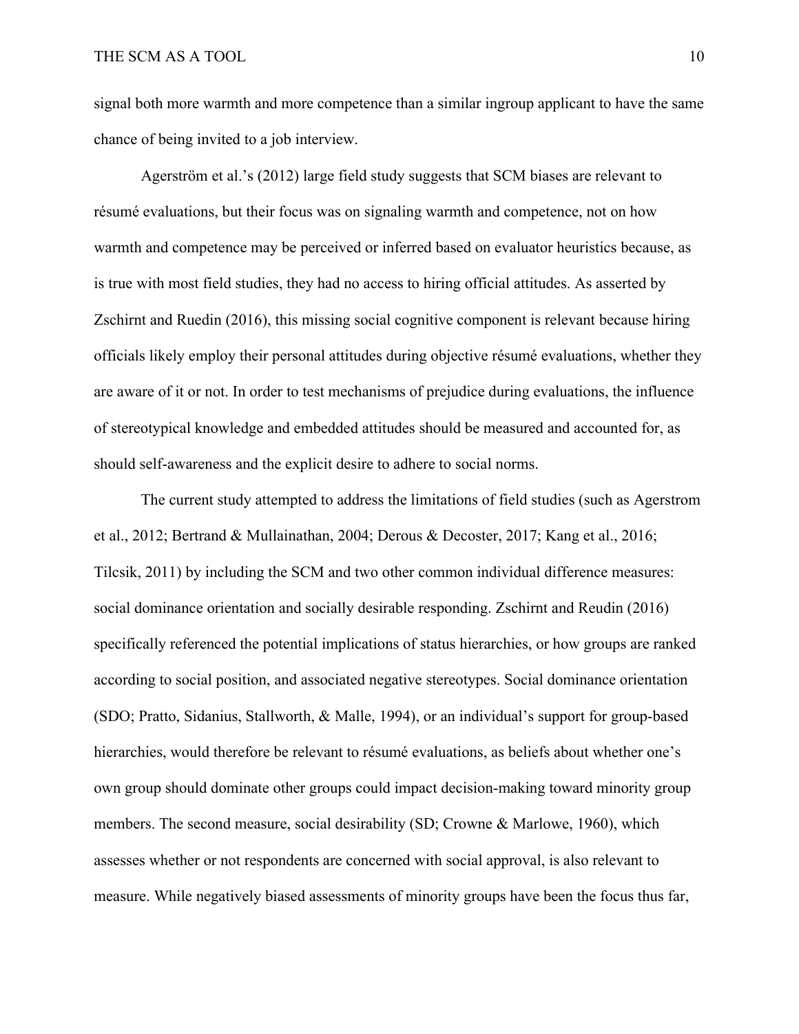signal both more warmth and more competence than a similar ingroup applicant to have the same chance of being invited to a job interview.

Agerström et al.'s (2012) large field study suggests that SCM biases are relevant to résumé evaluations, but their focus was on signaling warmth and competence, not on how warmth and competence may be perceived or inferred based on evaluator heuristics because, as is true with most field studies, they had no access to hiring official attitudes. As asserted by Zschirnt and Ruedin (2016), this missing social cognitive component is relevant because hiring officials likely employ their personal attitudes during objective résumé evaluations, whether they are aware of it or not. In order to test mechanisms of prejudice during evaluations, the influence of stereotypical knowledge and embedded attitudes should be measured and accounted for, as should self-awareness and the explicit desire to adhere to social norms.

The current study attempted to address the limitations of field studies (such as Agerstrom et al., 2012; Bertrand & Mullainathan, 2004; Derous & Decoster, 2017; Kang et al., 2016; Tilcsik, 2011) by including the SCM and two other common individual difference measures: social dominance orientation and socially desirable responding. Zschirnt and Reudin (2016) specifically referenced the potential implications of status hierarchies, or how groups are ranked according to social position, and associated negative stereotypes. Social dominance orientation (SDO; Pratto, Sidanius, Stallworth, & Malle, 1994), or an individual's support for group-based hierarchies, would therefore be relevant to résumé evaluations, as beliefs about whether one's own group should dominate other groups could impact decision-making toward minority group members. The second measure, social desirability (SD; Crowne & Marlowe, 1960), which assesses whether or not respondents are concerned with social approval, is also relevant to measure. While negatively biased assessments of minority groups have been the focus thus far,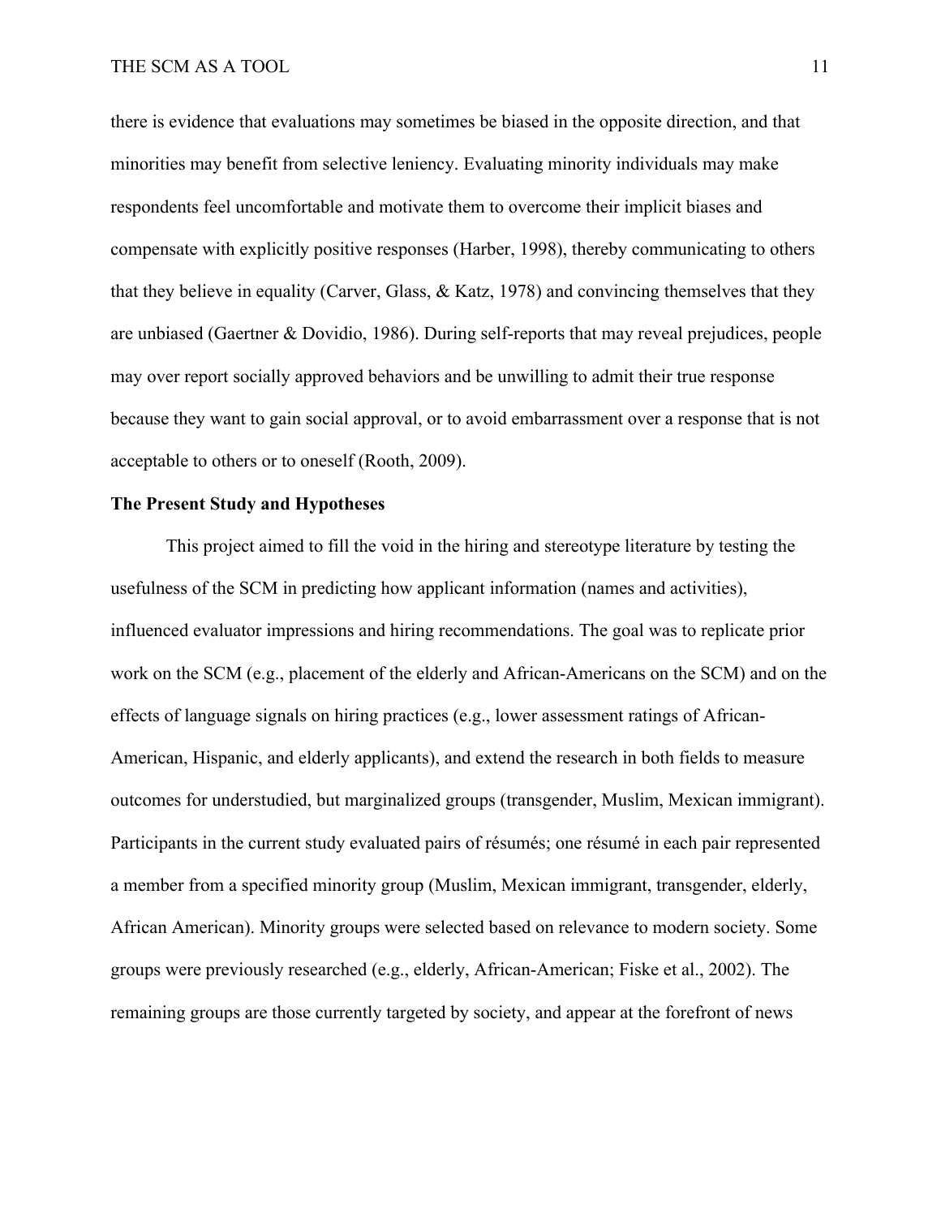there is evidence that evaluations may sometimes be biased in the opposite direction, and that minorities may benefit from selective leniency. Evaluating minority individuals may make respondents feel uncomfortable and motivate them to overcome their implicit biases and compensate with explicitly positive responses (Harber, 1998), thereby communicating to others that they believe in equality (Carver, Glass, & Katz, 1978) and convincing themselves that they are unbiased (Gaertner & Dovidio, 1986). During self-reports that may reveal prejudices, people may over report socially approved behaviors and be unwilling to admit their true response because they want to gain social approval, or to avoid embarrassment over a response that is not acceptable to others or to oneself (Rooth, 2009).

**The Present Study and Hypotheses**

This project aimed to fill the void in the hiring and stereotype literature by testing the usefulness of the SCM in predicting how applicant information (names and activities), influenced evaluator impressions and hiring recommendations. The goal was to replicate prior work on the SCM (e.g., placement of the elderly and African-Americans on the SCM) and on the effects of language signals on hiring practices (e.g., lower assessment ratings of African-American, Hispanic, and elderly applicants), and extend the research in both fields to measure outcomes for understudied, but marginalized groups (transgender, Muslim, Mexican immigrant). Participants in the current study evaluated pairs of résumés; one résumé in each pair represented a member from a specified minority group (Muslim, Mexican immigrant, transgender, elderly, African American). Minority groups were selected based on relevance to modern society. Some groups were previously researched (e.g., elderly, African-American; Fiske et al., 2002). The remaining groups are those currently targeted by society, and appear at the forefront of news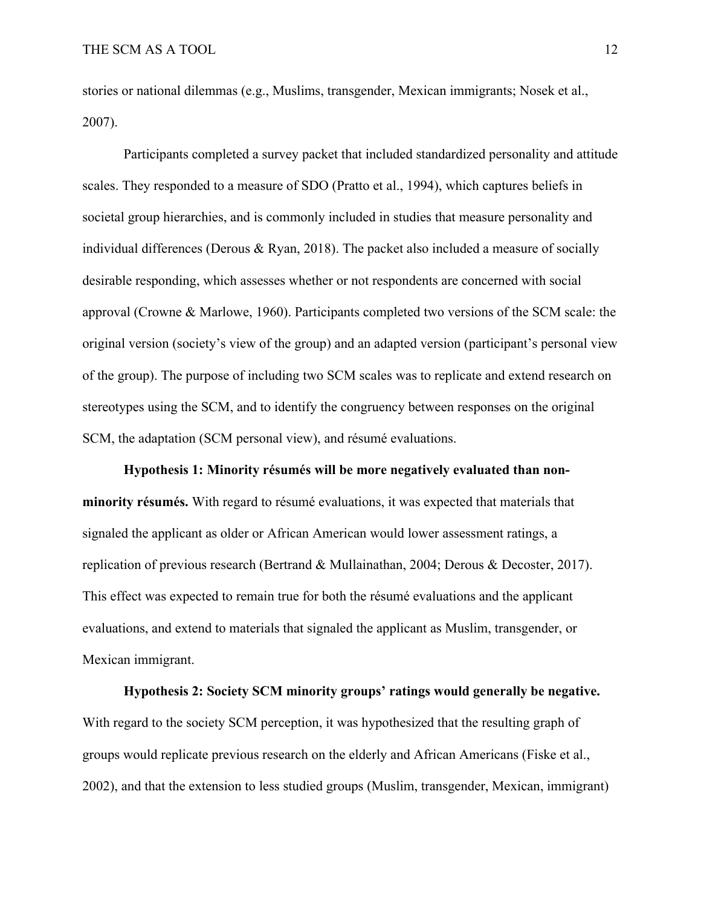stories or national dilemmas (e.g., Muslims, transgender, Mexican immigrants; Nosek et al., 2007).

Participants completed a survey packet that included standardized personality and attitude scales. They responded to a measure of SDO (Pratto et al., 1994), which captures beliefs in societal group hierarchies, and is commonly included in studies that measure personality and individual differences (Derous & Ryan, 2018). The packet also included a measure of socially desirable responding, which assesses whether or not respondents are concerned with social approval (Crowne & Marlowe, 1960). Participants completed two versions of the SCM scale: the original version (society's view of the group) and an adapted version (participant's personal view of the group). The purpose of including two SCM scales was to replicate and extend research on stereotypes using the SCM, and to identify the congruency between responses on the original SCM, the adaptation (SCM personal view), and résumé evaluations.

**Hypothesis 1: Minority résumés will be more negatively evaluated than non-minority résumés.** With regard to résumé evaluations, it was expected that materials that signaled the applicant as older or African American would lower assessment ratings, a replication of previous research (Bertrand & Mullainathan, 2004; Derous & Decoster, 2017). This effect was expected to remain true for both the résumé evaluations and the applicant evaluations, and extend to materials that signaled the applicant as Muslim, transgender, or Mexican immigrant.

**Hypothesis 2: Society SCM minority groups' ratings would generally be negative.** With regard to the society SCM perception, it was hypothesized that the resulting graph of groups would replicate previous research on the elderly and African Americans (Fiske et al., 2002), and that the extension to less studied groups (Muslim, transgender, Mexican, immigrant)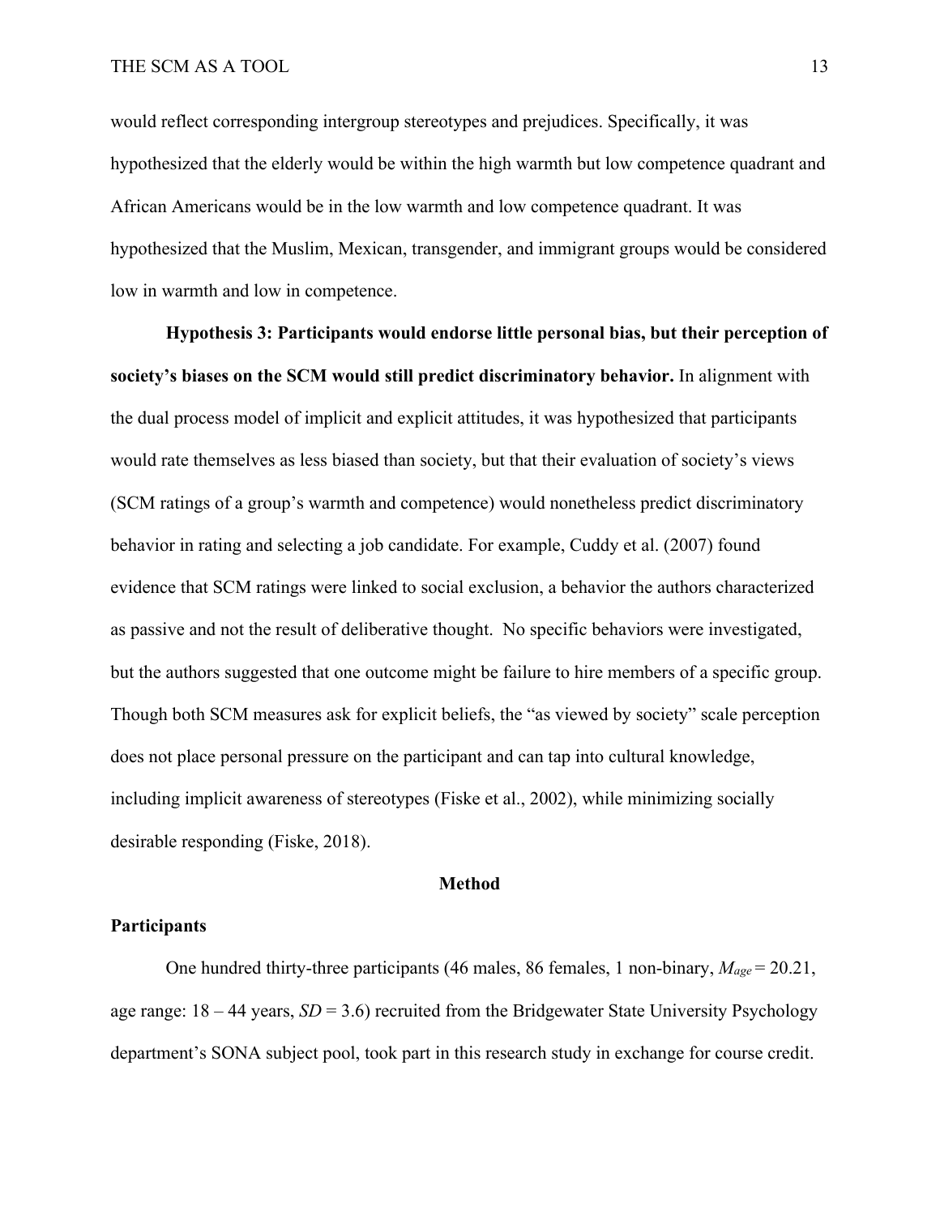would reflect corresponding intergroup stereotypes and prejudices. Specifically, it was hypothesized that the elderly would be within the high warmth but low competence quadrant and African Americans would be in the low warmth and low competence quadrant. It was hypothesized that the Muslim, Mexican, transgender, and immigrant groups would be considered low in warmth and low in competence.

**Hypothesis 3: Participants would endorse little personal bias, but their perception of society's biases on the SCM would still predict discriminatory behavior.** In alignment with the dual process model of implicit and explicit attitudes, it was hypothesized that participants would rate themselves as less biased than society, but that their evaluation of society's views (SCM ratings of a group's warmth and competence) would nonetheless predict discriminatory behavior in rating and selecting a job candidate. For example, Cuddy et al. (2007) found evidence that SCM ratings were linked to social exclusion, a behavior the authors characterized as passive and not the result of deliberative thought. No specific behaviors were investigated, but the authors suggested that one outcome might be failure to hire members of a specific group. Though both SCM measures ask for explicit beliefs, the "as viewed by society" scale perception does not place personal pressure on the participant and can tap into cultural knowledge, including implicit awareness of stereotypes (Fiske et al., 2002), while minimizing socially desirable responding (Fiske, 2018).

## Method

### Participants

One hundred thirty-three participants (46 males, 86 females, 1 non-binary, $M_{age}$ = 20.21, age range: 18 – 44 years, *SD* = 3.6) recruited from the Bridgewater State University Psychology department's SONA subject pool, took part in this research study in exchange for course credit.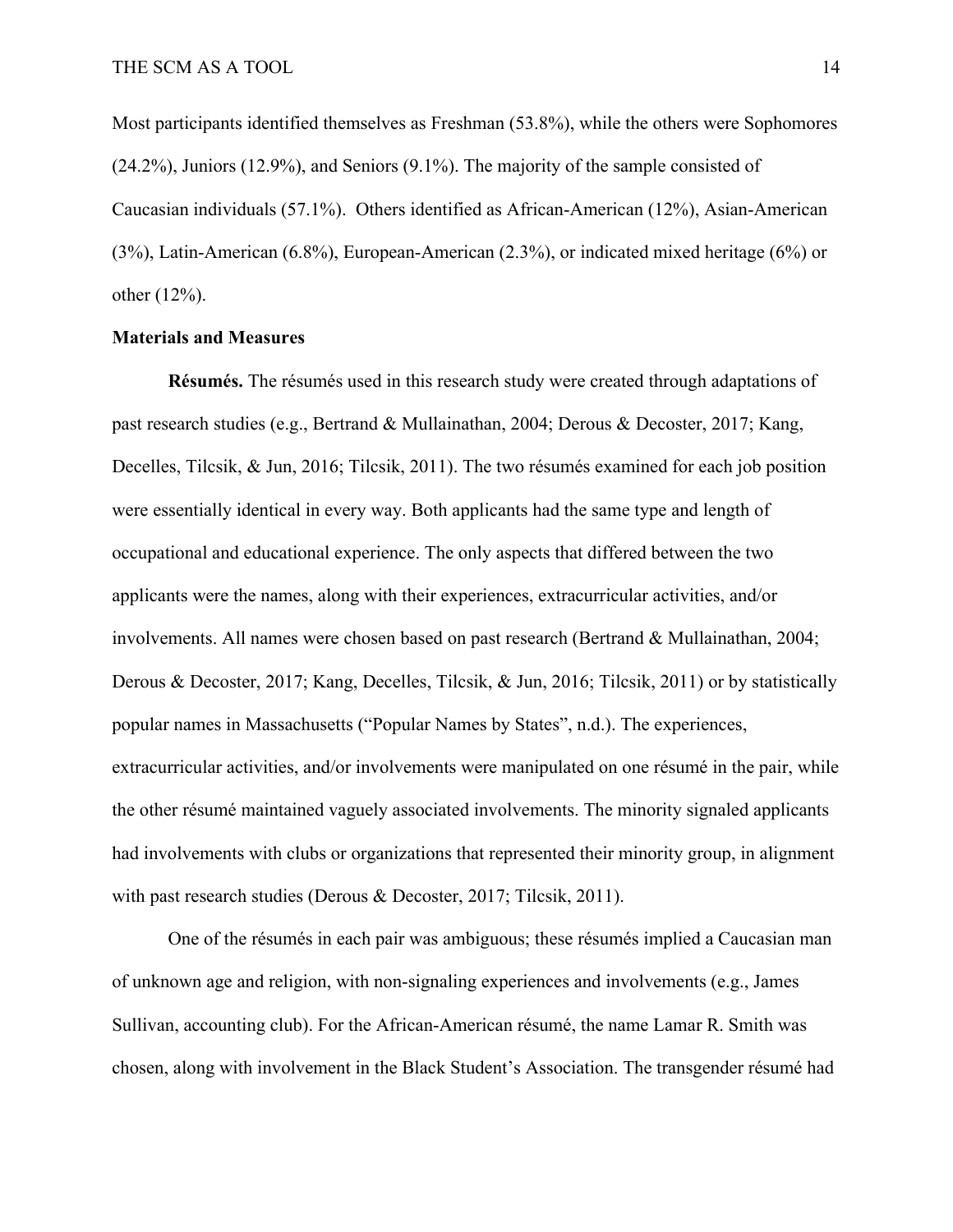Most participants identified themselves as Freshman (53.8%), while the others were Sophomores (24.2%), Juniors (12.9%), and Seniors (9.1%). The majority of the sample consisted of Caucasian individuals (57.1%). Others identified as African-American (12%), Asian-American (3%), Latin-American (6.8%), European-American (2.3%), or indicated mixed heritage (6%) or other (12%).

**Materials and Measures**

**Résumés.** The résumés used in this research study were created through adaptations of past research studies (e.g., Bertrand & Mullainathan, 2004; Derous & Decoster, 2017; Kang, Decelles, Tilcsik, & Jun, 2016; Tilcsik, 2011). The two résumés examined for each job position were essentially identical in every way. Both applicants had the same type and length of occupational and educational experience. The only aspects that differed between the two applicants were the names, along with their experiences, extracurricular activities, and/or involvements. All names were chosen based on past research (Bertrand & Mullainathan, 2004; Derous & Decoster, 2017; Kang, Decelles, Tilcsik, & Jun, 2016; Tilcsik, 2011) or by statistically popular names in Massachusetts ("Popular Names by States", n.d.). The experiences, extracurricular activities, and/or involvements were manipulated on one résumé in the pair, while the other résumé maintained vaguely associated involvements. The minority signaled applicants had involvements with clubs or organizations that represented their minority group, in alignment with past research studies (Derous & Decoster, 2017; Tilcsik, 2011).

One of the résumés in each pair was ambiguous; these résumés implied a Caucasian man of unknown age and religion, with non-signaling experiences and involvements (e.g., James Sullivan, accounting club). For the African-American résumé, the name Lamar R. Smith was chosen, along with involvement in the Black Student's Association. The transgender résumé had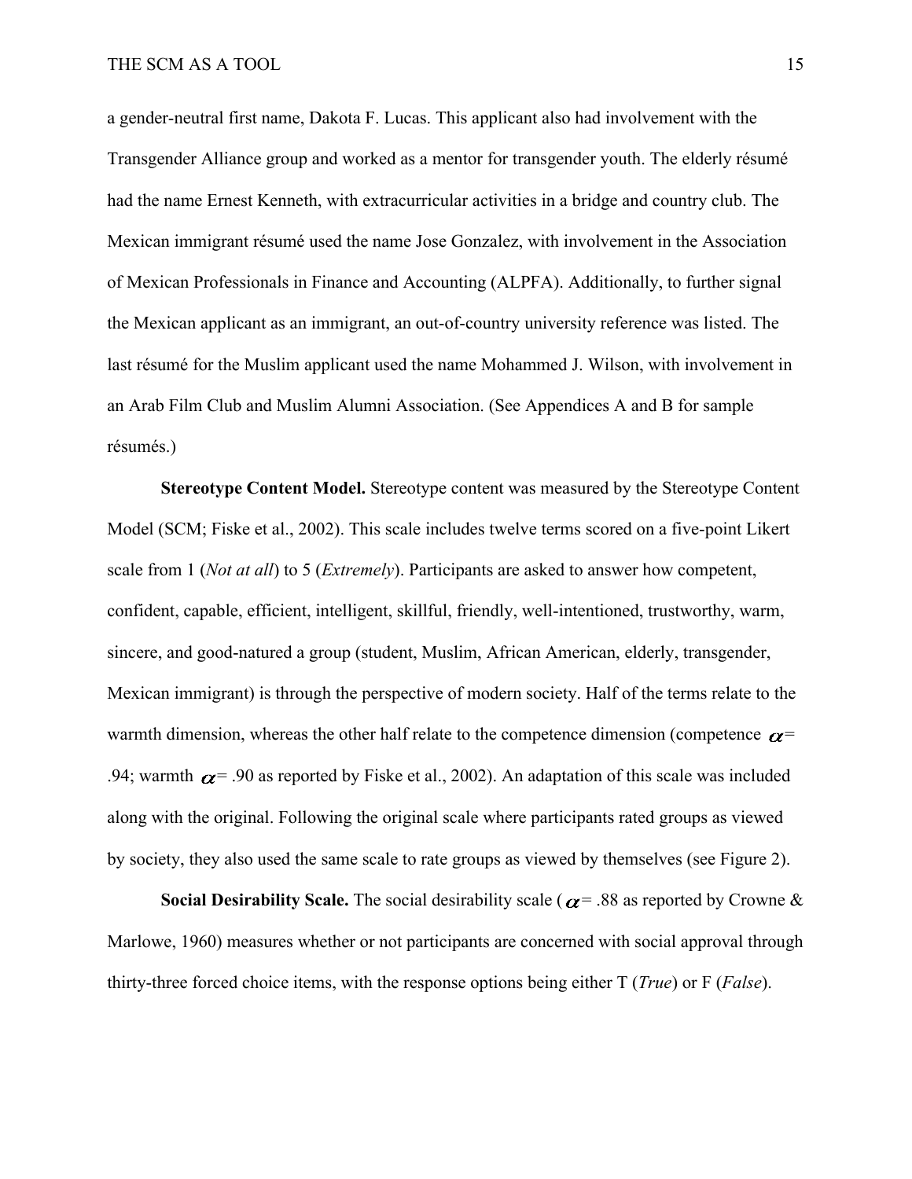a gender-neutral first name, Dakota F. Lucas. This applicant also had involvement with the Transgender Alliance group and worked as a mentor for transgender youth. The elderly résumé had the name Ernest Kenneth, with extracurricular activities in a bridge and country club. The Mexican immigrant résumé used the name Jose Gonzalez, with involvement in the Association of Mexican Professionals in Finance and Accounting (ALPFA). Additionally, to further signal the Mexican applicant as an immigrant, an out-of-country university reference was listed. The last résumé for the Muslim applicant used the name Mohammed J. Wilson, with involvement in an Arab Film Club and Muslim Alumni Association. (See Appendices A and B for sample résumés.)

**Stereotype Content Model.** Stereotype content was measured by the Stereotype Content Model (SCM; Fiske et al., 2002). This scale includes twelve terms scored on a five-point Likert scale from 1 (*Not at all*) to 5 (*Extremely*). Participants are asked to answer how competent, confident, capable, efficient, intelligent, skillful, friendly, well-intentioned, trustworthy, warm, sincere, and good-natured a group (student, Muslim, African American, elderly, transgender, Mexican immigrant) is through the perspective of modern society. Half of the terms relate to the warmth dimension, whereas the other half relate to the competence dimension (competence $\alpha$= .94; warmth $\alpha$= .90 as reported by Fiske et al., 2002). An adaptation of this scale was included along with the original. Following the original scale where participants rated groups as viewed by society, they also used the same scale to rate groups as viewed by themselves (see Figure 2).

**Social Desirability Scale.** The social desirability scale ($\alpha$= .88 as reported by Crowne & Marlowe, 1960) measures whether or not participants are concerned with social approval through thirty-three forced choice items, with the response options being either T (*True*) or F (*False*).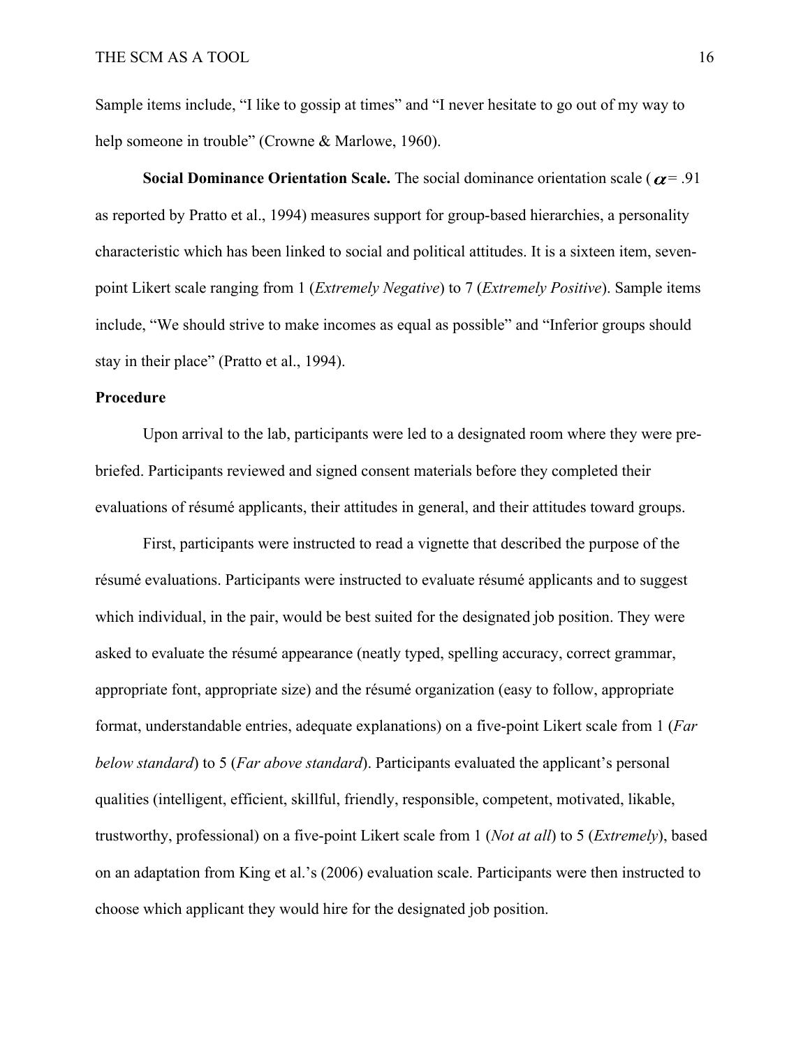Sample items include, “I like to gossip at times” and “I never hesitate to go out of my way to help someone in trouble” (Crowne & Marlowe, 1960).

**Social Dominance Orientation Scale.** The social dominance orientation scale ($\alpha$ = .91 as reported by Pratto et al., 1994) measures support for group-based hierarchies, a personality characteristic which has been linked to social and political attitudes. It is a sixteen item, seven-point Likert scale ranging from 1 (*Extremely Negative*) to 7 (*Extremely Positive*). Sample items include, “We should strive to make incomes as equal as possible” and “Inferior groups should stay in their place” (Pratto et al., 1994).

**Procedure**

Upon arrival to the lab, participants were led to a designated room where they were pre-briefed. Participants reviewed and signed consent materials before they completed their evaluations of résumé applicants, their attitudes in general, and their attitudes toward groups.

First, participants were instructed to read a vignette that described the purpose of the résumé evaluations. Participants were instructed to evaluate résumé applicants and to suggest which individual, in the pair, would be best suited for the designated job position. They were asked to evaluate the résumé appearance (neatly typed, spelling accuracy, correct grammar, appropriate font, appropriate size) and the résumé organization (easy to follow, appropriate format, understandable entries, adequate explanations) on a five-point Likert scale from 1 (*Far below standard*) to 5 (*Far above standard*). Participants evaluated the applicant’s personal qualities (intelligent, efficient, skillful, friendly, responsible, competent, motivated, likable, trustworthy, professional) on a five-point Likert scale from 1 (*Not at all*) to 5 (*Extremely*), based on an adaptation from King et al.’s (2006) evaluation scale. Participants were then instructed to choose which applicant they would hire for the designated job position.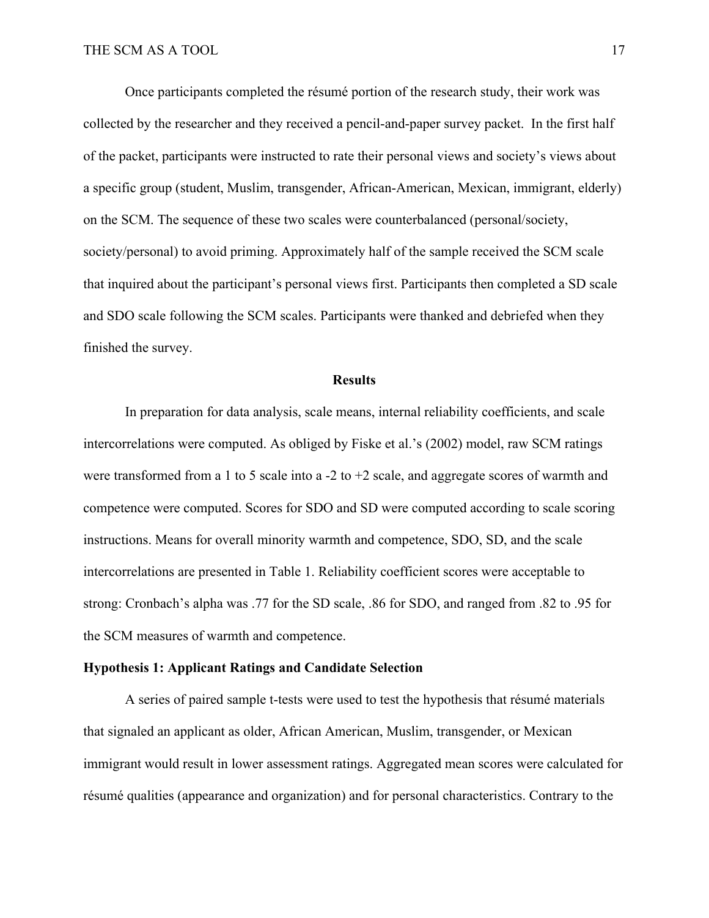Once participants completed the résumé portion of the research study, their work was collected by the researcher and they received a pencil-and-paper survey packet. In the first half of the packet, participants were instructed to rate their personal views and society's views about a specific group (student, Muslim, transgender, African-American, Mexican, immigrant, elderly) on the SCM. The sequence of these two scales were counterbalanced (personal/society, society/personal) to avoid priming. Approximately half of the sample received the SCM scale that inquired about the participant's personal views first. Participants then completed a SD scale and SDO scale following the SCM scales. Participants were thanked and debriefed when they finished the survey.

## Results

In preparation for data analysis, scale means, internal reliability coefficients, and scale intercorrelations were computed. As obliged by Fiske et al.'s (2002) model, raw SCM ratings were transformed from a 1 to 5 scale into a -2 to +2 scale, and aggregate scores of warmth and competence were computed. Scores for SDO and SD were computed according to scale scoring instructions. Means for overall minority warmth and competence, SDO, SD, and the scale intercorrelations are presented in Table 1. Reliability coefficient scores were acceptable to strong: Cronbach's alpha was .77 for the SD scale, .86 for SDO, and ranged from .82 to .95 for the SCM measures of warmth and competence.

### Hypothesis 1: Applicant Ratings and Candidate Selection

A series of paired sample t-tests were used to test the hypothesis that résumé materials that signaled an applicant as older, African American, Muslim, transgender, or Mexican immigrant would result in lower assessment ratings. Aggregated mean scores were calculated for résumé qualities (appearance and organization) and for personal characteristics. Contrary to the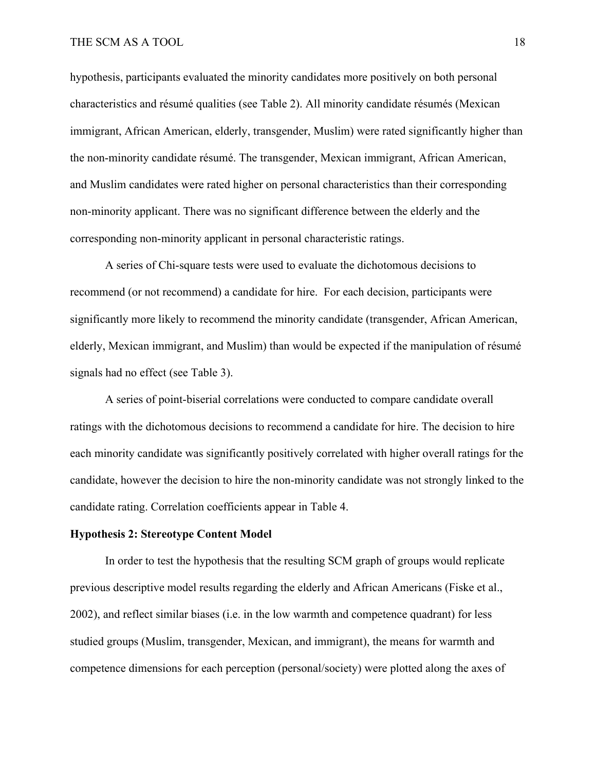hypothesis, participants evaluated the minority candidates more positively on both personal characteristics and résumé qualities (see Table 2). All minority candidate résumés (Mexican immigrant, African American, elderly, transgender, Muslim) were rated significantly higher than the non-minority candidate résumé. The transgender, Mexican immigrant, African American, and Muslim candidates were rated higher on personal characteristics than their corresponding non-minority applicant. There was no significant difference between the elderly and the corresponding non-minority applicant in personal characteristic ratings.

A series of Chi-square tests were used to evaluate the dichotomous decisions to recommend (or not recommend) a candidate for hire.  For each decision, participants were significantly more likely to recommend the minority candidate (transgender, African American, elderly, Mexican immigrant, and Muslim) than would be expected if the manipulation of résumé signals had no effect (see Table 3).

A series of point-biserial correlations were conducted to compare candidate overall ratings with the dichotomous decisions to recommend a candidate for hire. The decision to hire each minority candidate was significantly positively correlated with higher overall ratings for the candidate, however the decision to hire the non-minority candidate was not strongly linked to the candidate rating. Correlation coefficients appear in Table 4.

**Hypothesis 2: Stereotype Content Model**

In order to test the hypothesis that the resulting SCM graph of groups would replicate previous descriptive model results regarding the elderly and African Americans (Fiske et al., 2002), and reflect similar biases (i.e. in the low warmth and competence quadrant) for less studied groups (Muslim, transgender, Mexican, and immigrant), the means for warmth and competence dimensions for each perception (personal/society) were plotted along the axes of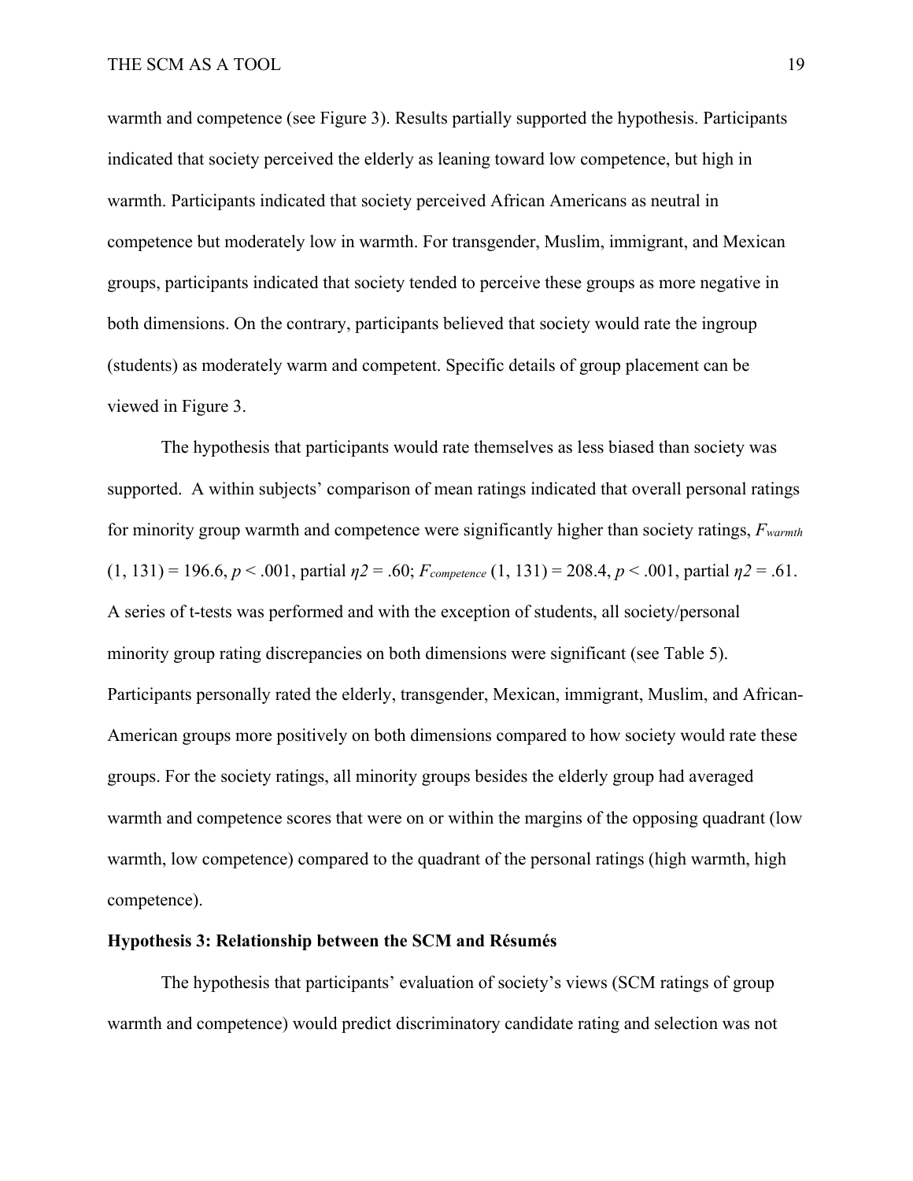warmth and competence (see Figure 3). Results partially supported the hypothesis. Participants indicated that society perceived the elderly as leaning toward low competence, but high in warmth. Participants indicated that society perceived African Americans as neutral in competence but moderately low in warmth. For transgender, Muslim, immigrant, and Mexican groups, participants indicated that society tended to perceive these groups as more negative in both dimensions. On the contrary, participants believed that society would rate the ingroup (students) as moderately warm and competent. Specific details of group placement can be viewed in Figure 3.

The hypothesis that participants would rate themselves as less biased than society was supported. A within subjects' comparison of mean ratings indicated that overall personal ratings for minority group warmth and competence were significantly higher than society ratings, $F_{warmth}$ $(1, 131) = 196.6$, $p < .001$, partial $\eta 2 = .60$; $F_{competence}$ $(1, 131) = 208.4$, $p < .001$, partial $\eta 2 = .61$. A series of t-tests was performed and with the exception of students, all society/personal minority group rating discrepancies on both dimensions were significant (see Table 5). Participants personally rated the elderly, transgender, Mexican, immigrant, Muslim, and African-American groups more positively on both dimensions compared to how society would rate these groups. For the society ratings, all minority groups besides the elderly group had averaged warmth and competence scores that were on or within the margins of the opposing quadrant (low warmth, low competence) compared to the quadrant of the personal ratings (high warmth, high competence).

**Hypothesis 3: Relationship between the SCM and Résumés**

The hypothesis that participants' evaluation of society's views (SCM ratings of group warmth and competence) would predict discriminatory candidate rating and selection was not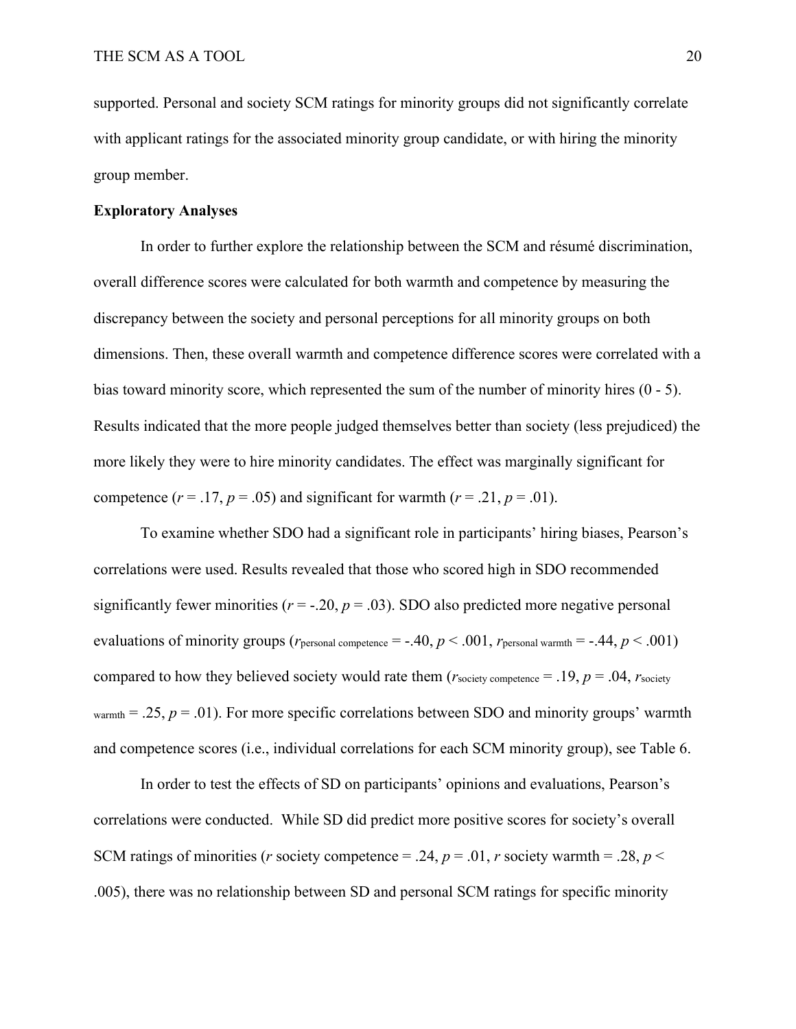supported. Personal and society SCM ratings for minority groups did not significantly correlate with applicant ratings for the associated minority group candidate, or with hiring the minority group member.

**Exploratory Analyses**

In order to further explore the relationship between the SCM and résumé discrimination, overall difference scores were calculated for both warmth and competence by measuring the discrepancy between the society and personal perceptions for all minority groups on both dimensions. Then, these overall warmth and competence difference scores were correlated with a bias toward minority score, which represented the sum of the number of minority hires (0 - 5). Results indicated that the more people judged themselves better than society (less prejudiced) the more likely they were to hire minority candidates. The effect was marginally significant for competence ($r = .17$, $p = .05$) and significant for warmth ($r = .21$, $p = .01$).

To examine whether SDO had a significant role in participants' hiring biases, Pearson's correlations were used. Results revealed that those who scored high in SDO recommended significantly fewer minorities ($r = -.20$, $p = .03$). SDO also predicted more negative personal evaluations of minority groups ($r_{\text{personal competence}} = -.40$, $p < .001$, $r_{\text{personal warmth}} = -.44$, $p < .001$) compared to how they believed society would rate them ($r_{\text{society competence}} = .19$, $p = .04$, $r_{\text{society warmth}} = .25$, $p = .01$). For more specific correlations between SDO and minority groups' warmth and competence scores (i.e., individual correlations for each SCM minority group), see Table 6.

In order to test the effects of SD on participants' opinions and evaluations, Pearson's correlations were conducted. While SD did predict more positive scores for society's overall SCM ratings of minorities ($r$ society competence $= .24$, $p = .01$, $r$ society warmth $= .28$, $p < .005$), there was no relationship between SD and personal SCM ratings for specific minority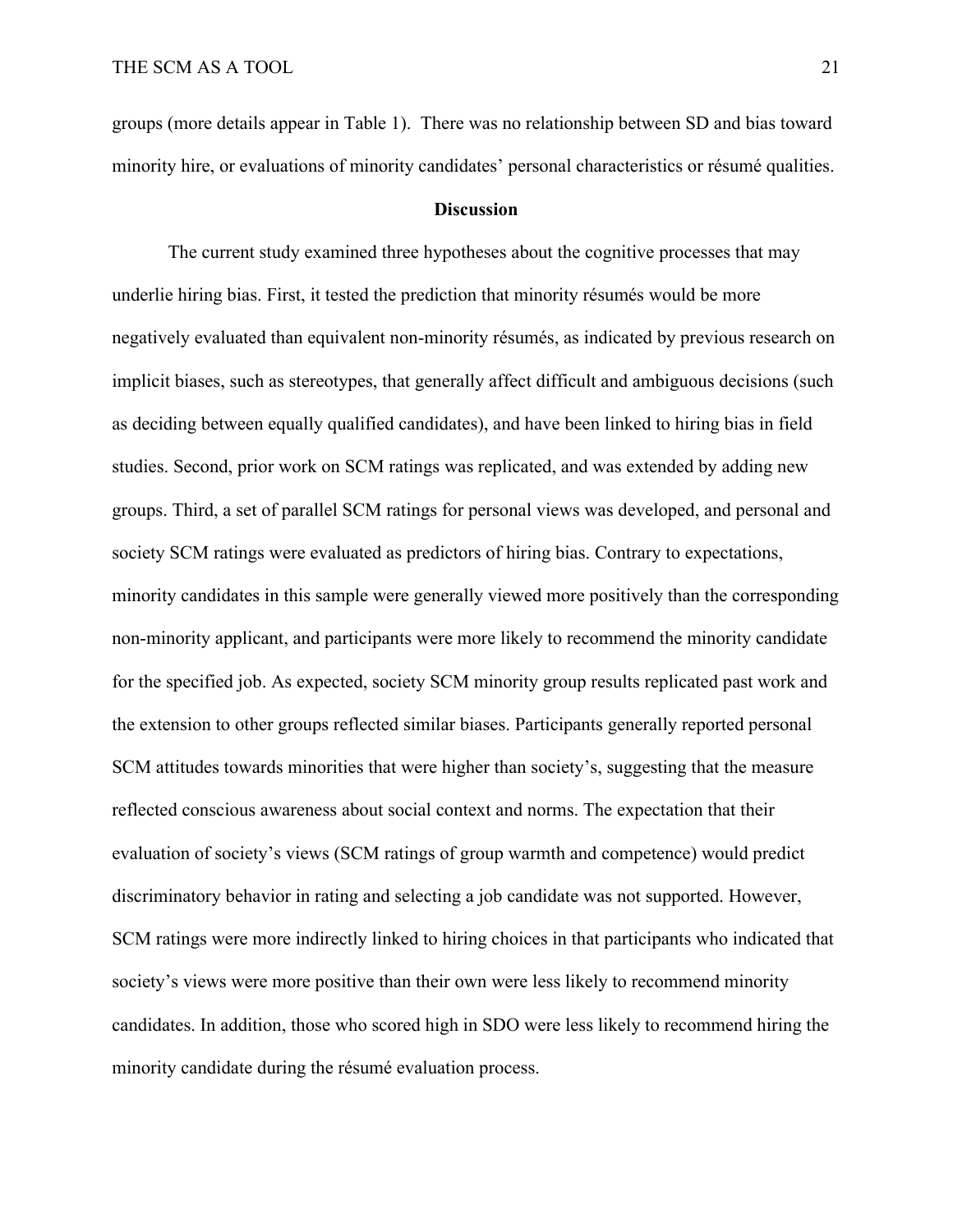groups (more details appear in Table 1). There was no relationship between SD and bias toward minority hire, or evaluations of minority candidates' personal characteristics or résumé qualities.

## Discussion

The current study examined three hypotheses about the cognitive processes that may underlie hiring bias. First, it tested the prediction that minority résumés would be more negatively evaluated than equivalent non-minority résumés, as indicated by previous research on implicit biases, such as stereotypes, that generally affect difficult and ambiguous decisions (such as deciding between equally qualified candidates), and have been linked to hiring bias in field studies. Second, prior work on SCM ratings was replicated, and was extended by adding new groups. Third, a set of parallel SCM ratings for personal views was developed, and personal and society SCM ratings were evaluated as predictors of hiring bias. Contrary to expectations, minority candidates in this sample were generally viewed more positively than the corresponding non-minority applicant, and participants were more likely to recommend the minority candidate for the specified job. As expected, society SCM minority group results replicated past work and the extension to other groups reflected similar biases. Participants generally reported personal SCM attitudes towards minorities that were higher than society's, suggesting that the measure reflected conscious awareness about social context and norms. The expectation that their evaluation of society's views (SCM ratings of group warmth and competence) would predict discriminatory behavior in rating and selecting a job candidate was not supported. However, SCM ratings were more indirectly linked to hiring choices in that participants who indicated that society's views were more positive than their own were less likely to recommend minority candidates. In addition, those who scored high in SDO were less likely to recommend hiring the minority candidate during the résumé evaluation process.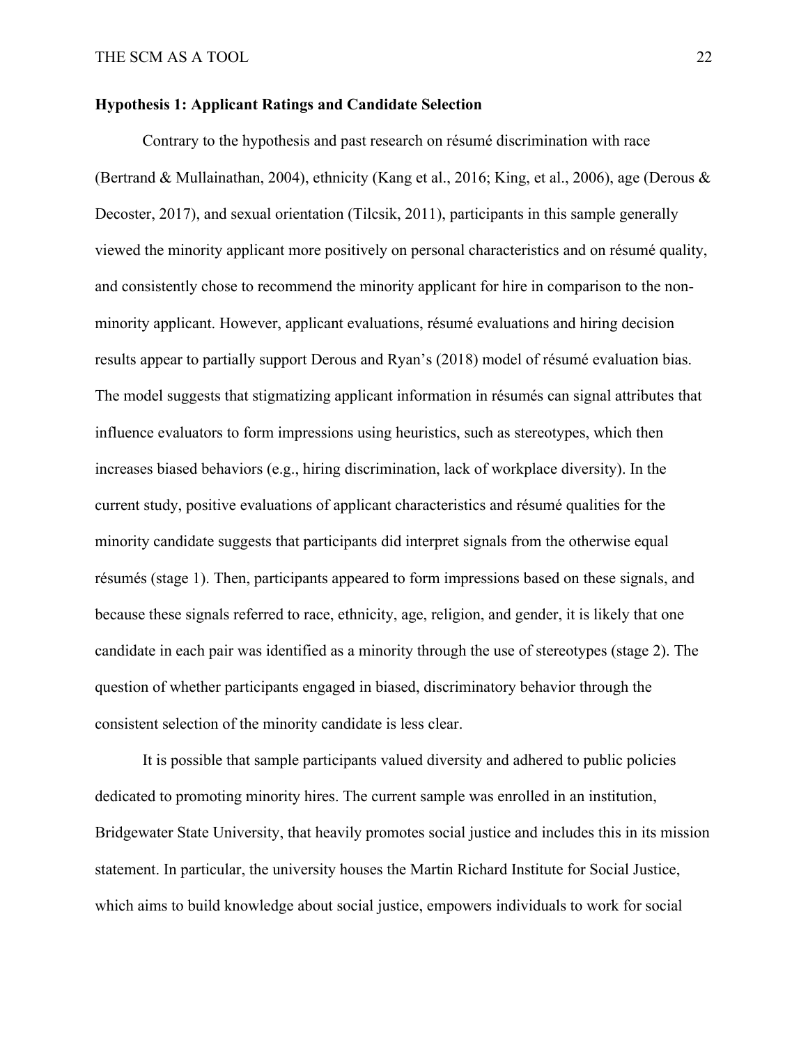**Hypothesis 1: Applicant Ratings and Candidate Selection**

Contrary to the hypothesis and past research on résumé discrimination with race (Bertrand & Mullainathan, 2004), ethnicity (Kang et al., 2016; King, et al., 2006), age (Derous & Decoster, 2017), and sexual orientation (Tilcsik, 2011), participants in this sample generally viewed the minority applicant more positively on personal characteristics and on résumé quality, and consistently chose to recommend the minority applicant for hire in comparison to the non-minority applicant. However, applicant evaluations, résumé evaluations and hiring decision results appear to partially support Derous and Ryan's (2018) model of résumé evaluation bias. The model suggests that stigmatizing applicant information in résumés can signal attributes that influence evaluators to form impressions using heuristics, such as stereotypes, which then increases biased behaviors (e.g., hiring discrimination, lack of workplace diversity). In the current study, positive evaluations of applicant characteristics and résumé qualities for the minority candidate suggests that participants did interpret signals from the otherwise equal résumés (stage 1). Then, participants appeared to form impressions based on these signals, and because these signals referred to race, ethnicity, age, religion, and gender, it is likely that one candidate in each pair was identified as a minority through the use of stereotypes (stage 2). The question of whether participants engaged in biased, discriminatory behavior through the consistent selection of the minority candidate is less clear.

It is possible that sample participants valued diversity and adhered to public policies dedicated to promoting minority hires. The current sample was enrolled in an institution, Bridgewater State University, that heavily promotes social justice and includes this in its mission statement. In particular, the university houses the Martin Richard Institute for Social Justice, which aims to build knowledge about social justice, empowers individuals to work for social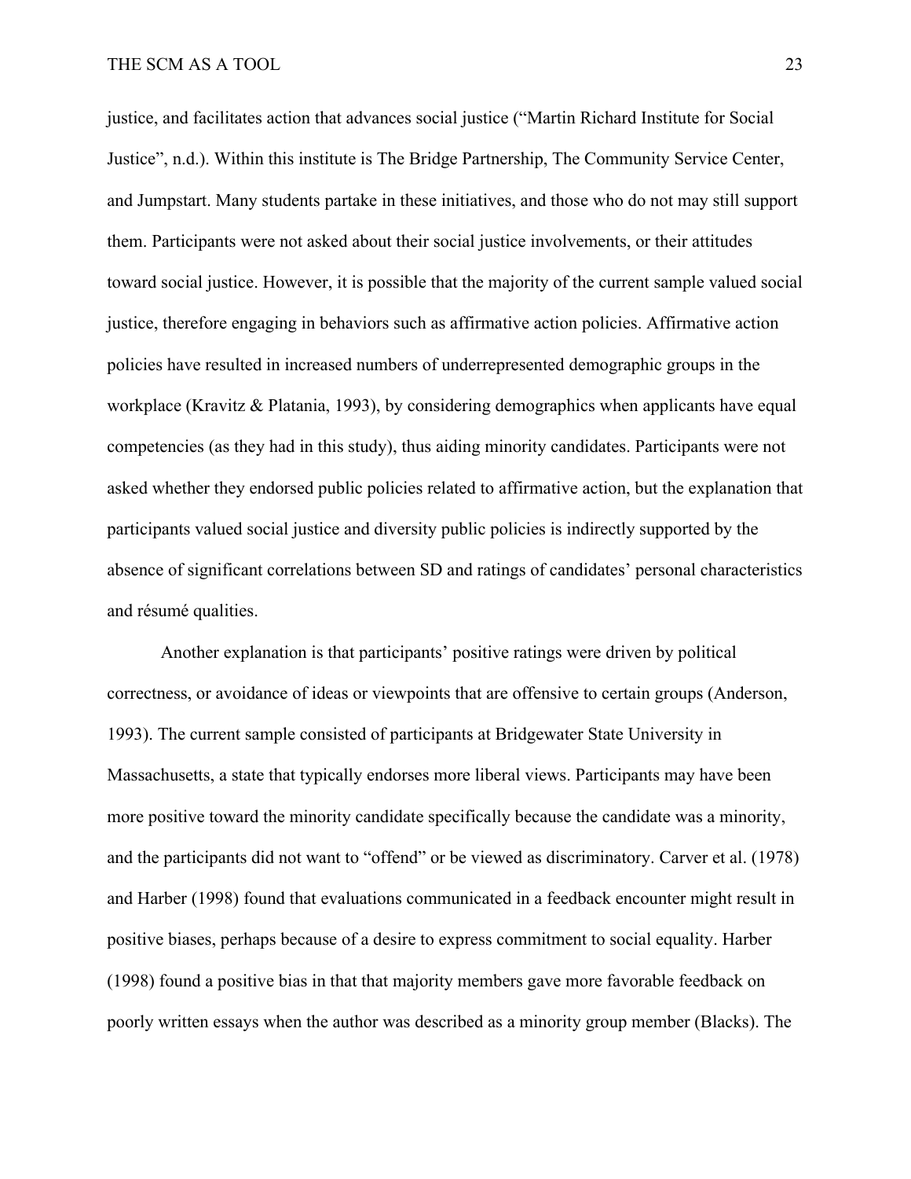justice, and facilitates action that advances social justice ("Martin Richard Institute for Social Justice", n.d.). Within this institute is The Bridge Partnership, The Community Service Center, and Jumpstart. Many students partake in these initiatives, and those who do not may still support them. Participants were not asked about their social justice involvements, or their attitudes toward social justice. However, it is possible that the majority of the current sample valued social justice, therefore engaging in behaviors such as affirmative action policies. Affirmative action policies have resulted in increased numbers of underrepresented demographic groups in the workplace (Kravitz & Platania, 1993), by considering demographics when applicants have equal competencies (as they had in this study), thus aiding minority candidates. Participants were not asked whether they endorsed public policies related to affirmative action, but the explanation that participants valued social justice and diversity public policies is indirectly supported by the absence of significant correlations between SD and ratings of candidates' personal characteristics and résumé qualities.

Another explanation is that participants' positive ratings were driven by political correctness, or avoidance of ideas or viewpoints that are offensive to certain groups (Anderson, 1993). The current sample consisted of participants at Bridgewater State University in Massachusetts, a state that typically endorses more liberal views. Participants may have been more positive toward the minority candidate specifically because the candidate was a minority, and the participants did not want to "offend" or be viewed as discriminatory. Carver et al. (1978) and Harber (1998) found that evaluations communicated in a feedback encounter might result in positive biases, perhaps because of a desire to express commitment to social equality. Harber (1998) found a positive bias in that that majority members gave more favorable feedback on poorly written essays when the author was described as a minority group member (Blacks). The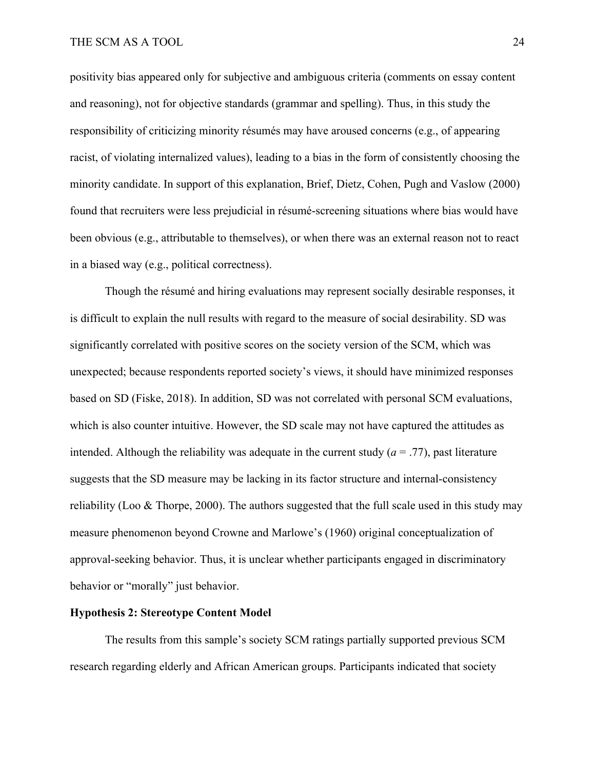positivity bias appeared only for subjective and ambiguous criteria (comments on essay content and reasoning), not for objective standards (grammar and spelling). Thus, in this study the responsibility of criticizing minority résumés may have aroused concerns (e.g., of appearing racist, of violating internalized values), leading to a bias in the form of consistently choosing the minority candidate. In support of this explanation, Brief, Dietz, Cohen, Pugh and Vaslow (2000) found that recruiters were less prejudicial in résumé-screening situations where bias would have been obvious (e.g., attributable to themselves), or when there was an external reason not to react in a biased way (e.g., political correctness).

Though the résumé and hiring evaluations may represent socially desirable responses, it is difficult to explain the null results with regard to the measure of social desirability. SD was significantly correlated with positive scores on the society version of the SCM, which was unexpected; because respondents reported society's views, it should have minimized responses based on SD (Fiske, 2018). In addition, SD was not correlated with personal SCM evaluations, which is also counter intuitive. However, the SD scale may not have captured the attitudes as intended. Although the reliability was adequate in the current study ($a = .77$), past literature suggests that the SD measure may be lacking in its factor structure and internal-consistency reliability (Loo & Thorpe, 2000). The authors suggested that the full scale used in this study may measure phenomenon beyond Crowne and Marlowe's (1960) original conceptualization of approval-seeking behavior. Thus, it is unclear whether participants engaged in discriminatory behavior or "morally" just behavior.

**Hypothesis 2: Stereotype Content Model**

The results from this sample's society SCM ratings partially supported previous SCM research regarding elderly and African American groups. Participants indicated that society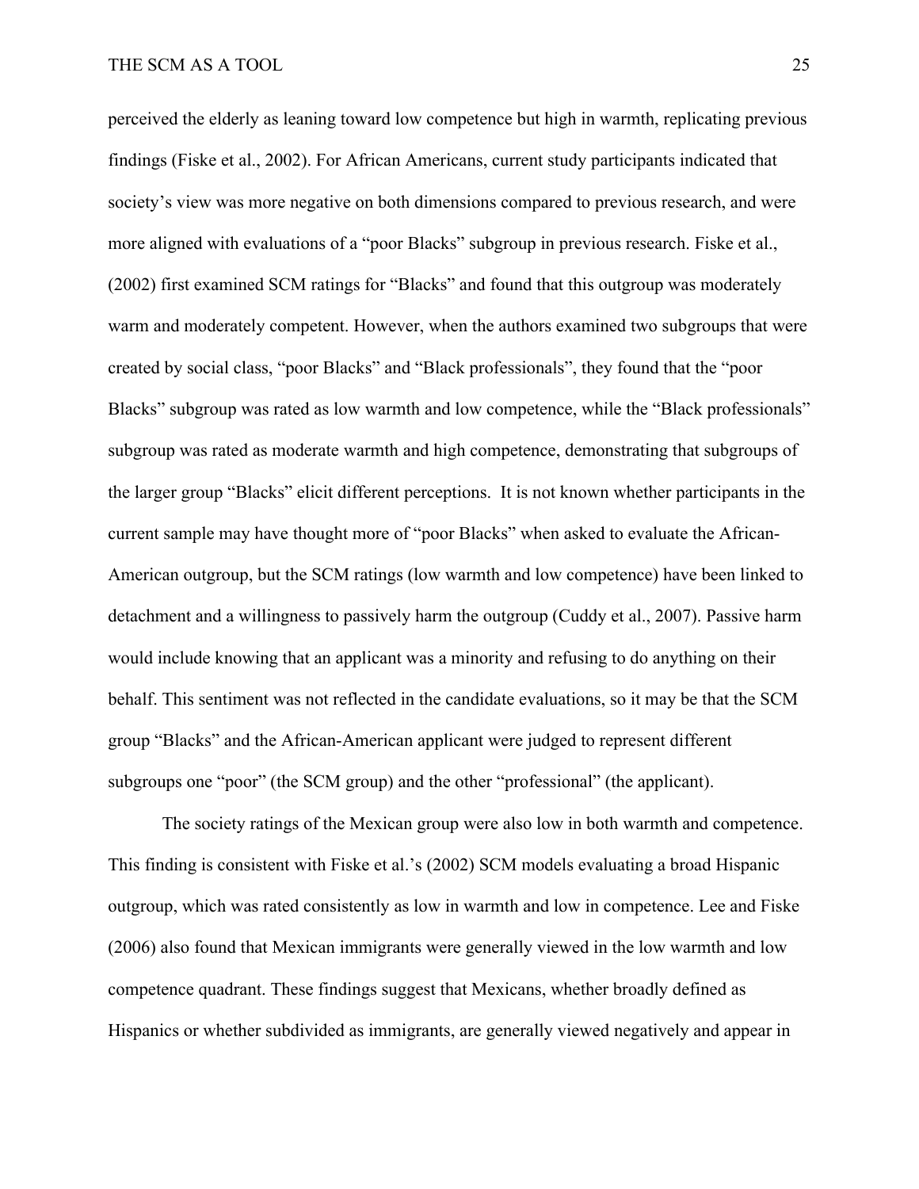perceived the elderly as leaning toward low competence but high in warmth, replicating previous findings (Fiske et al., 2002). For African Americans, current study participants indicated that society's view was more negative on both dimensions compared to previous research, and were more aligned with evaluations of a "poor Blacks" subgroup in previous research. Fiske et al., (2002) first examined SCM ratings for "Blacks" and found that this outgroup was moderately warm and moderately competent. However, when the authors examined two subgroups that were created by social class, "poor Blacks" and "Black professionals", they found that the "poor Blacks" subgroup was rated as low warmth and low competence, while the "Black professionals" subgroup was rated as moderate warmth and high competence, demonstrating that subgroups of the larger group "Blacks" elicit different perceptions. It is not known whether participants in the current sample may have thought more of "poor Blacks" when asked to evaluate the African-American outgroup, but the SCM ratings (low warmth and low competence) have been linked to detachment and a willingness to passively harm the outgroup (Cuddy et al., 2007). Passive harm would include knowing that an applicant was a minority and refusing to do anything on their behalf. This sentiment was not reflected in the candidate evaluations, so it may be that the SCM group "Blacks" and the African-American applicant were judged to represent different subgroups one "poor" (the SCM group) and the other "professional" (the applicant).

The society ratings of the Mexican group were also low in both warmth and competence. This finding is consistent with Fiske et al.'s (2002) SCM models evaluating a broad Hispanic outgroup, which was rated consistently as low in warmth and low in competence. Lee and Fiske (2006) also found that Mexican immigrants were generally viewed in the low warmth and low competence quadrant. These findings suggest that Mexicans, whether broadly defined as Hispanics or whether subdivided as immigrants, are generally viewed negatively and appear in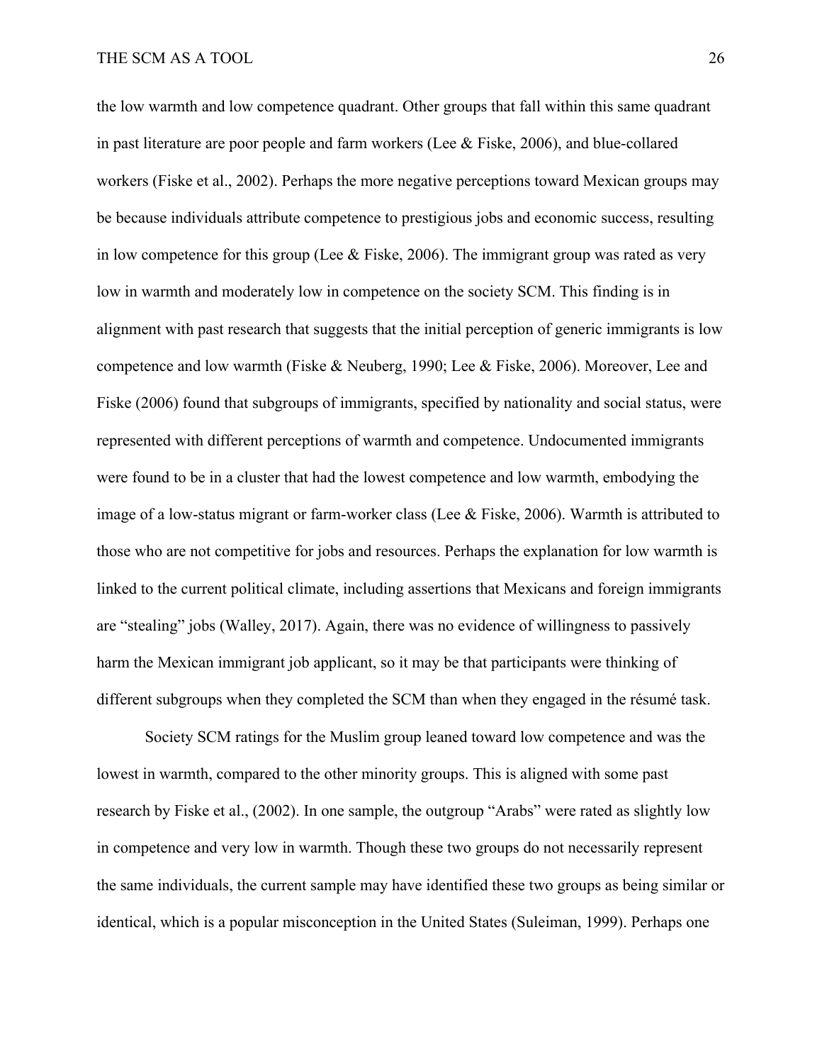the low warmth and low competence quadrant. Other groups that fall within this same quadrant in past literature are poor people and farm workers (Lee & Fiske, 2006), and blue-collared workers (Fiske et al., 2002). Perhaps the more negative perceptions toward Mexican groups may be because individuals attribute competence to prestigious jobs and economic success, resulting in low competence for this group (Lee & Fiske, 2006). The immigrant group was rated as very low in warmth and moderately low in competence on the society SCM. This finding is in alignment with past research that suggests that the initial perception of generic immigrants is low competence and low warmth (Fiske & Neuberg, 1990; Lee & Fiske, 2006). Moreover, Lee and Fiske (2006) found that subgroups of immigrants, specified by nationality and social status, were represented with different perceptions of warmth and competence. Undocumented immigrants were found to be in a cluster that had the lowest competence and low warmth, embodying the image of a low-status migrant or farm-worker class (Lee & Fiske, 2006). Warmth is attributed to those who are not competitive for jobs and resources. Perhaps the explanation for low warmth is linked to the current political climate, including assertions that Mexicans and foreign immigrants are "stealing" jobs (Walley, 2017). Again, there was no evidence of willingness to passively harm the Mexican immigrant job applicant, so it may be that participants were thinking of different subgroups when they completed the SCM than when they engaged in the résumé task.

Society SCM ratings for the Muslim group leaned toward low competence and was the lowest in warmth, compared to the other minority groups. This is aligned with some past research by Fiske et al., (2002). In one sample, the outgroup "Arabs" were rated as slightly low in competence and very low in warmth. Though these two groups do not necessarily represent the same individuals, the current sample may have identified these two groups as being similar or identical, which is a popular misconception in the United States (Suleiman, 1999). Perhaps one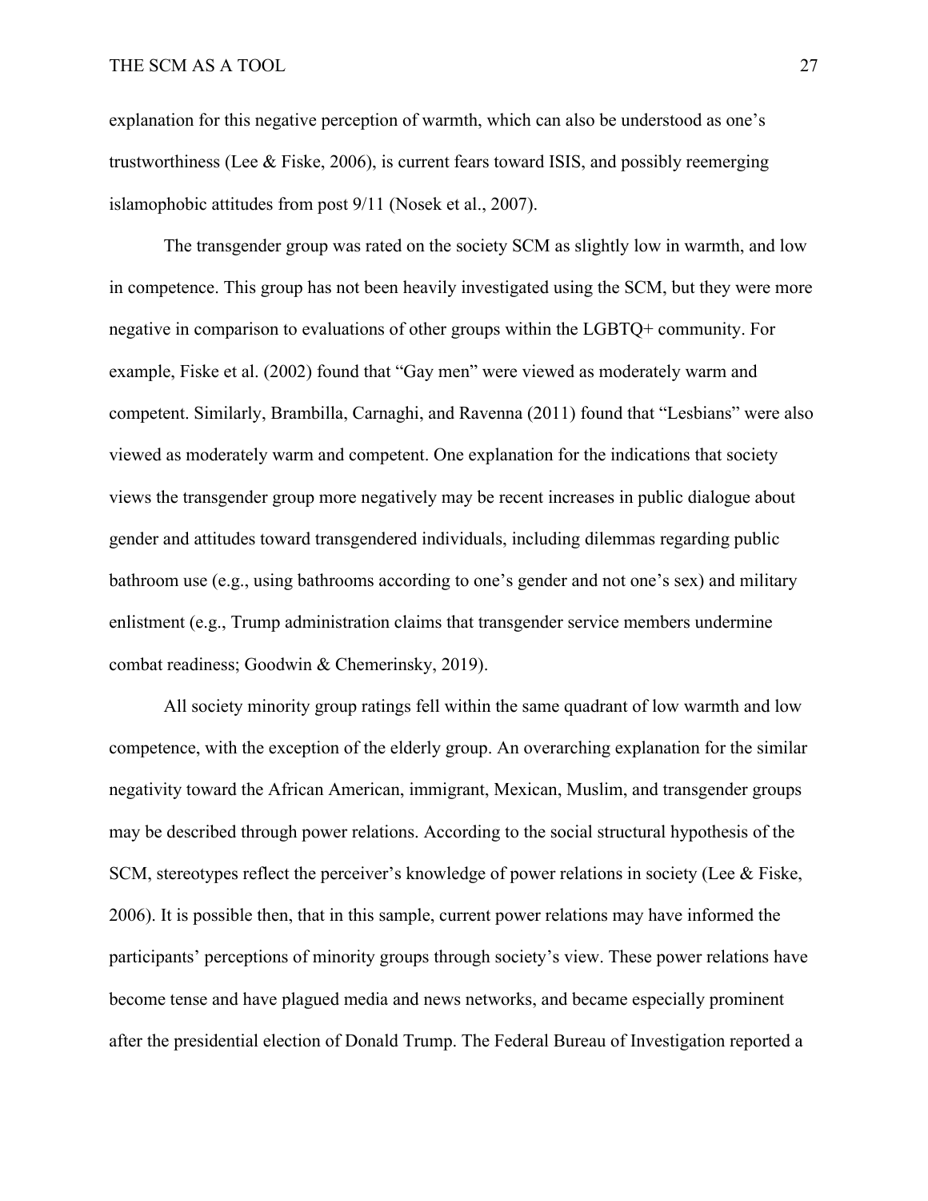explanation for this negative perception of warmth, which can also be understood as one's trustworthiness (Lee & Fiske, 2006), is current fears toward ISIS, and possibly reemerging islamophobic attitudes from post 9/11 (Nosek et al., 2007).

The transgender group was rated on the society SCM as slightly low in warmth, and low in competence. This group has not been heavily investigated using the SCM, but they were more negative in comparison to evaluations of other groups within the LGBTQ+ community. For example, Fiske et al. (2002) found that "Gay men" were viewed as moderately warm and competent. Similarly, Brambilla, Carnaghi, and Ravenna (2011) found that "Lesbians" were also viewed as moderately warm and competent. One explanation for the indications that society views the transgender group more negatively may be recent increases in public dialogue about gender and attitudes toward transgendered individuals, including dilemmas regarding public bathroom use (e.g., using bathrooms according to one's gender and not one's sex) and military enlistment (e.g., Trump administration claims that transgender service members undermine combat readiness; Goodwin & Chemerinsky, 2019).

All society minority group ratings fell within the same quadrant of low warmth and low competence, with the exception of the elderly group. An overarching explanation for the similar negativity toward the African American, immigrant, Mexican, Muslim, and transgender groups may be described through power relations. According to the social structural hypothesis of the SCM, stereotypes reflect the perceiver's knowledge of power relations in society (Lee & Fiske, 2006). It is possible then, that in this sample, current power relations may have informed the participants' perceptions of minority groups through society's view. These power relations have become tense and have plagued media and news networks, and became especially prominent after the presidential election of Donald Trump. The Federal Bureau of Investigation reported a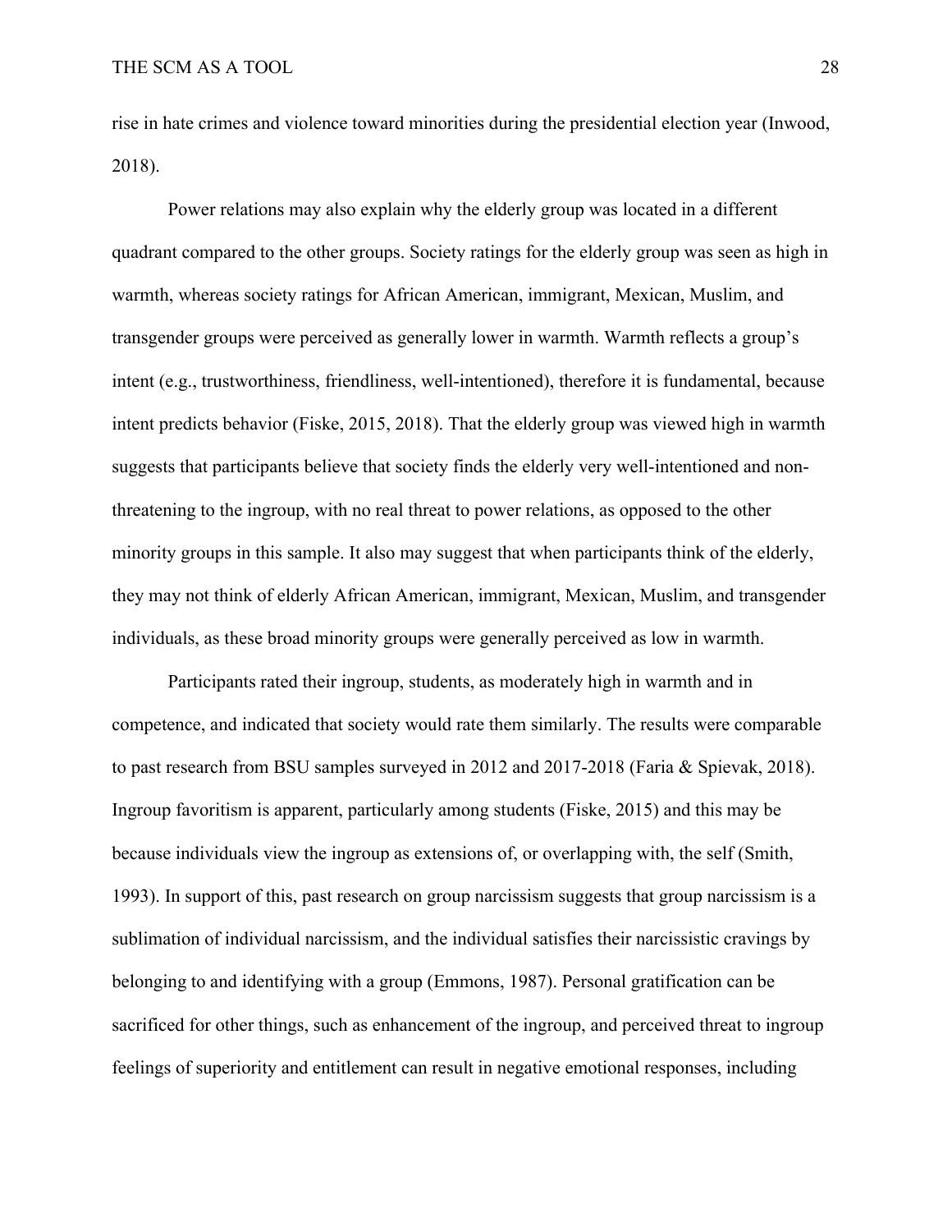rise in hate crimes and violence toward minorities during the presidential election year (Inwood, 2018).

Power relations may also explain why the elderly group was located in a different quadrant compared to the other groups. Society ratings for the elderly group was seen as high in warmth, whereas society ratings for African American, immigrant, Mexican, Muslim, and transgender groups were perceived as generally lower in warmth. Warmth reflects a group's intent (e.g., trustworthiness, friendliness, well-intentioned), therefore it is fundamental, because intent predicts behavior (Fiske, 2015, 2018). That the elderly group was viewed high in warmth suggests that participants believe that society finds the elderly very well-intentioned and non-threatening to the ingroup, with no real threat to power relations, as opposed to the other minority groups in this sample. It also may suggest that when participants think of the elderly, they may not think of elderly African American, immigrant, Mexican, Muslim, and transgender individuals, as these broad minority groups were generally perceived as low in warmth.

Participants rated their ingroup, students, as moderately high in warmth and in competence, and indicated that society would rate them similarly. The results were comparable to past research from BSU samples surveyed in 2012 and 2017-2018 (Faria & Spievak, 2018). Ingroup favoritism is apparent, particularly among students (Fiske, 2015) and this may be because individuals view the ingroup as extensions of, or overlapping with, the self (Smith, 1993). In support of this, past research on group narcissism suggests that group narcissism is a sublimation of individual narcissism, and the individual satisfies their narcissistic cravings by belonging to and identifying with a group (Emmons, 1987). Personal gratification can be sacrificed for other things, such as enhancement of the ingroup, and perceived threat to ingroup feelings of superiority and entitlement can result in negative emotional responses, including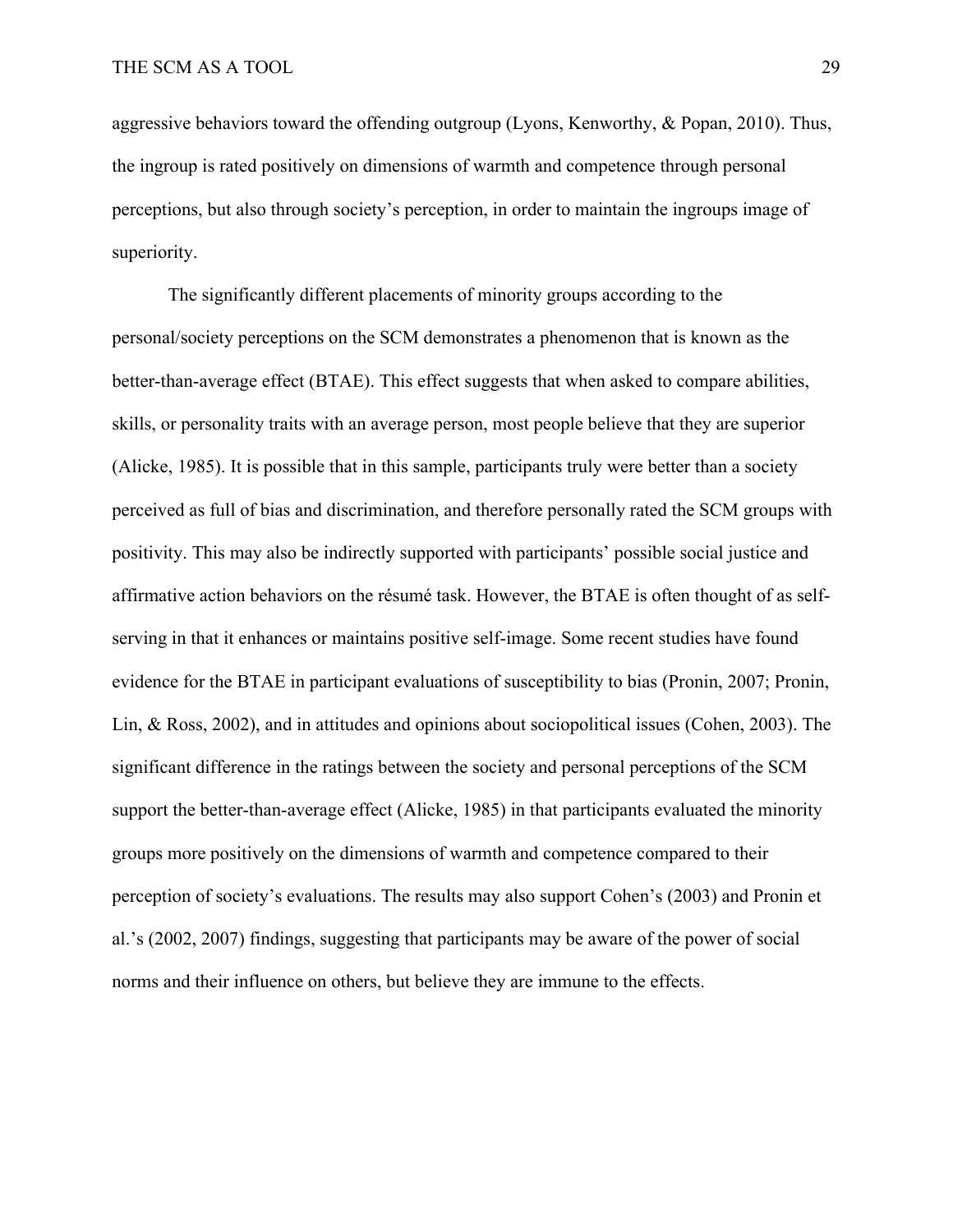aggressive behaviors toward the offending outgroup (Lyons, Kenworthy, & Popan, 2010). Thus, the ingroup is rated positively on dimensions of warmth and competence through personal perceptions, but also through society's perception, in order to maintain the ingroups image of superiority.

The significantly different placements of minority groups according to the personal/society perceptions on the SCM demonstrates a phenomenon that is known as the better-than-average effect (BTAE). This effect suggests that when asked to compare abilities, skills, or personality traits with an average person, most people believe that they are superior (Alicke, 1985). It is possible that in this sample, participants truly were better than a society perceived as full of bias and discrimination, and therefore personally rated the SCM groups with positivity. This may also be indirectly supported with participants' possible social justice and affirmative action behaviors on the résumé task. However, the BTAE is often thought of as self-serving in that it enhances or maintains positive self-image. Some recent studies have found evidence for the BTAE in participant evaluations of susceptibility to bias (Pronin, 2007; Pronin, Lin, & Ross, 2002), and in attitudes and opinions about sociopolitical issues (Cohen, 2003). The significant difference in the ratings between the society and personal perceptions of the SCM support the better-than-average effect (Alicke, 1985) in that participants evaluated the minority groups more positively on the dimensions of warmth and competence compared to their perception of society's evaluations. The results may also support Cohen's (2003) and Pronin et al.'s (2002, 2007) findings, suggesting that participants may be aware of the power of social norms and their influence on others, but believe they are immune to the effects.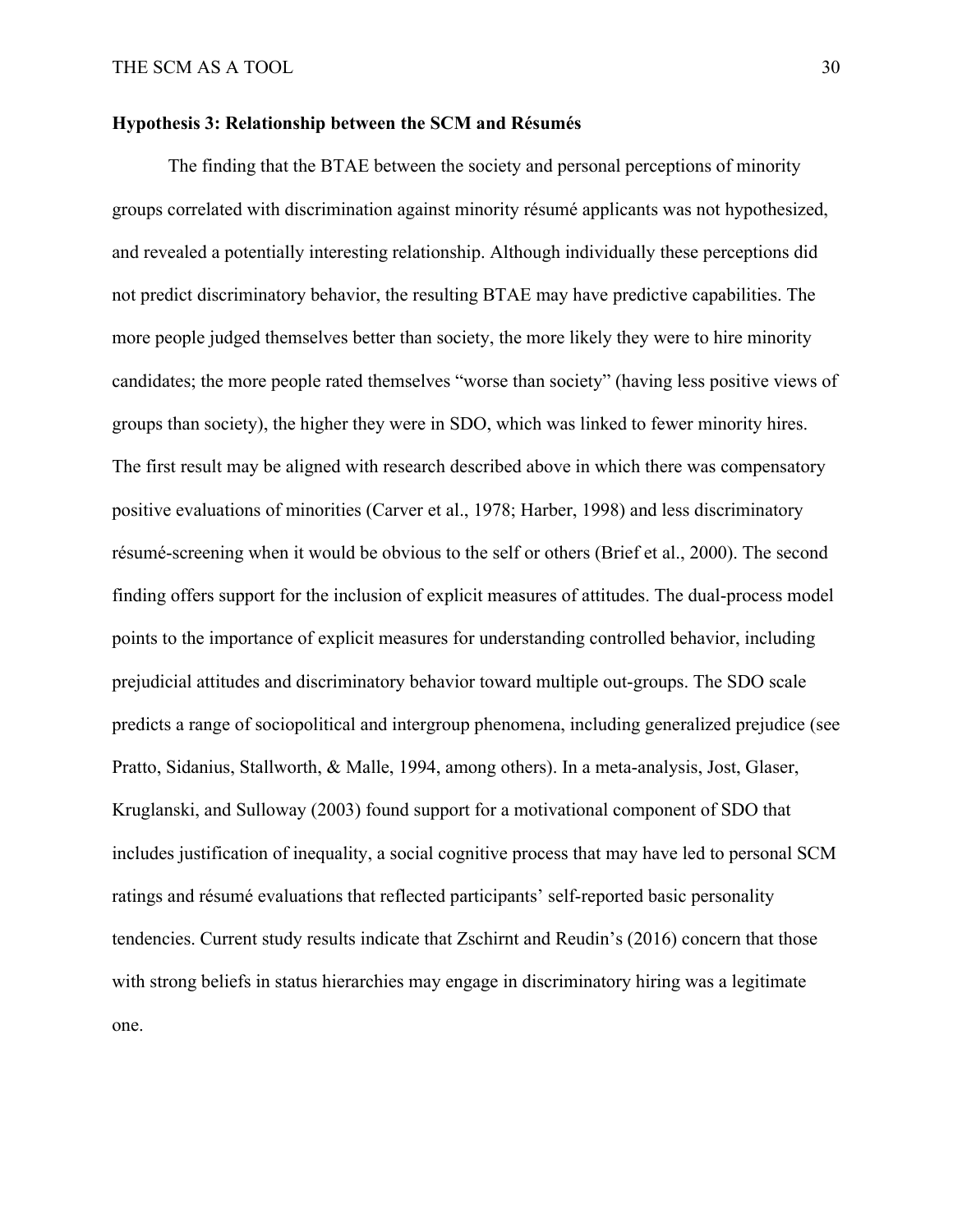**Hypothesis 3: Relationship between the SCM and Résumés**

The finding that the BTAE between the society and personal perceptions of minority groups correlated with discrimination against minority résumé applicants was not hypothesized, and revealed a potentially interesting relationship. Although individually these perceptions did not predict discriminatory behavior, the resulting BTAE may have predictive capabilities. The more people judged themselves better than society, the more likely they were to hire minority candidates; the more people rated themselves "worse than society" (having less positive views of groups than society), the higher they were in SDO, which was linked to fewer minority hires. The first result may be aligned with research described above in which there was compensatory positive evaluations of minorities (Carver et al., 1978; Harber, 1998) and less discriminatory résumé-screening when it would be obvious to the self or others (Brief et al., 2000). The second finding offers support for the inclusion of explicit measures of attitudes. The dual-process model points to the importance of explicit measures for understanding controlled behavior, including prejudicial attitudes and discriminatory behavior toward multiple out-groups. The SDO scale predicts a range of sociopolitical and intergroup phenomena, including generalized prejudice (see Pratto, Sidanius, Stallworth, & Malle, 1994, among others). In a meta-analysis, Jost, Glaser, Kruglanski, and Sulloway (2003) found support for a motivational component of SDO that includes justification of inequality, a social cognitive process that may have led to personal SCM ratings and résumé evaluations that reflected participants' self-reported basic personality tendencies. Current study results indicate that Zschirnt and Reudin's (2016) concern that those with strong beliefs in status hierarchies may engage in discriminatory hiring was a legitimate one.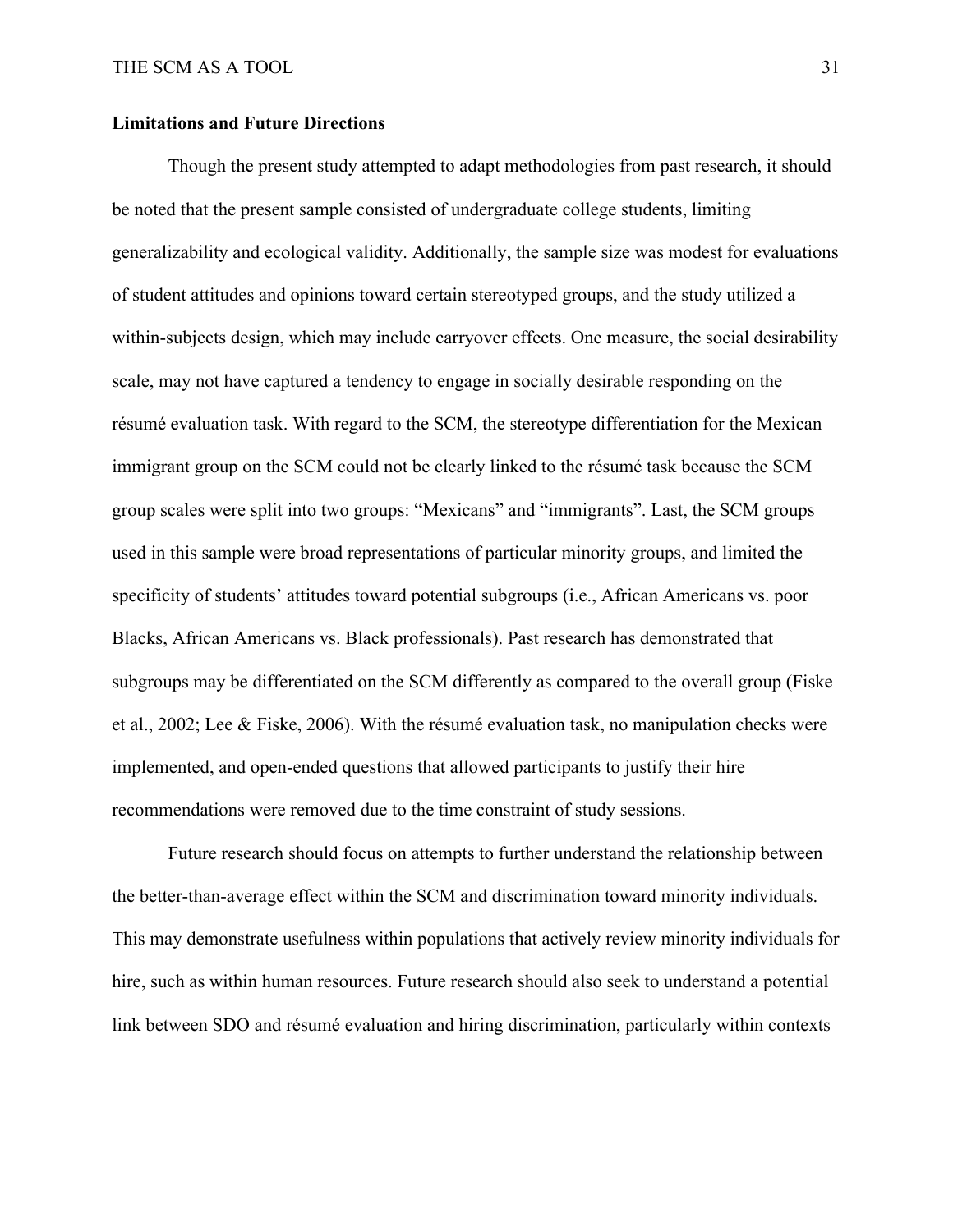**Limitations and Future Directions**

Though the present study attempted to adapt methodologies from past research, it should be noted that the present sample consisted of undergraduate college students, limiting generalizability and ecological validity. Additionally, the sample size was modest for evaluations of student attitudes and opinions toward certain stereotyped groups, and the study utilized a within-subjects design, which may include carryover effects. One measure, the social desirability scale, may not have captured a tendency to engage in socially desirable responding on the résumé evaluation task. With regard to the SCM, the stereotype differentiation for the Mexican immigrant group on the SCM could not be clearly linked to the résumé task because the SCM group scales were split into two groups: "Mexicans" and "immigrants". Last, the SCM groups used in this sample were broad representations of particular minority groups, and limited the specificity of students' attitudes toward potential subgroups (i.e., African Americans vs. poor Blacks, African Americans vs. Black professionals). Past research has demonstrated that subgroups may be differentiated on the SCM differently as compared to the overall group (Fiske et al., 2002; Lee & Fiske, 2006). With the résumé evaluation task, no manipulation checks were implemented, and open-ended questions that allowed participants to justify their hire recommendations were removed due to the time constraint of study sessions.

Future research should focus on attempts to further understand the relationship between the better-than-average effect within the SCM and discrimination toward minority individuals. This may demonstrate usefulness within populations that actively review minority individuals for hire, such as within human resources. Future research should also seek to understand a potential link between SDO and résumé evaluation and hiring discrimination, particularly within contexts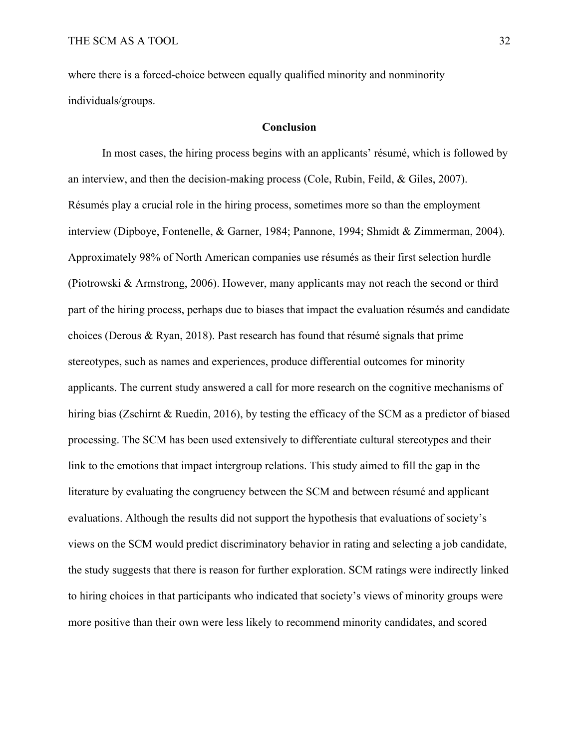where there is a forced-choice between equally qualified minority and nonminority individuals/groups.

## Conclusion

In most cases, the hiring process begins with an applicants' résumé, which is followed by an interview, and then the decision-making process (Cole, Rubin, Feild, & Giles, 2007). Résumés play a crucial role in the hiring process, sometimes more so than the employment interview (Dipboye, Fontenelle, & Garner, 1984; Pannone, 1994; Shmidt & Zimmerman, 2004). Approximately 98% of North American companies use résumés as their first selection hurdle (Piotrowski & Armstrong, 2006). However, many applicants may not reach the second or third part of the hiring process, perhaps due to biases that impact the evaluation résumés and candidate choices (Derous & Ryan, 2018). Past research has found that résumé signals that prime stereotypes, such as names and experiences, produce differential outcomes for minority applicants. The current study answered a call for more research on the cognitive mechanisms of hiring bias (Zschirnt & Ruedin, 2016), by testing the efficacy of the SCM as a predictor of biased processing. The SCM has been used extensively to differentiate cultural stereotypes and their link to the emotions that impact intergroup relations. This study aimed to fill the gap in the literature by evaluating the congruency between the SCM and between résumé and applicant evaluations. Although the results did not support the hypothesis that evaluations of society's views on the SCM would predict discriminatory behavior in rating and selecting a job candidate, the study suggests that there is reason for further exploration. SCM ratings were indirectly linked to hiring choices in that participants who indicated that society's views of minority groups were more positive than their own were less likely to recommend minority candidates, and scored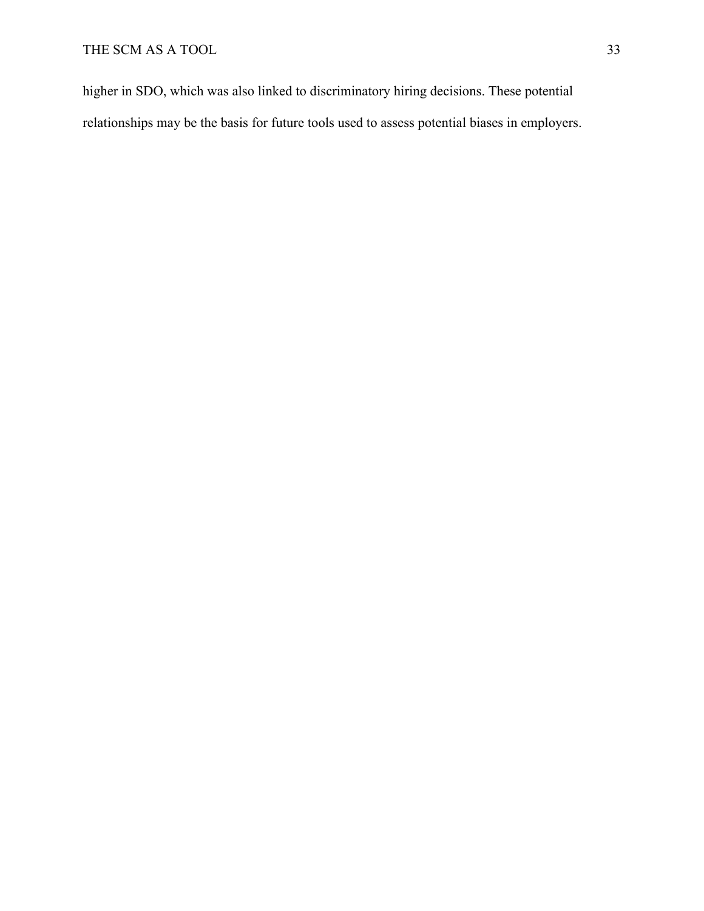higher in SDO, which was also linked to discriminatory hiring decisions. These potential relationships may be the basis for future tools used to assess potential biases in employers.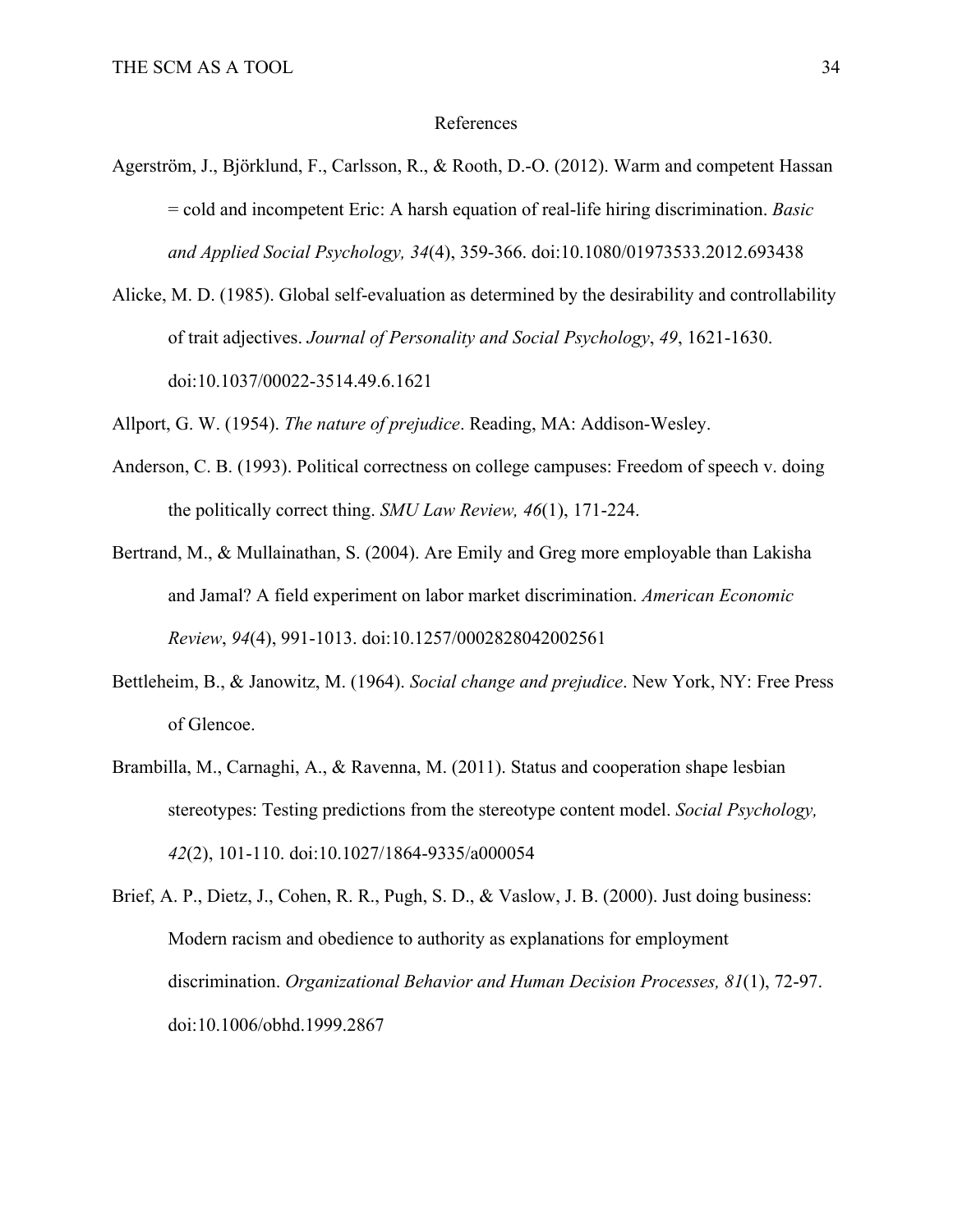# References

Agerström, J., Björklund, F., Carlsson, R., & Rooth, D.-O. (2012). Warm and competent Hassan = cold and incompetent Eric: A harsh equation of real-life hiring discrimination. *Basic and Applied Social Psychology, 34*(4), 359-366. doi:10.1080/01973533.2012.693438

Alicke, M. D. (1985). Global self-evaluation as determined by the desirability and controllability of trait adjectives. *Journal of Personality and Social Psychology*, *49*, 1621-1630. doi:10.1037/00022-3514.49.6.1621

Allport, G. W. (1954). *The nature of prejudice*. Reading, MA: Addison-Wesley.

Anderson, C. B. (1993). Political correctness on college campuses: Freedom of speech v. doing the politically correct thing. *SMU Law Review, 46*(1), 171-224.

Bertrand, M., & Mullainathan, S. (2004). Are Emily and Greg more employable than Lakisha and Jamal? A field experiment on labor market discrimination. *American Economic Review*, *94*(4), 991-1013. doi:10.1257/0002828042002561

Bettleheim, B., & Janowitz, M. (1964). *Social change and prejudice*. New York, NY: Free Press of Glencoe.

Brambilla, M., Carnaghi, A., & Ravenna, M. (2011). Status and cooperation shape lesbian stereotypes: Testing predictions from the stereotype content model. *Social Psychology, 42*(2), 101-110. doi:10.1027/1864-9335/a000054

Brief, A. P., Dietz, J., Cohen, R. R., Pugh, S. D., & Vaslow, J. B. (2000). Just doing business: Modern racism and obedience to authority as explanations for employment discrimination. *Organizational Behavior and Human Decision Processes, 81*(1), 72-97. doi:10.1006/obhd.1999.2867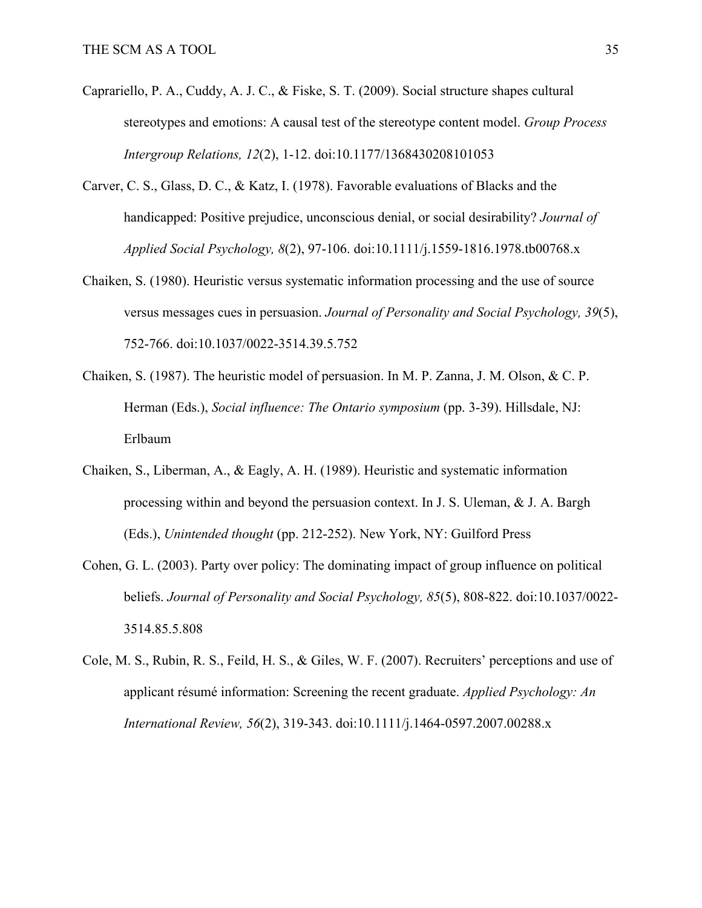Caprariello, P. A., Cuddy, A. J. C., & Fiske, S. T. (2009). Social structure shapes cultural stereotypes and emotions: A causal test of the stereotype content model. *Group Process Intergroup Relations, 12*(2), 1-12. doi:10.1177/1368430208101053

Carver, C. S., Glass, D. C., & Katz, I. (1978). Favorable evaluations of Blacks and the handicapped: Positive prejudice, unconscious denial, or social desirability? *Journal of Applied Social Psychology, 8*(2), 97-106. doi:10.1111/j.1559-1816.1978.tb00768.x

Chaiken, S. (1980). Heuristic versus systematic information processing and the use of source versus messages cues in persuasion. *Journal of Personality and Social Psychology, 39*(5), 752-766. doi:10.1037/0022-3514.39.5.752

Chaiken, S. (1987). The heuristic model of persuasion. In M. P. Zanna, J. M. Olson, & C. P. Herman (Eds.), *Social influence: The Ontario symposium* (pp. 3-39). Hillsdale, NJ: Erlbaum

Chaiken, S., Liberman, A., & Eagly, A. H. (1989). Heuristic and systematic information processing within and beyond the persuasion context. In J. S. Uleman, & J. A. Bargh (Eds.), *Unintended thought* (pp. 212-252). New York, NY: Guilford Press

Cohen, G. L. (2003). Party over policy: The dominating impact of group influence on political beliefs. *Journal of Personality and Social Psychology, 85*(5), 808-822. doi:10.1037/0022-3514.85.5.808

Cole, M. S., Rubin, R. S., Feild, H. S., & Giles, W. F. (2007). Recruiters' perceptions and use of applicant résumé information: Screening the recent graduate. *Applied Psychology: An International Review, 56*(2), 319-343. doi:10.1111/j.1464-0597.2007.00288.x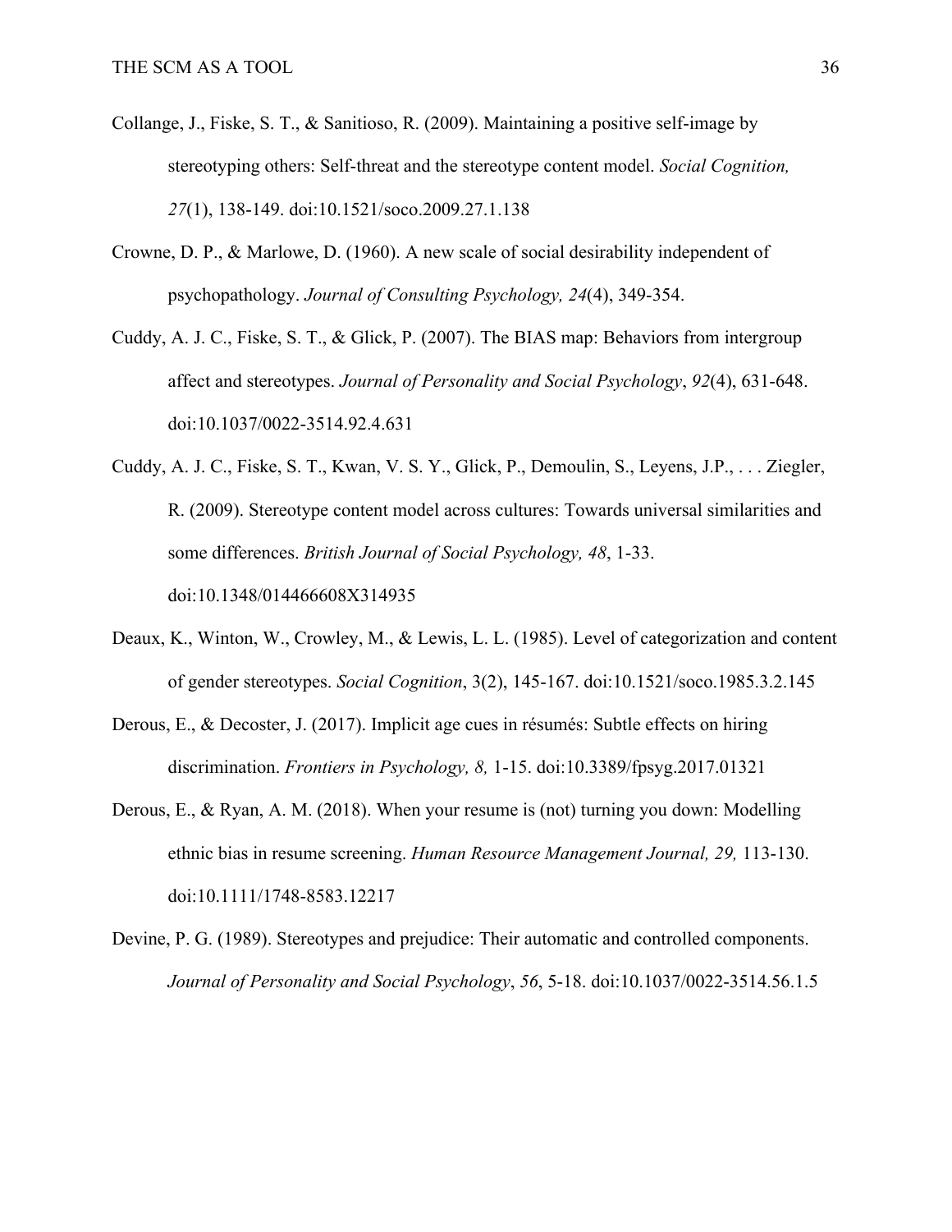Collange, J., Fiske, S. T., & Sanitioso, R. (2009). Maintaining a positive self-image by stereotyping others: Self-threat and the stereotype content model. *Social Cognition, 27*(1), 138-149. doi:10.1521/soco.2009.27.1.138

Crowne, D. P., & Marlowe, D. (1960). A new scale of social desirability independent of psychopathology. *Journal of Consulting Psychology, 24*(4), 349-354.

Cuddy, A. J. C., Fiske, S. T., & Glick, P. (2007). The BIAS map: Behaviors from intergroup affect and stereotypes. *Journal of Personality and Social Psychology*, *92*(4), 631-648. doi:10.1037/0022-3514.92.4.631

Cuddy, A. J. C., Fiske, S. T., Kwan, V. S. Y., Glick, P., Demoulin, S., Leyens, J.P., . . . Ziegler, R. (2009). Stereotype content model across cultures: Towards universal similarities and some differences. *British Journal of Social Psychology, 48*, 1-33. doi:10.1348/014466608X314935

Deaux, K., Winton, W., Crowley, M., & Lewis, L. L. (1985). Level of categorization and content of gender stereotypes. *Social Cognition*, 3(2), 145-167. doi:10.1521/soco.1985.3.2.145

Derous, E., & Decoster, J. (2017). Implicit age cues in résumés: Subtle effects on hiring discrimination. *Frontiers in Psychology, 8,* 1-15. doi:10.3389/fpsyg.2017.01321

Derous, E., & Ryan, A. M. (2018). When your resume is (not) turning you down: Modelling ethnic bias in resume screening. *Human Resource Management Journal, 29,* 113-130. doi:10.1111/1748-8583.12217

Devine, P. G. (1989). Stereotypes and prejudice: Their automatic and controlled components. *Journal of Personality and Social Psychology*, *56*, 5-18. doi:10.1037/0022-3514.56.1.5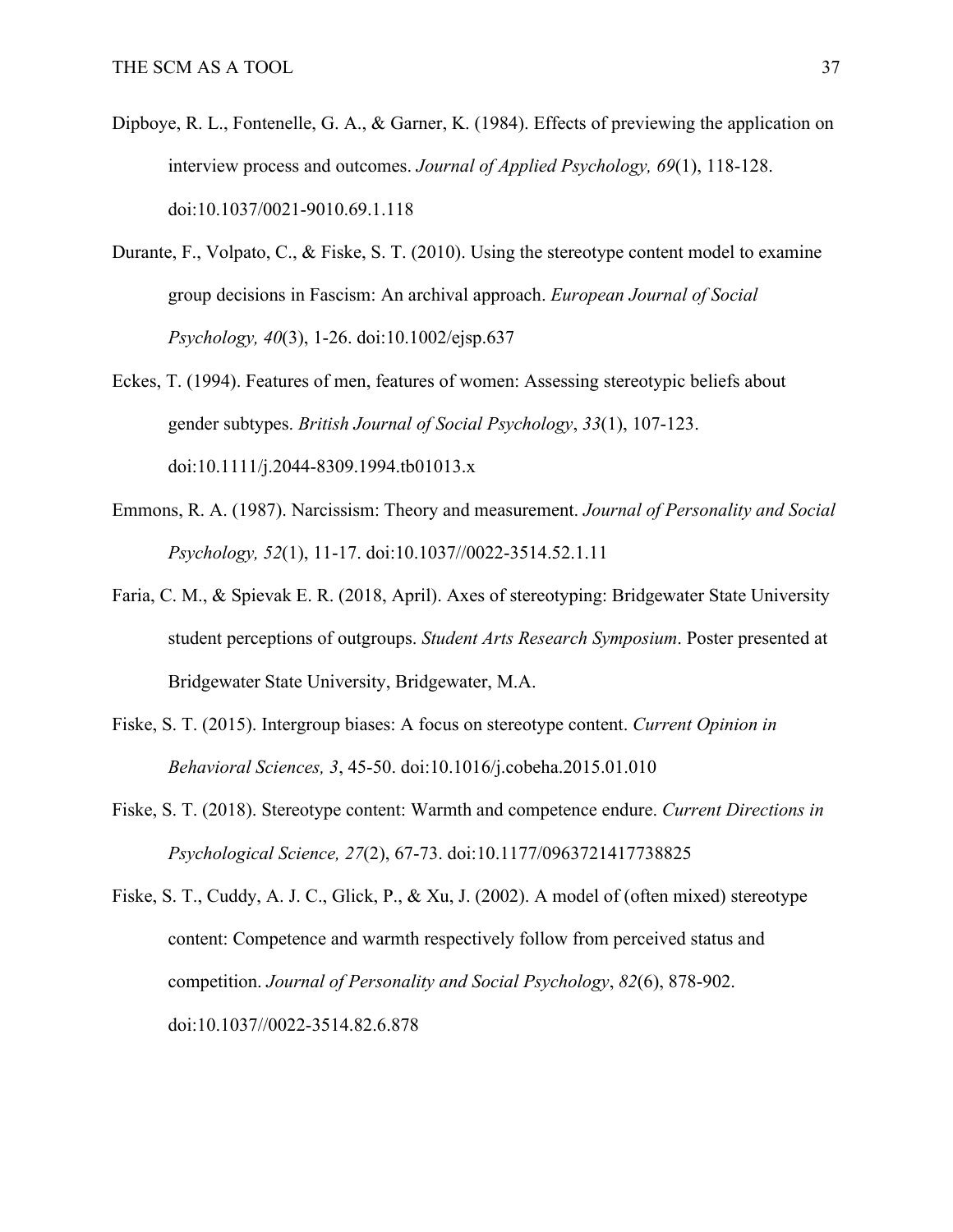Dipboye, R. L., Fontenelle, G. A., & Garner, K. (1984). Effects of previewing the application on interview process and outcomes. *Journal of Applied Psychology, 69*(1), 118-128. doi:10.1037/0021-9010.69.1.118

Durante, F., Volpato, C., & Fiske, S. T. (2010). Using the stereotype content model to examine group decisions in Fascism: An archival approach. *European Journal of Social Psychology, 40*(3), 1-26. doi:10.1002/ejsp.637

Eckes, T. (1994). Features of men, features of women: Assessing stereotypic beliefs about gender subtypes. *British Journal of Social Psychology*, *33*(1), 107-123. doi:10.1111/j.2044-8309.1994.tb01013.x

Emmons, R. A. (1987). Narcissism: Theory and measurement. *Journal of Personality and Social Psychology, 52*(1), 11-17. doi:10.1037//0022-3514.52.1.11

Faria, C. M., & Spievak E. R. (2018, April). Axes of stereotyping: Bridgewater State University student perceptions of outgroups. *Student Arts Research Symposium*. Poster presented at Bridgewater State University, Bridgewater, M.A.

Fiske, S. T. (2015). Intergroup biases: A focus on stereotype content. *Current Opinion in Behavioral Sciences, 3*, 45-50. doi:10.1016/j.cobeha.2015.01.010

Fiske, S. T. (2018). Stereotype content: Warmth and competence endure. *Current Directions in Psychological Science, 27*(2), 67-73. doi:10.1177/0963721417738825

Fiske, S. T., Cuddy, A. J. C., Glick, P., & Xu, J. (2002). A model of (often mixed) stereotype content: Competence and warmth respectively follow from perceived status and competition. *Journal of Personality and Social Psychology*, *82*(6), 878-902. doi:10.1037//0022-3514.82.6.878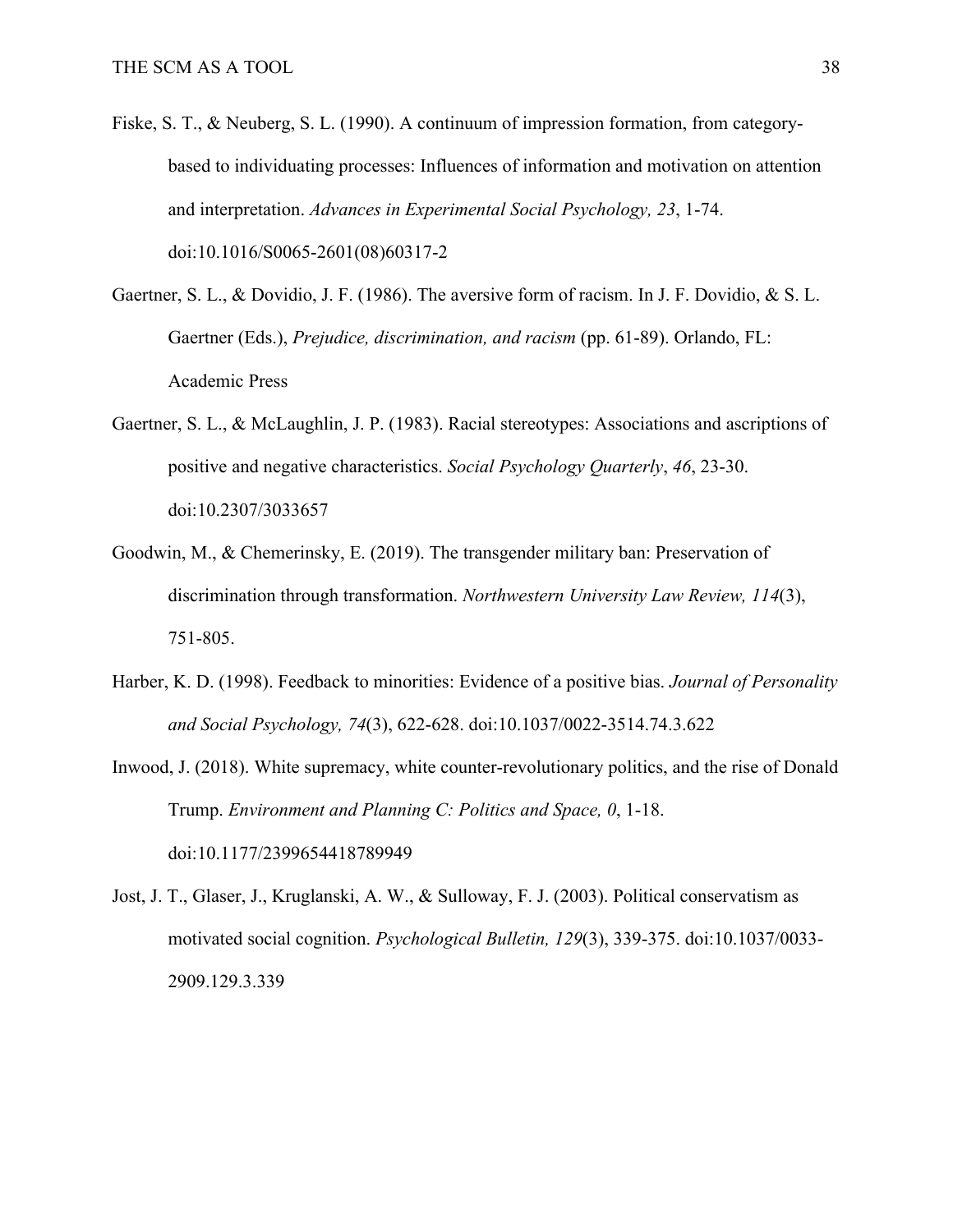Fiske, S. T., & Neuberg, S. L. (1990). A continuum of impression formation, from category-based to individuating processes: Influences of information and motivation on attention and interpretation. *Advances in Experimental Social Psychology, 23*, 1-74. doi:10.1016/S0065-2601(08)60317-2

Gaertner, S. L., & Dovidio, J. F. (1986). The aversive form of racism. In J. F. Dovidio, & S. L. Gaertner (Eds.), *Prejudice, discrimination, and racism* (pp. 61-89). Orlando, FL: Academic Press

Gaertner, S. L., & McLaughlin, J. P. (1983). Racial stereotypes: Associations and ascriptions of positive and negative characteristics. *Social Psychology Quarterly*, *46*, 23-30. doi:10.2307/3033657

Goodwin, M., & Chemerinsky, E. (2019). The transgender military ban: Preservation of discrimination through transformation. *Northwestern University Law Review, 114*(3), 751-805.

Harber, K. D. (1998). Feedback to minorities: Evidence of a positive bias. *Journal of Personality and Social Psychology, 74*(3), 622-628. doi:10.1037/0022-3514.74.3.622

Inwood, J. (2018). White supremacy, white counter-revolutionary politics, and the rise of Donald Trump. *Environment and Planning C: Politics and Space, 0*, 1-18. doi:10.1177/2399654418789949

Jost, J. T., Glaser, J., Kruglanski, A. W., & Sulloway, F. J. (2003). Political conservatism as motivated social cognition. *Psychological Bulletin, 129*(3), 339-375. doi:10.1037/0033-2909.129.3.339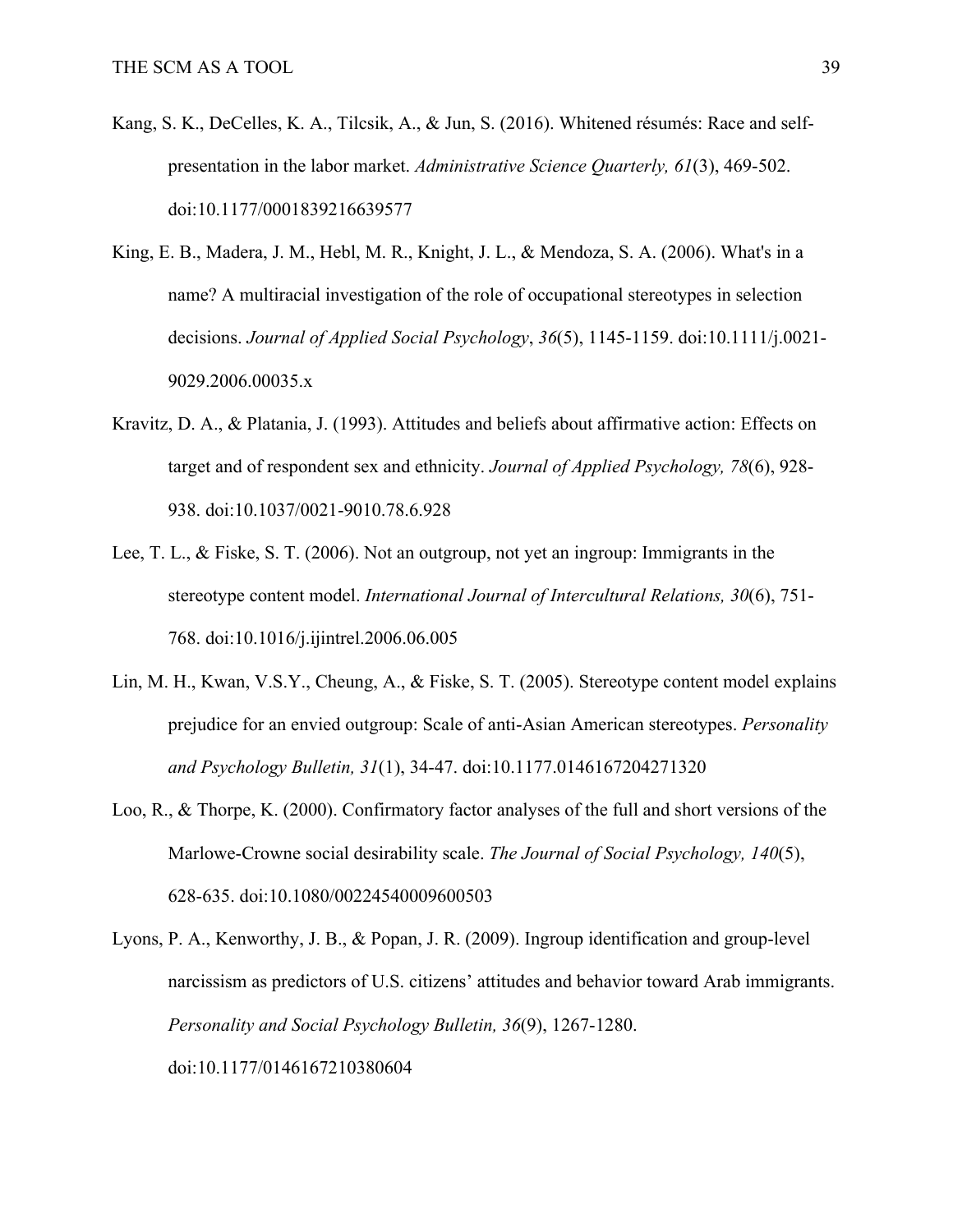Kang, S. K., DeCelles, K. A., Tilcsik, A., & Jun, S. (2016). Whitened résumés: Race and self-presentation in the labor market. *Administrative Science Quarterly, 61*(3), 469-502. doi:10.1177/0001839216639577

King, E. B., Madera, J. M., Hebl, M. R., Knight, J. L., & Mendoza, S. A. (2006). What's in a name? A multiracial investigation of the role of occupational stereotypes in selection decisions. *Journal of Applied Social Psychology*, *36*(5), 1145-1159. doi:10.1111/j.0021-9029.2006.00035.x

Kravitz, D. A., & Platania, J. (1993). Attitudes and beliefs about affirmative action: Effects on target and of respondent sex and ethnicity. *Journal of Applied Psychology, 78*(6), 928-938. doi:10.1037/0021-9010.78.6.928

Lee, T. L., & Fiske, S. T. (2006). Not an outgroup, not yet an ingroup: Immigrants in the stereotype content model. *International Journal of Intercultural Relations, 30*(6), 751-768. doi:10.1016/j.ijintrel.2006.06.005

Lin, M. H., Kwan, V.S.Y., Cheung, A., & Fiske, S. T. (2005). Stereotype content model explains prejudice for an envied outgroup: Scale of anti-Asian American stereotypes. *Personality and Psychology Bulletin, 31*(1), 34-47. doi:10.1177.0146167204271320

Loo, R., & Thorpe, K. (2000). Confirmatory factor analyses of the full and short versions of the Marlowe-Crowne social desirability scale. *The Journal of Social Psychology, 140*(5), 628-635. doi:10.1080/00224540009600503

Lyons, P. A., Kenworthy, J. B., & Popan, J. R. (2009). Ingroup identification and group-level narcissism as predictors of U.S. citizens' attitudes and behavior toward Arab immigrants. *Personality and Social Psychology Bulletin, 36*(9), 1267-1280. doi:10.1177/0146167210380604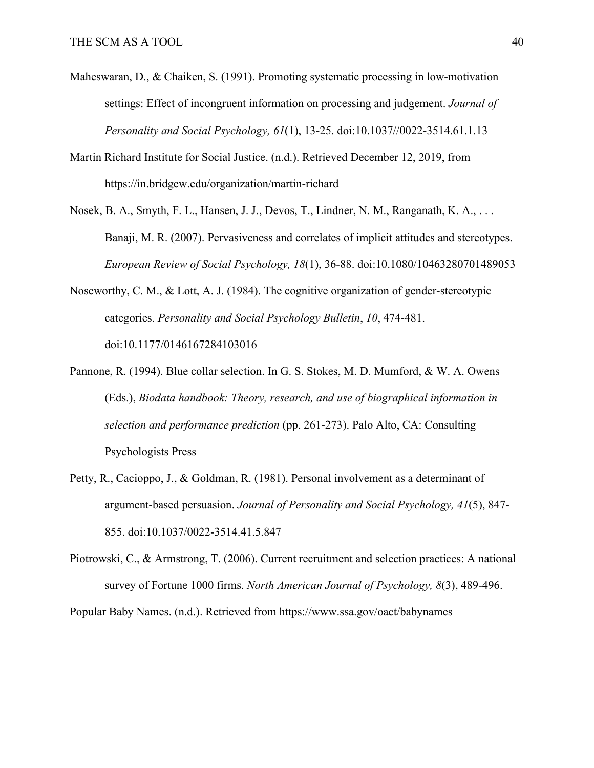Maheswaran, D., & Chaiken, S. (1991). Promoting systematic processing in low-motivation settings: Effect of incongruent information on processing and judgement. *Journal of Personality and Social Psychology, 61*(1), 13-25. doi:10.1037//0022-3514.61.1.13

Martin Richard Institute for Social Justice. (n.d.). Retrieved December 12, 2019, from https://in.bridgew.edu/organization/martin-richard

Nosek, B. A., Smyth, F. L., Hansen, J. J., Devos, T., Lindner, N. M., Ranganath, K. A., . . . Banaji, M. R. (2007). Pervasiveness and correlates of implicit attitudes and stereotypes. *European Review of Social Psychology, 18*(1), 36-88. doi:10.1080/10463280701489053

Noseworthy, C. M., & Lott, A. J. (1984). The cognitive organization of gender-stereotypic categories. *Personality and Social Psychology Bulletin*, *10*, 474-481. doi:10.1177/0146167284103016

Pannone, R. (1994). Blue collar selection. In G. S. Stokes, M. D. Mumford, & W. A. Owens (Eds.), *Biodata handbook: Theory, research, and use of biographical information in selection and performance prediction* (pp. 261-273). Palo Alto, CA: Consulting Psychologists Press

Petty, R., Cacioppo, J., & Goldman, R. (1981). Personal involvement as a determinant of argument-based persuasion. *Journal of Personality and Social Psychology, 41*(5), 847-855. doi:10.1037/0022-3514.41.5.847

Piotrowski, C., & Armstrong, T. (2006). Current recruitment and selection practices: A national survey of Fortune 1000 firms. *North American Journal of Psychology, 8*(3), 489-496.

Popular Baby Names. (n.d.). Retrieved from https://www.ssa.gov/oact/babynames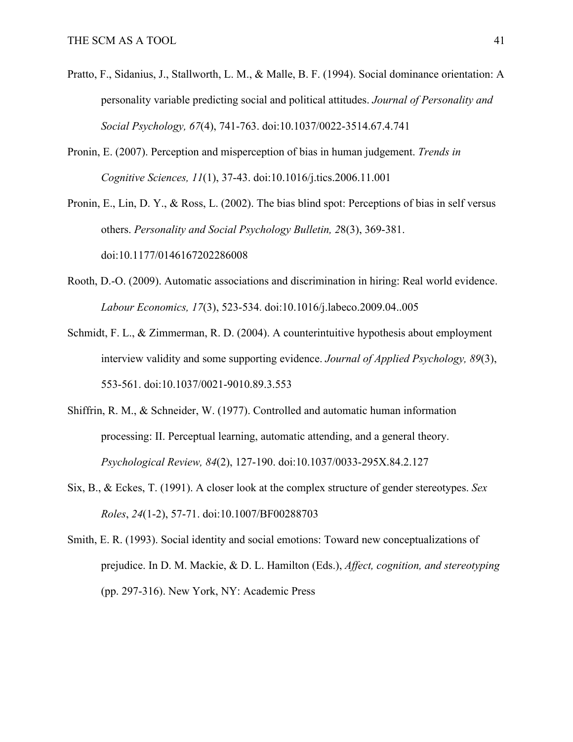Pratto, F., Sidanius, J., Stallworth, L. M., & Malle, B. F. (1994). Social dominance orientation: A personality variable predicting social and political attitudes. *Journal of Personality and Social Psychology, 67*(4), 741-763. doi:10.1037/0022-3514.67.4.741

Pronin, E. (2007). Perception and misperception of bias in human judgement. *Trends in Cognitive Sciences, 11*(1), 37-43. doi:10.1016/j.tics.2006.11.001

Pronin, E., Lin, D. Y., & Ross, L. (2002). The bias blind spot: Perceptions of bias in self versus others. *Personality and Social Psychology Bulletin, 2*8(3), 369-381. doi:10.1177/0146167202286008

Rooth, D.-O. (2009). Automatic associations and discrimination in hiring: Real world evidence. *Labour Economics, 17*(3), 523-534. doi:10.1016/j.labeco.2009.04..005

Schmidt, F. L., & Zimmerman, R. D. (2004). A counterintuitive hypothesis about employment interview validity and some supporting evidence. *Journal of Applied Psychology, 89*(3), 553-561. doi:10.1037/0021-9010.89.3.553

Shiffrin, R. M., & Schneider, W. (1977). Controlled and automatic human information processing: II. Perceptual learning, automatic attending, and a general theory. *Psychological Review, 84*(2), 127-190. doi:10.1037/0033-295X.84.2.127

Six, B., & Eckes, T. (1991). A closer look at the complex structure of gender stereotypes. *Sex Roles*, *24*(1-2), 57-71. doi:10.1007/BF00288703

Smith, E. R. (1993). Social identity and social emotions: Toward new conceptualizations of prejudice. In D. M. Mackie, & D. L. Hamilton (Eds.), *Affect, cognition, and stereotyping* (pp. 297-316). New York, NY: Academic Press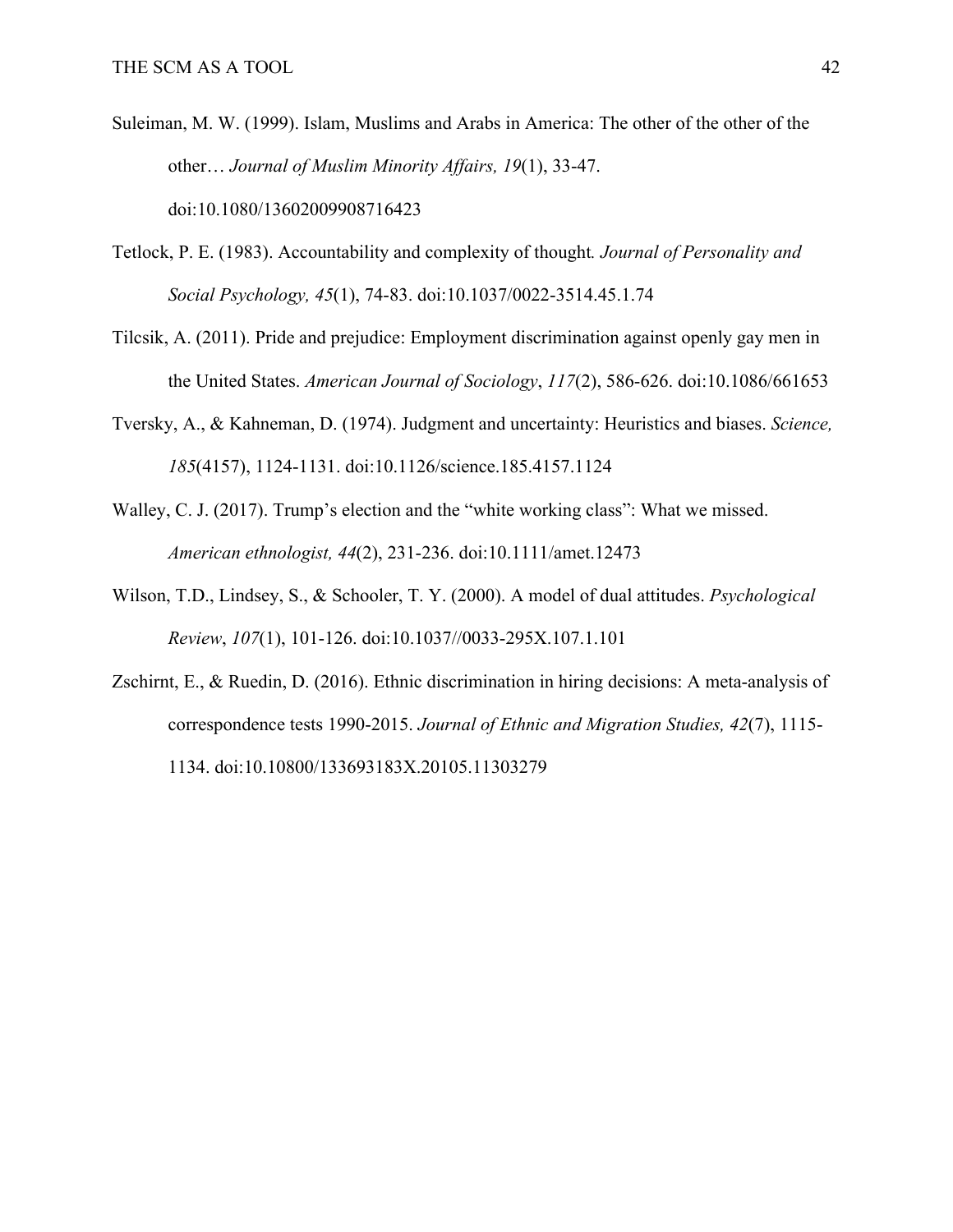Suleiman, M. W. (1999). Islam, Muslims and Arabs in America: The other of the other of the other… *Journal of Muslim Minority Affairs, 19*(1), 33-47. doi:10.1080/13602009908716423

Tetlock, P. E. (1983). Accountability and complexity of thought*. Journal of Personality and Social Psychology, 45*(1), 74-83. doi:10.1037/0022-3514.45.1.74

Tilcsik, A. (2011). Pride and prejudice: Employment discrimination against openly gay men in the United States. *American Journal of Sociology*, *117*(2), 586-626. doi:10.1086/661653

Tversky, A., & Kahneman, D. (1974). Judgment and uncertainty: Heuristics and biases. *Science, 185*(4157), 1124-1131. doi:10.1126/science.185.4157.1124

Walley, C. J. (2017). Trump's election and the "white working class": What we missed. *American ethnologist, 44*(2), 231-236. doi:10.1111/amet.12473

Wilson, T.D., Lindsey, S., & Schooler, T. Y. (2000). A model of dual attitudes. *Psychological Review*, *107*(1), 101-126. doi:10.1037//0033-295X.107.1.101

Zschirnt, E., & Ruedin, D. (2016). Ethnic discrimination in hiring decisions: A meta-analysis of correspondence tests 1990-2015. *Journal of Ethnic and Migration Studies, 42*(7), 1115-1134. doi:10.10800/133693183X.20105.11303279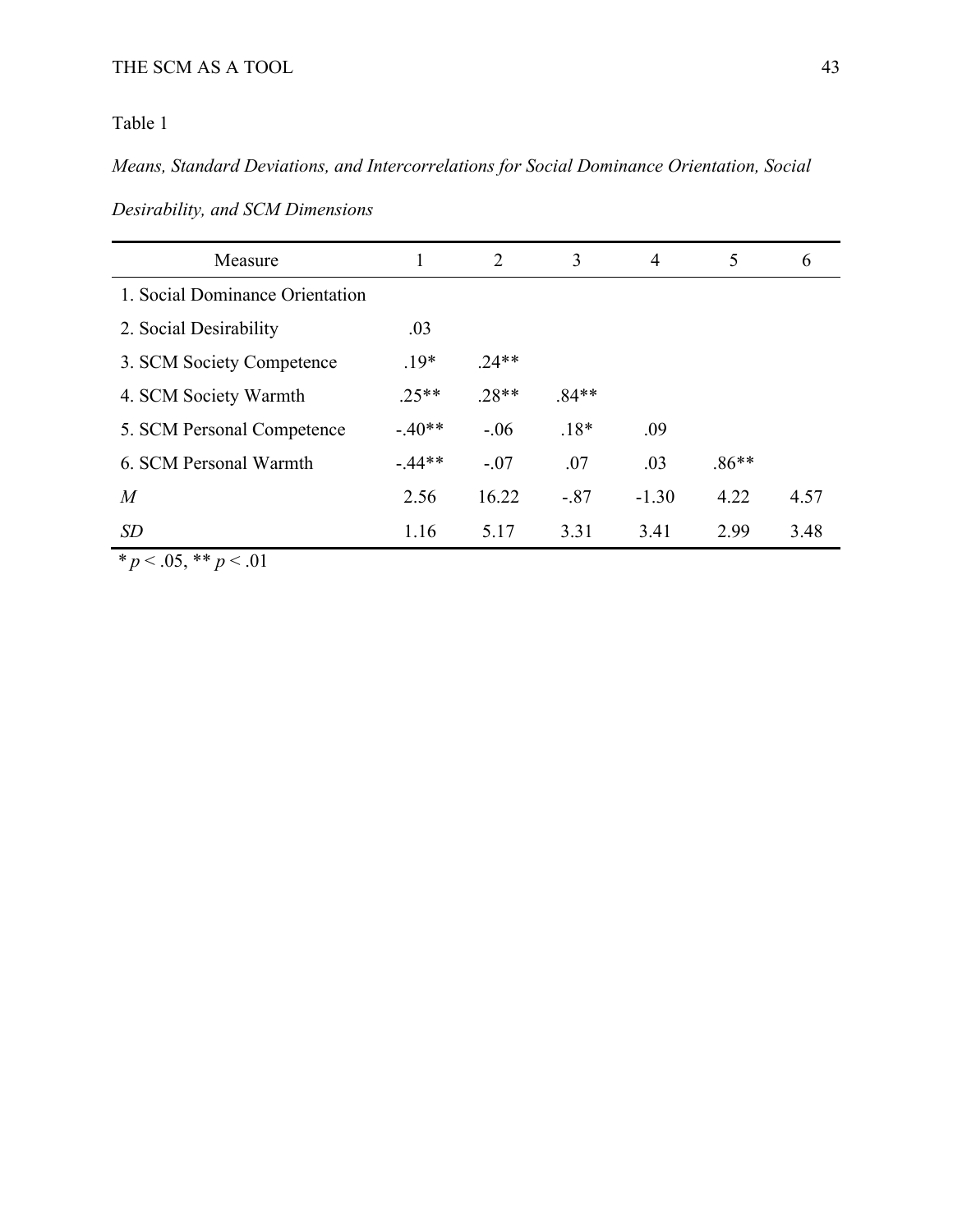Table 1

*Means, Standard Deviations, and Intercorrelations for Social Dominance Orientation, Social Desirability, and SCM Dimensions*

| Measure | 1 | 2 | 3 | 4 | 5 | 6 |
|---|---|---|---|---|---|---|
| 1. Social Dominance Orientation | | | | | | |
| 2. Social Desirability | .03 | | | | | |
| 3. SCM Society Competence | .19* | .24** | | | | |
| 4. SCM Society Warmth | .25** | .28** | .84** | | | |
| 5. SCM Personal Competence | -.40** | -.06 | .18* | .09 | | |
| 6. SCM Personal Warmth | -.44** | -.07 | .07 | .03 | .86** | |
| *M* | 2.56 | 16.22 | -.87 | -1.30 | 4.22 | 4.57 |
| *SD* | 1.16 | 5.17 | 3.31 | 3.41 | 2.99 | 3.48 |

* $p < .05$, ** $p < .01$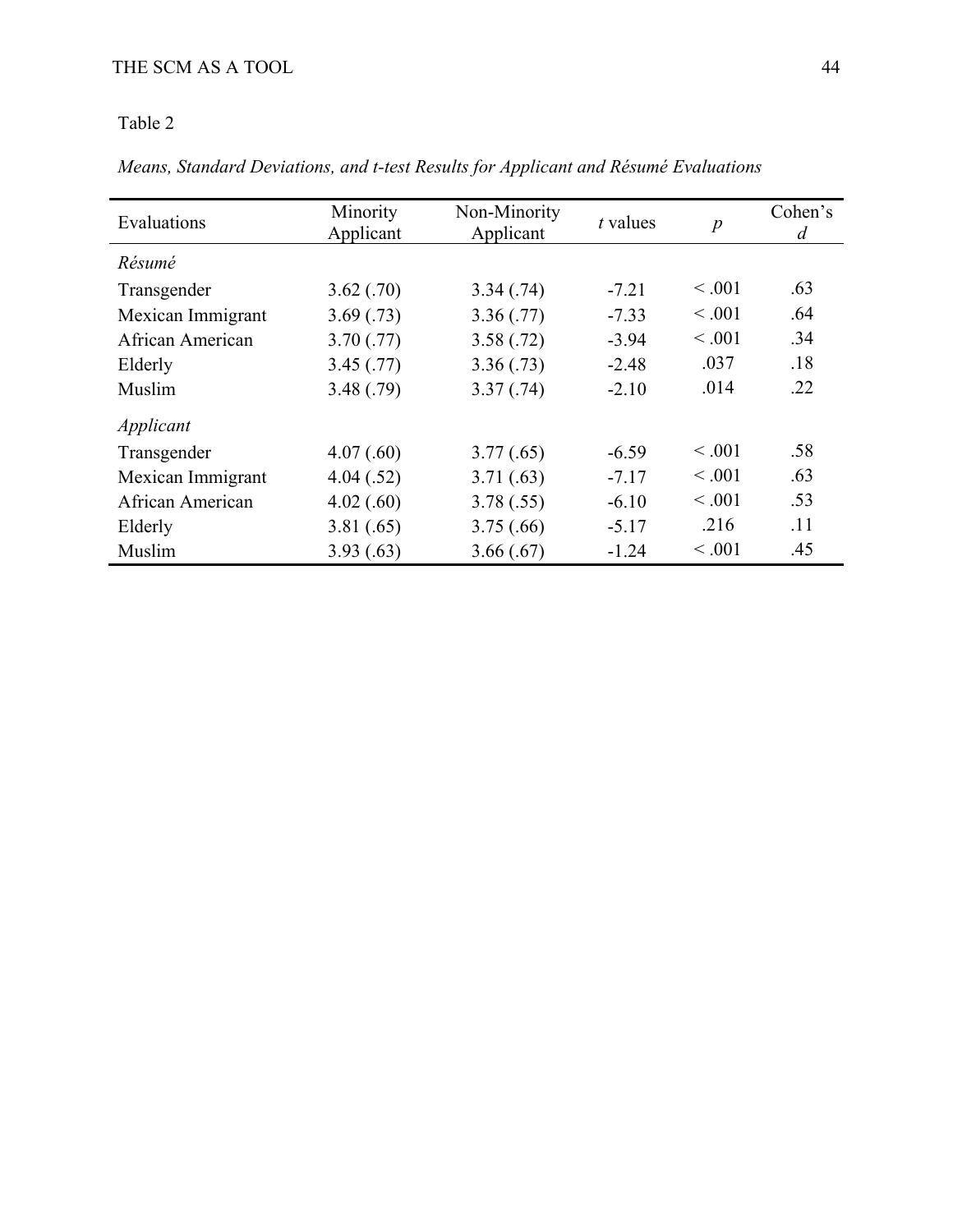Table 2

*Means, Standard Deviations, and t-test Results for Applicant and Résumé Evaluations*

| Evaluations | Minority Applicant | Non-Minority Applicant | *t* values | *p* | Cohen's *d* |
|---|---|---|---|---|---|
| *Résumé* | | | | | |
| Transgender | 3.62 (.70) | 3.34 (.74) | -7.21 | < .001 | .63 |
| Mexican Immigrant | 3.69 (.73) | 3.36 (.77) | -7.33 | < .001 | .64 |
| African American | 3.70 (.77) | 3.58 (.72) | -3.94 | < .001 | .34 |
| Elderly | 3.45 (.77) | 3.36 (.73) | -2.48 | .037 | .18 |
| Muslim | 3.48 (.79) | 3.37 (.74) | -2.10 | .014 | .22 |
| *Applicant* | | | | | |
| Transgender | 4.07 (.60) | 3.77 (.65) | -6.59 | < .001 | .58 |
| Mexican Immigrant | 4.04 (.52) | 3.71 (.63) | -7.17 | < .001 | .63 |
| African American | 4.02 (.60) | 3.78 (.55) | -6.10 | < .001 | .53 |
| Elderly | 3.81 (.65) | 3.75 (.66) | -5.17 | .216 | .11 |
| Muslim | 3.93 (.63) | 3.66 (.67) | -1.24 | < .001 | .45 |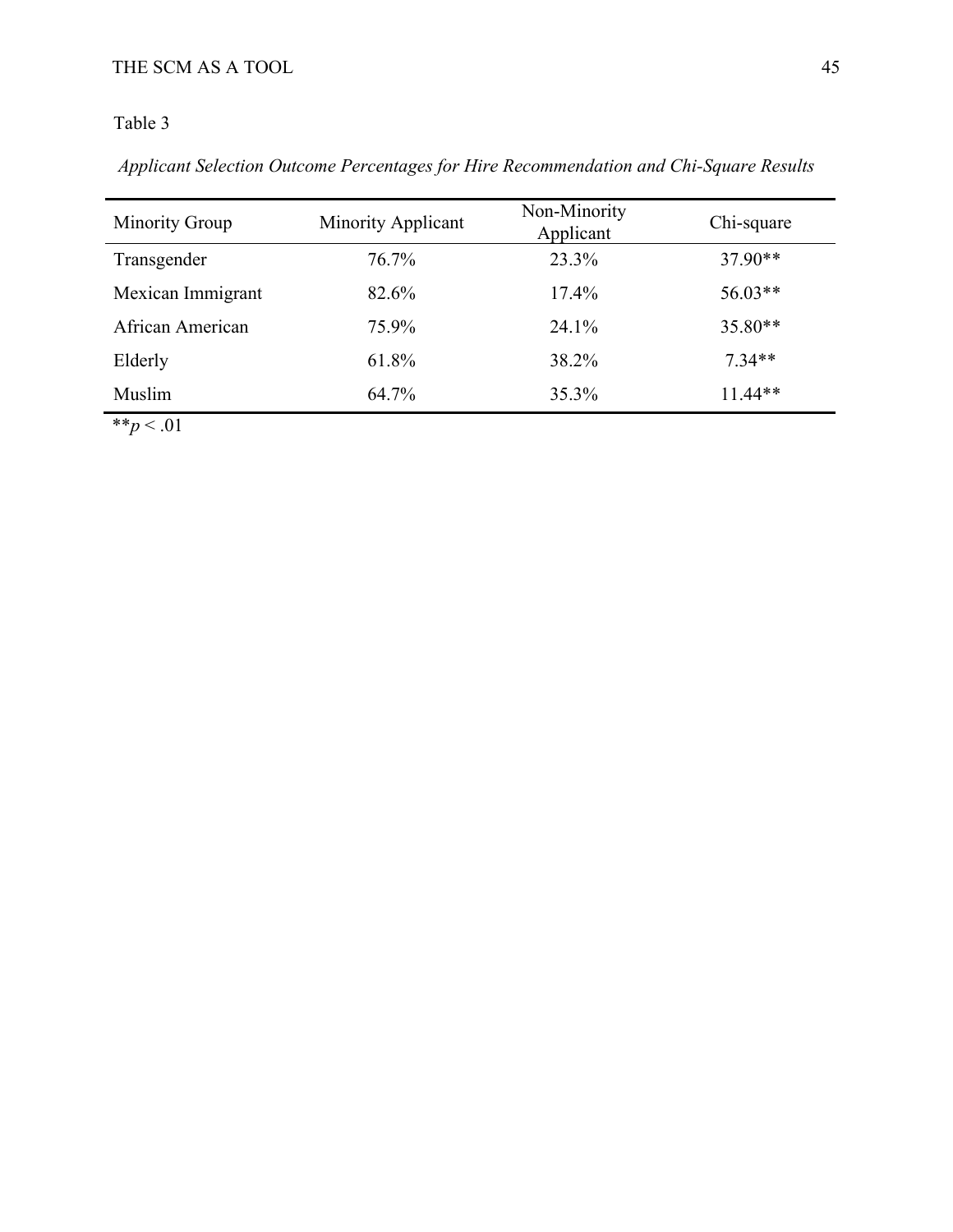Table 3

*Applicant Selection Outcome Percentages for Hire Recommendation and Chi-Square Results*

| Minority Group | Minority Applicant | Non-Minority Applicant | Chi-square |
|---|---|---|---|
| Transgender | 76.7% | 23.3% | 37.90** |
| Mexican Immigrant | 82.6% | 17.4% | 56.03** |
| African American | 75.9% | 24.1% | 35.80** |
| Elderly | 61.8% | 38.2% | 7.34** |
| Muslim | 64.7% | 35.3% | 11.44** |

**$p < .01$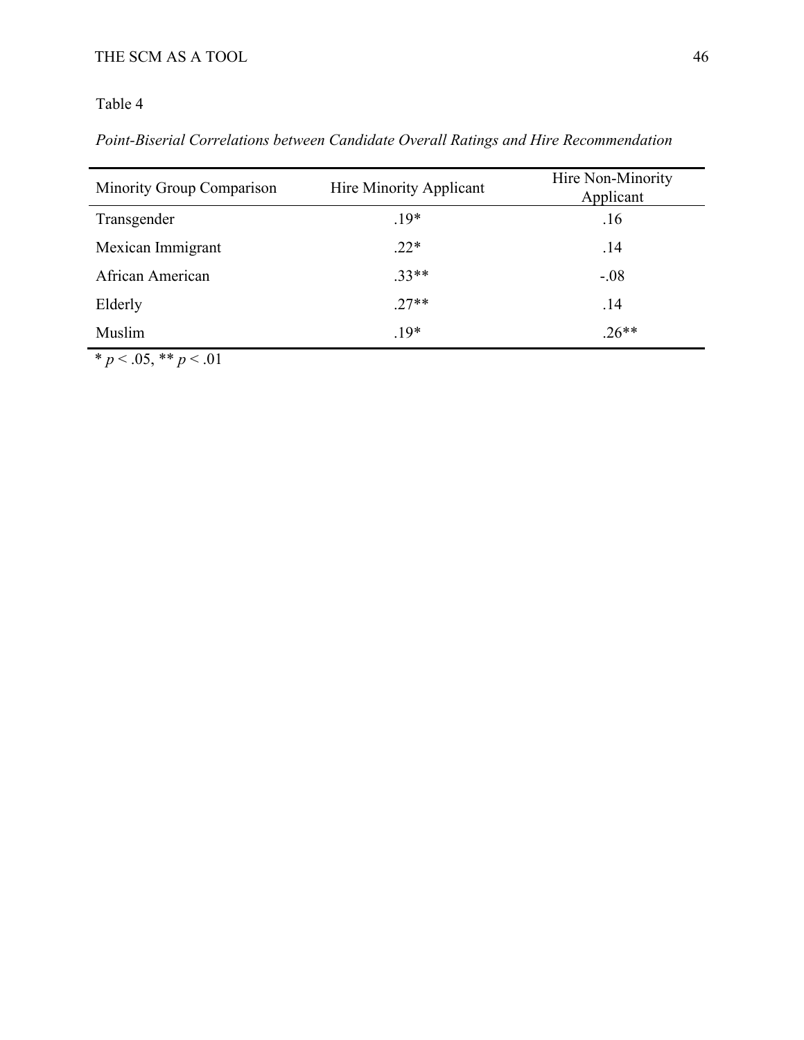Table 4

*Point-Biserial Correlations between Candidate Overall Ratings and Hire Recommendation*

| Minority Group Comparison | Hire Minority Applicant | Hire Non-Minority Applicant |
|---|---|---|
| Transgender | .19* | .16 |
| Mexican Immigrant | .22* | .14 |
| African American | .33** | -.08 |
| Elderly | .27** | .14 |
| Muslim | .19* | .26** |

* $p < .05$, ** $p < .01$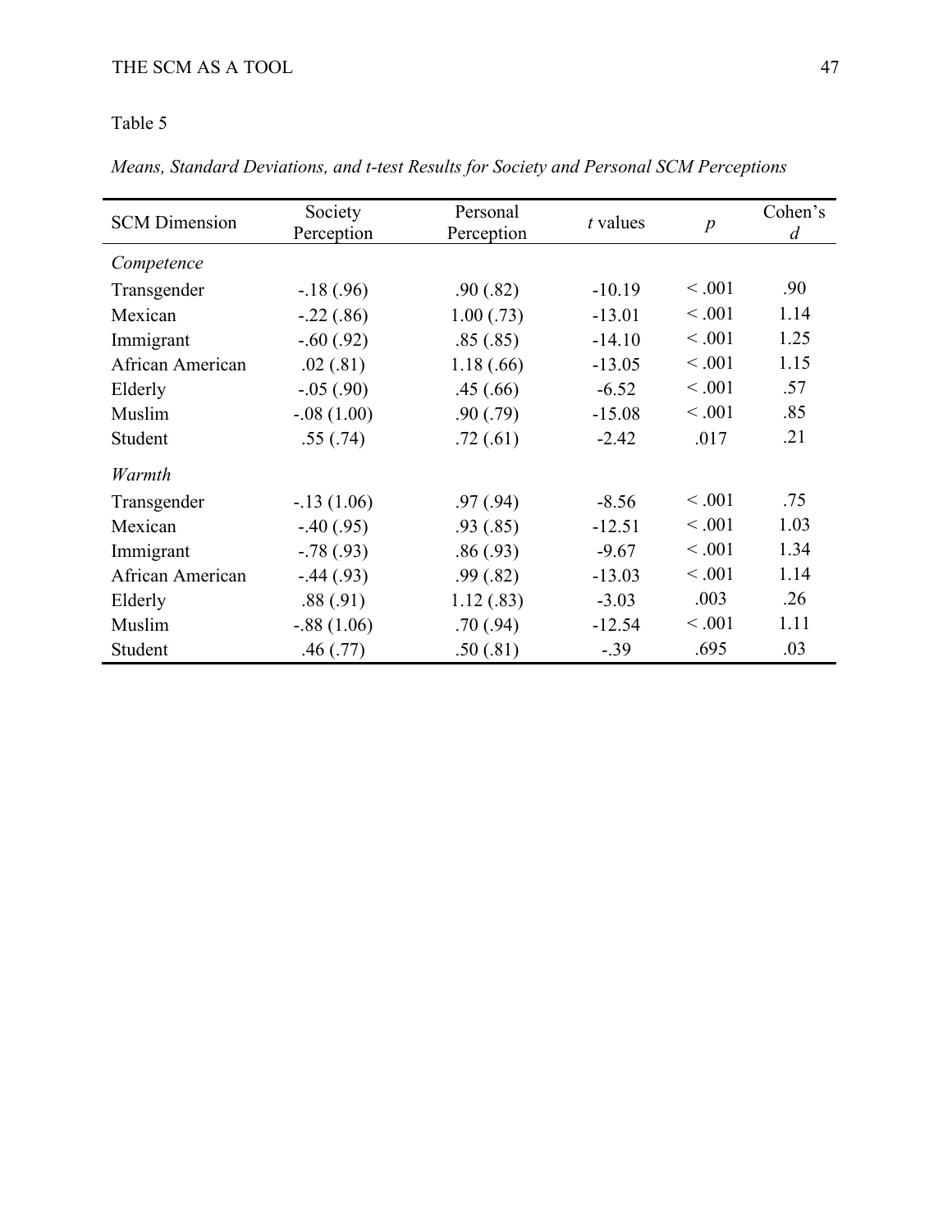Table 5

*Means, Standard Deviations, and t-test Results for Society and Personal SCM Perceptions*

| SCM Dimension | Society Perception | Personal Perception | *t* values | *p* | Cohen's *d* |
|---|---|---|---|---|---|
| *Competence* | | | | | |
| Transgender | -.18 (.96) | .90 (.82) | -10.19 | < .001 | .90 |
| Mexican | -.22 (.86) | 1.00 (.73) | -13.01 | < .001 | 1.14 |
| Immigrant | -.60 (.92) | .85 (.85) | -14.10 | < .001 | 1.25 |
| African American | .02 (.81) | 1.18 (.66) | -13.05 | < .001 | 1.15 |
| Elderly | -.05 (.90) | .45 (.66) | -6.52 | < .001 | .57 |
| Muslim | -.08 (1.00) | .90 (.79) | -15.08 | < .001 | .85 |
| Student | .55 (.74) | .72 (.61) | -2.42 | .017 | .21 |
| *Warmth* | | | | | |
| Transgender | -.13 (1.06) | .97 (.94) | -8.56 | < .001 | .75 |
| Mexican | -.40 (.95) | .93 (.85) | -12.51 | < .001 | 1.03 |
| Immigrant | -.78 (.93) | .86 (.93) | -9.67 | < .001 | 1.34 |
| African American | -.44 (.93) | .99 (.82) | -13.03 | < .001 | 1.14 |
| Elderly | .88 (.91) | 1.12 (.83) | -3.03 | .003 | .26 |
| Muslim | -.88 (1.06) | .70 (.94) | -12.54 | < .001 | 1.11 |
| Student | .46 (.77) | .50 (.81) | -.39 | .695 | .03 |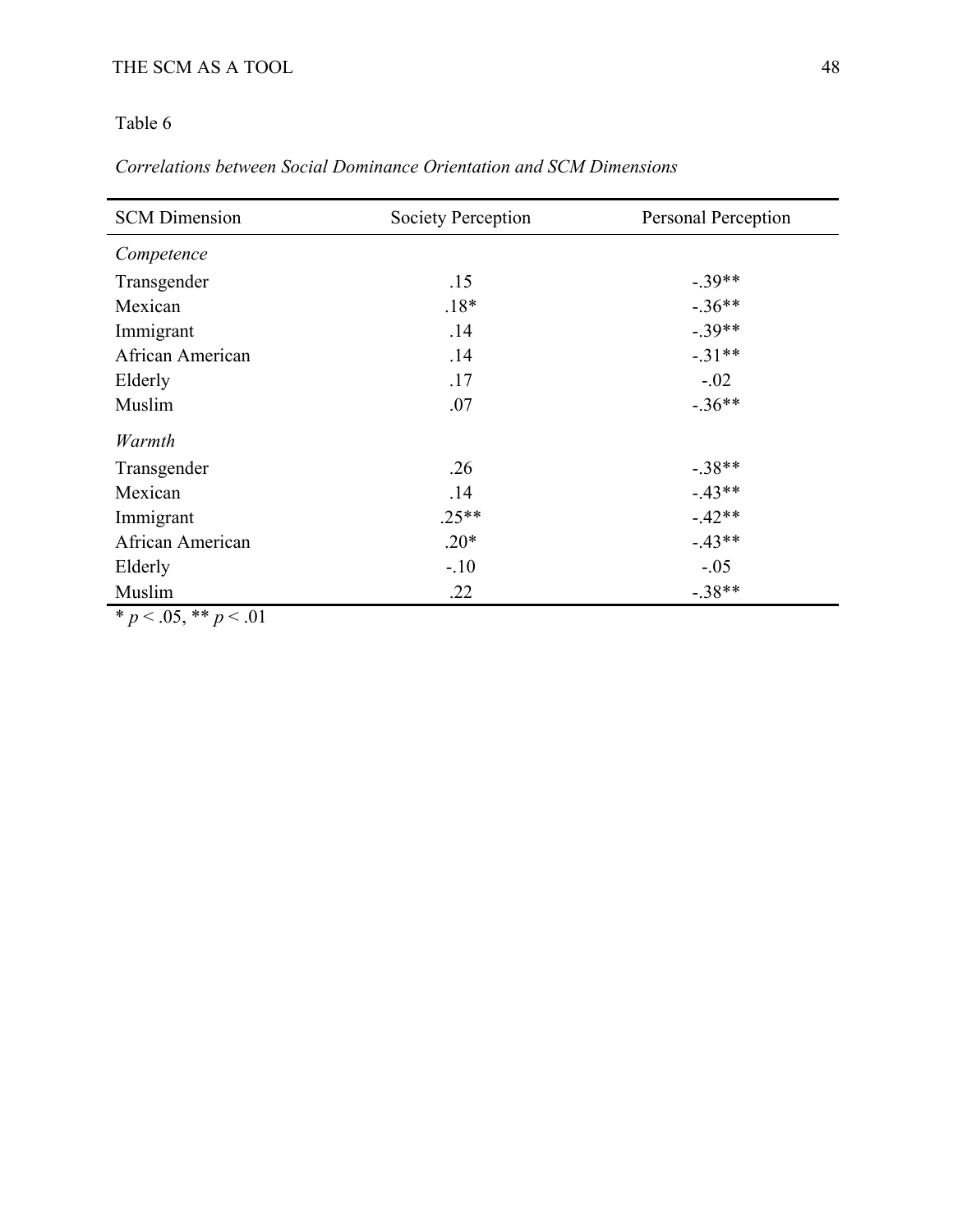Table 6

*Correlations between Social Dominance Orientation and SCM Dimensions*

| SCM Dimension | Society Perception | Personal Perception |
|---|---|---|
| *Competence* | | |
| Transgender | .15 | -.39** |
| Mexican | .18* | -.36** |
| Immigrant | .14 | -.39** |
| African American | .14 | -.31** |
| Elderly | .17 | -.02 |
| Muslim | .07 | -.36** |
| *Warmth* | | |
| Transgender | .26 | -.38** |
| Mexican | .14 | -.43** |
| Immigrant | .25** | -.42** |
| African American | .20* | -.43** |
| Elderly | -.10 | -.05 |
| Muslim | .22 | -.38** |

* $p < .05$, ** $p < .01$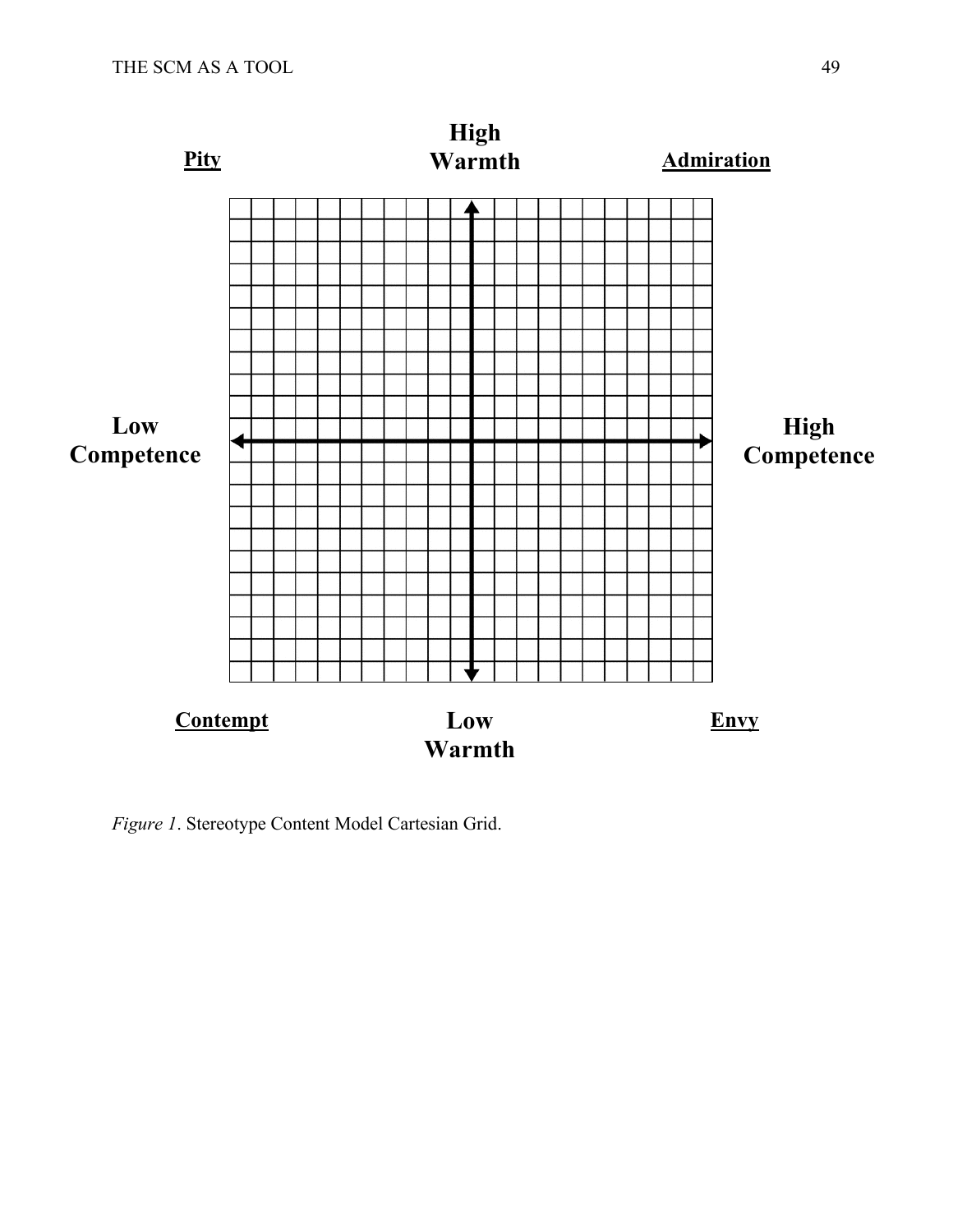**Pity** | **High Warmth** | **Admiration**

**Low Competence** | **High Competence**

**Contempt** | **Low Warmth** | **Envy**

*Figure 1*. Stereotype Content Model Cartesian Grid.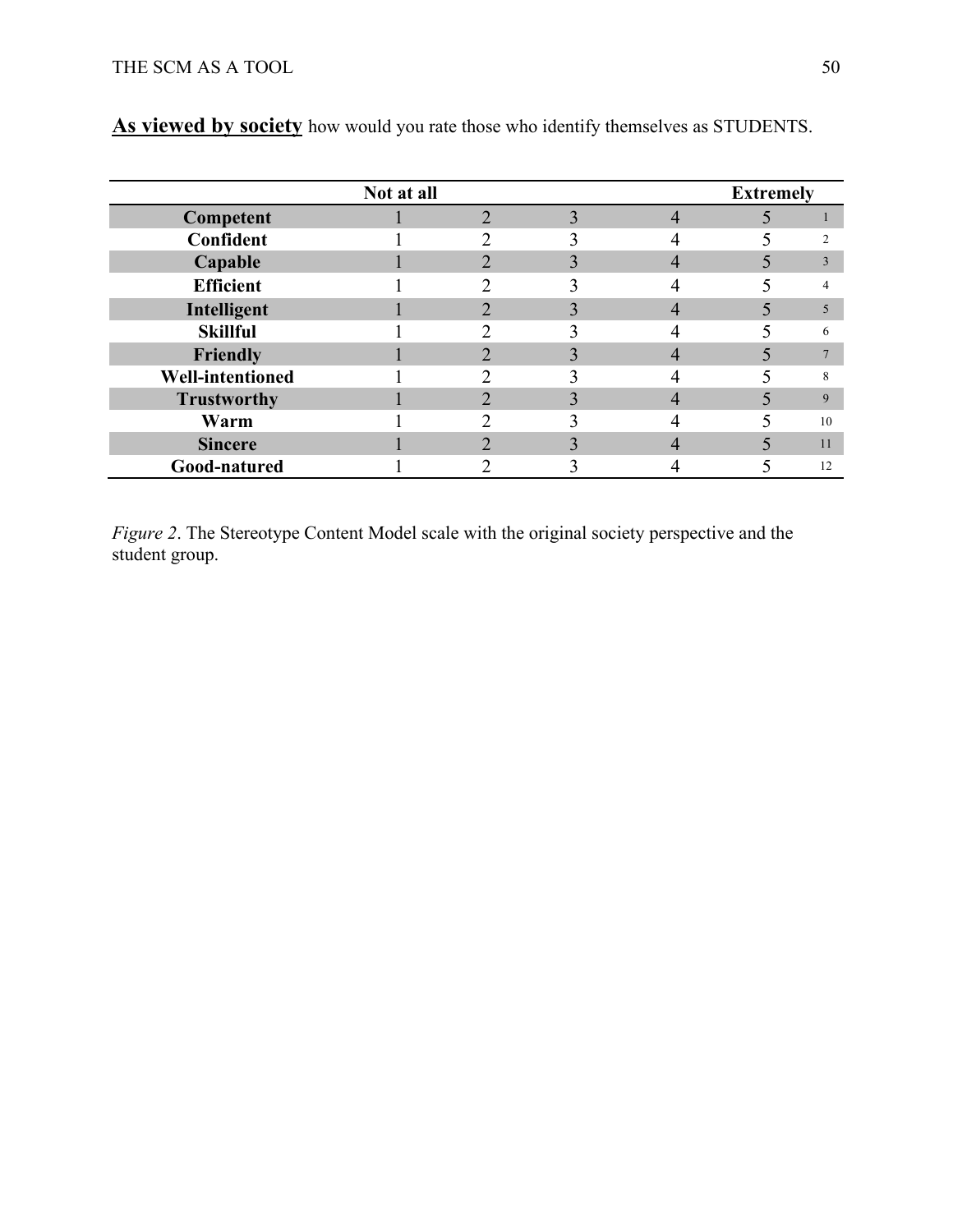**<u>As viewed by society</u>** how would you rate those who identify themselves as STUDENTS.

| | Not at all | | | | Extremely | |
|---|---|---|---|---|---|---|
| **Competent** | 1 | 2 | 3 | 4 | 5 | 1 |
| **Confident** | 1 | 2 | 3 | 4 | 5 | 2 |
| **Capable** | 1 | 2 | 3 | 4 | 5 | 3 |
| **Efficient** | 1 | 2 | 3 | 4 | 5 | 4 |
| **Intelligent** | 1 | 2 | 3 | 4 | 5 | 5 |
| **Skillful** | 1 | 2 | 3 | 4 | 5 | 6 |
| **Friendly** | 1 | 2 | 3 | 4 | 5 | 7 |
| **Well-intentioned** | 1 | 2 | 3 | 4 | 5 | 8 |
| **Trustworthy** | 1 | 2 | 3 | 4 | 5 | 9 |
| **Warm** | 1 | 2 | 3 | 4 | 5 | 10 |
| **Sincere** | 1 | 2 | 3 | 4 | 5 | 11 |
| **Good-natured** | 1 | 2 | 3 | 4 | 5 | 12 |

*Figure 2*. The Stereotype Content Model scale with the original society perspective and the student group.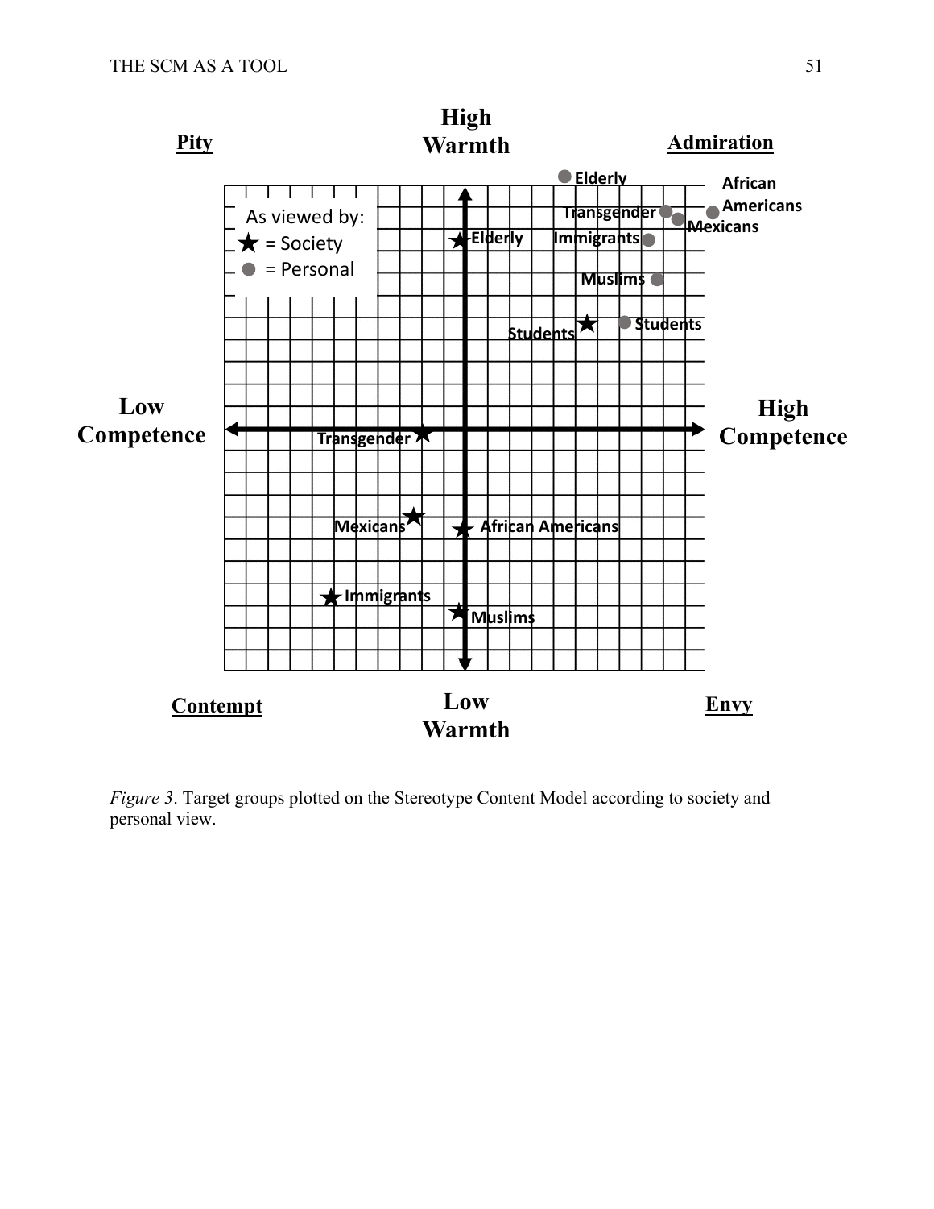| | | High Warmth | | |
|---|---|---|---|---|
| **Pity** | | | | **Admiration** |

As viewed by:
★ = Society
● = Personal

Elderly ● ; Transgender ● ; African Americans ● ; Mexicans ● ; Immigrants ● ; Muslims ● ; Students ●

★ Elderly ; ★ Students ; ★ Transgender ; ★ Mexicans ; ★ African Americans ; ★ Immigrants ; ★ Muslims

**Low Competence** — **High Competence**

**Contempt** — Low Warmth — **Envy**

*Figure 3*. Target groups plotted on the Stereotype Content Model according to society and personal view.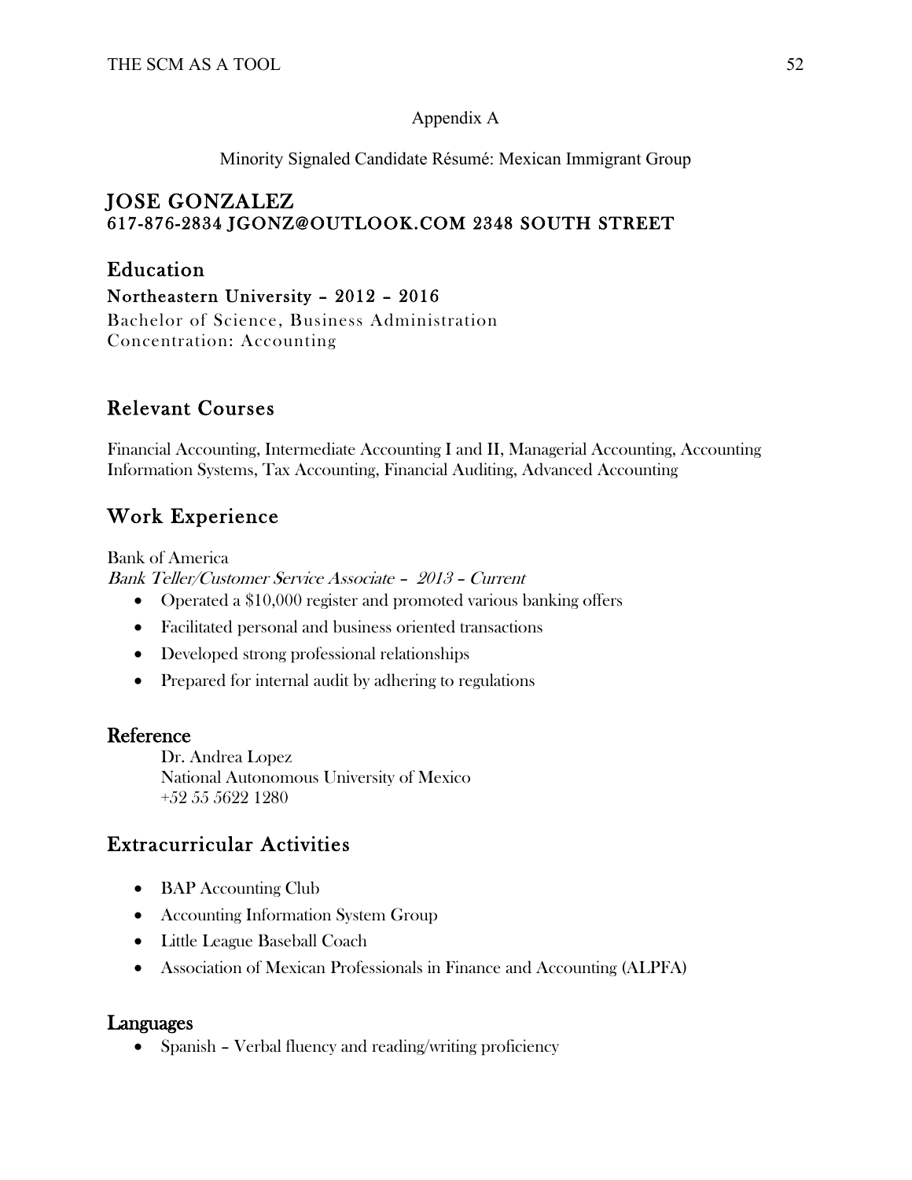Appendix A

Minority Signaled Candidate Résumé: Mexican Immigrant Group

# JOSE GONZALEZ
## 617-876-2834 JGONZ@OUTLOOK.COM 2348 SOUTH STREET

## Education

### Northeastern University – 2012 – 2016

Bachelor of Science, Business Administration
Concentration: Accounting

## Relevant Courses

Financial Accounting, Intermediate Accounting I and II, Managerial Accounting, Accounting Information Systems, Tax Accounting, Financial Auditing, Advanced Accounting

## Work Experience

Bank of America
*Bank Teller/Customer Service Associate – 2013 – Current*

- Operated a $10,000 register and promoted various banking offers
- Facilitated personal and business oriented transactions
- Developed strong professional relationships
- Prepared for internal audit by adhering to regulations

## Reference

Dr. Andrea Lopez
National Autonomous University of Mexico
+52 55 5622 1280

## Extracurricular Activities

- BAP Accounting Club
- Accounting Information System Group
- Little League Baseball Coach
- Association of Mexican Professionals in Finance and Accounting (ALPFA)

## Languages

- Spanish – Verbal fluency and reading/writing proficiency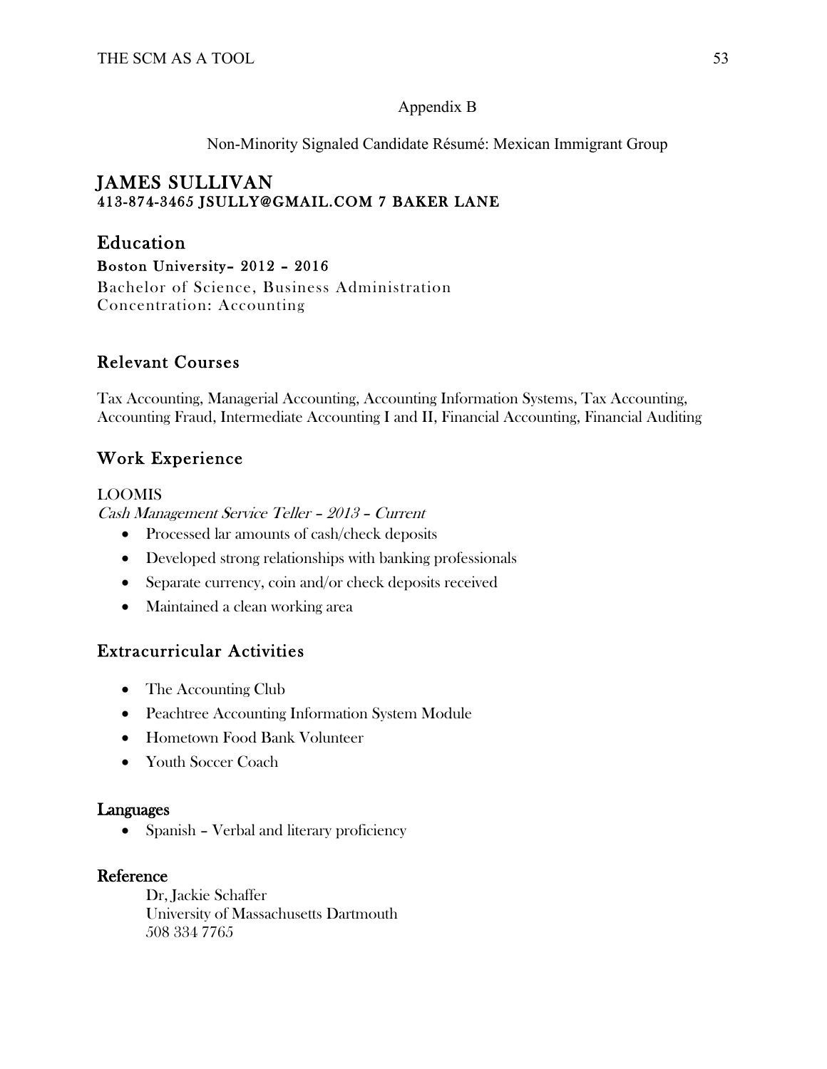Appendix B

Non-Minority Signaled Candidate Résumé: Mexican Immigrant Group

# JAMES SULLIVAN
**413-874-3465 JSULLY@GMAIL.COM 7 BAKER LANE**

## Education

**Boston University– 2012 – 2016**
Bachelor of Science, Business Administration
Concentration: Accounting

## Relevant Courses

Tax Accounting, Managerial Accounting, Accounting Information Systems, Tax Accounting, Accounting Fraud, Intermediate Accounting I and II, Financial Accounting, Financial Auditing

## Work Experience

LOOMIS
*Cash Management Service Teller – 2013 – Current*

- Processed lar amounts of cash/check deposits
- Developed strong relationships with banking professionals
- Separate currency, coin and/or check deposits received
- Maintained a clean working area

## Extracurricular Activities

- The Accounting Club
- Peachtree Accounting Information System Module
- Hometown Food Bank Volunteer
- Youth Soccer Coach

## Languages

- Spanish – Verbal and literary proficiency

## Reference

Dr, Jackie Schaffer
University of Massachusetts Dartmouth
508 334 7765